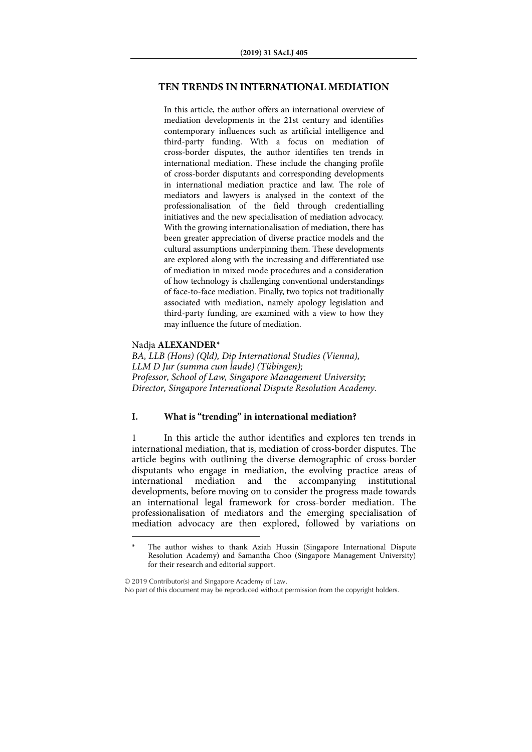# TEN TRENDS IN INTERNATIONAL MEDIATION

In this article, the author offers an international overview of mediation developments in the 21st century and identifies contemporary influences such as artificial intelligence and third-party funding. With a focus on mediation of cross-border disputes, the author identifies ten trends in international mediation. These include the changing profile of cross-border disputants and corresponding developments in international mediation practice and law. The role of mediators and lawyers is analysed in the context of the professionalisation of the field through credentialling initiatives and the new specialisation of mediation advocacy. With the growing internationalisation of mediation, there has been greater appreciation of diverse practice models and the cultural assumptions underpinning them. These developments are explored along with the increasing and differentiated use of mediation in mixed mode procedures and a consideration of how technology is challenging conventional understandings of face-to-face mediation. Finally, two topics not traditionally associated with mediation, namely apology legislation and third-party funding, are examined with a view to how they may influence the future of mediation.

Nadja **ALEXANDER**[*]

*BA, LLB (Hons) (Qld), Dip International Studies (Vienna), LLM D Jur (summa cum laude) (Tübingen);*
*Professor, School of Law, Singapore Management University;*
*Director, Singapore International Dispute Resolution Academy.*

## I. What is "trending" in international mediation?

1 In this article the author identifies and explores ten trends in international mediation, that is, mediation of cross-border disputes. The article begins with outlining the diverse demographic of cross-border disputants who engage in mediation, the evolving practice areas of international mediation and the accompanying institutional developments, before moving on to consider the progress made towards an international legal framework for cross-border mediation. The professionalisation of mediators and the emerging specialisation of mediation advocacy are then explored, followed by variations on

---

[*] The author wishes to thank Aziah Hussin (Singapore International Dispute Resolution Academy) and Samantha Choo (Singapore Management University) for their research and editorial support.

© 2019 Contributor(s) and Singapore Academy of Law.
No part of this document may be reproduced without permission from the copyright holders.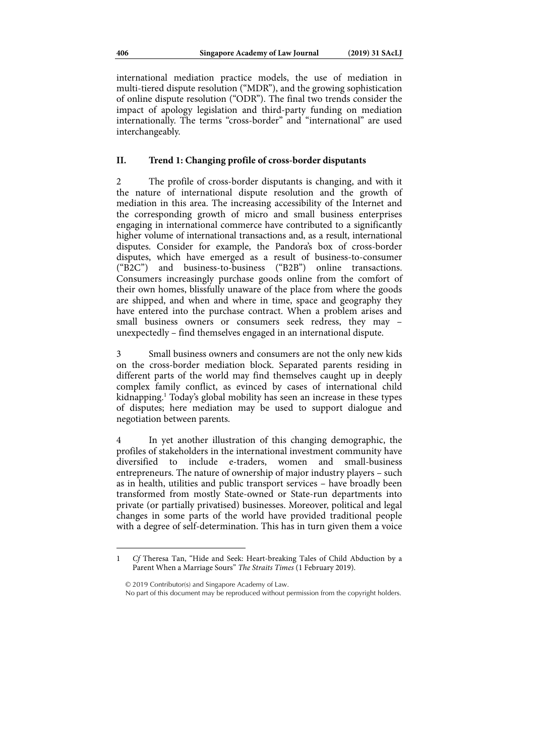international mediation practice models, the use of mediation in multi-tiered dispute resolution ("MDR"), and the growing sophistication of online dispute resolution ("ODR"). The final two trends consider the impact of apology legislation and third-party funding on mediation internationally. The terms "cross-border" and "international" are used interchangeably.

## II. Trend 1: Changing profile of cross-border disputants

2 The profile of cross-border disputants is changing, and with it the nature of international dispute resolution and the growth of mediation in this area. The increasing accessibility of the Internet and the corresponding growth of micro and small business enterprises engaging in international commerce have contributed to a significantly higher volume of international transactions and, as a result, international disputes. Consider for example, the Pandora's box of cross-border disputes, which have emerged as a result of business-to-consumer ("B2C") and business-to-business ("B2B") online transactions. Consumers increasingly purchase goods online from the comfort of their own homes, blissfully unaware of the place from where the goods are shipped, and when and where in time, space and geography they have entered into the purchase contract. When a problem arises and small business owners or consumers seek redress, they may – unexpectedly – find themselves engaged in an international dispute.

3 Small business owners and consumers are not the only new kids on the cross-border mediation block. Separated parents residing in different parts of the world may find themselves caught up in deeply complex family conflict, as evinced by cases of international child kidnapping.[1] Today's global mobility has seen an increase in these types of disputes; here mediation may be used to support dialogue and negotiation between parents.

4 In yet another illustration of this changing demographic, the profiles of stakeholders in the international investment community have diversified to include e-traders, women and small-business entrepreneurs. The nature of ownership of major industry players – such as in health, utilities and public transport services – have broadly been transformed from mostly State-owned or State-run departments into private (or partially privatised) businesses. Moreover, political and legal changes in some parts of the world have provided traditional people with a degree of self-determination. This has in turn given them a voice

---

1 *Cf* Theresa Tan, "Hide and Seek: Heart-breaking Tales of Child Abduction by a Parent When a Marriage Sours" *The Straits Times* (1 February 2019).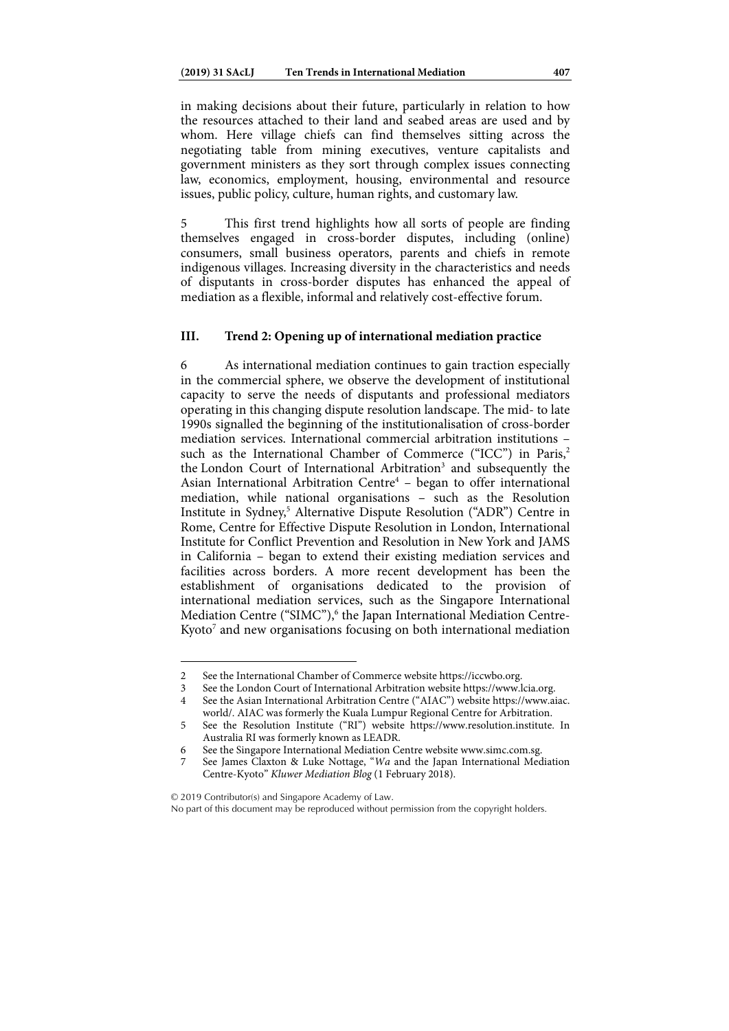in making decisions about their future, particularly in relation to how the resources attached to their land and seabed areas are used and by whom. Here village chiefs can find themselves sitting across the negotiating table from mining executives, venture capitalists and government ministers as they sort through complex issues connecting law, economics, employment, housing, environmental and resource issues, public policy, culture, human rights, and customary law.

5 This first trend highlights how all sorts of people are finding themselves engaged in cross-border disputes, including (online) consumers, small business operators, parents and chiefs in remote indigenous villages. Increasing diversity in the characteristics and needs of disputants in cross-border disputes has enhanced the appeal of mediation as a flexible, informal and relatively cost-effective forum.

## III. Trend 2: Opening up of international mediation practice

6 As international mediation continues to gain traction especially in the commercial sphere, we observe the development of institutional capacity to serve the needs of disputants and professional mediators operating in this changing dispute resolution landscape. The mid- to late 1990s signalled the beginning of the institutionalisation of cross-border mediation services. International commercial arbitration institutions – such as the International Chamber of Commerce ("ICC") in Paris,[2] the London Court of International Arbitration[3] and subsequently the Asian International Arbitration Centre[4] – began to offer international mediation, while national organisations – such as the Resolution Institute in Sydney,[5] Alternative Dispute Resolution ("ADR") Centre in Rome, Centre for Effective Dispute Resolution in London, International Institute for Conflict Prevention and Resolution in New York and JAMS in California – began to extend their existing mediation services and facilities across borders. A more recent development has been the establishment of organisations dedicated to the provision of international mediation services, such as the Singapore International Mediation Centre ("SIMC"),[6] the Japan International Mediation Centre-Kyoto[7] and new organisations focusing on both international mediation

---

2 See the International Chamber of Commerce website https://iccwbo.org.

3 See the London Court of International Arbitration website https://www.lcia.org.

4 See the Asian International Arbitration Centre ("AIAC") website https://www.aiac.world/. AIAC was formerly the Kuala Lumpur Regional Centre for Arbitration.

5 See the Resolution Institute ("RI") website https://www.resolution.institute. In Australia RI was formerly known as LEADR.

6 See the Singapore International Mediation Centre website www.simc.com.sg.

7 See James Claxton & Luke Nottage, "*Wa* and the Japan International Mediation Centre-Kyoto" *Kluwer Mediation Blog* (1 February 2018).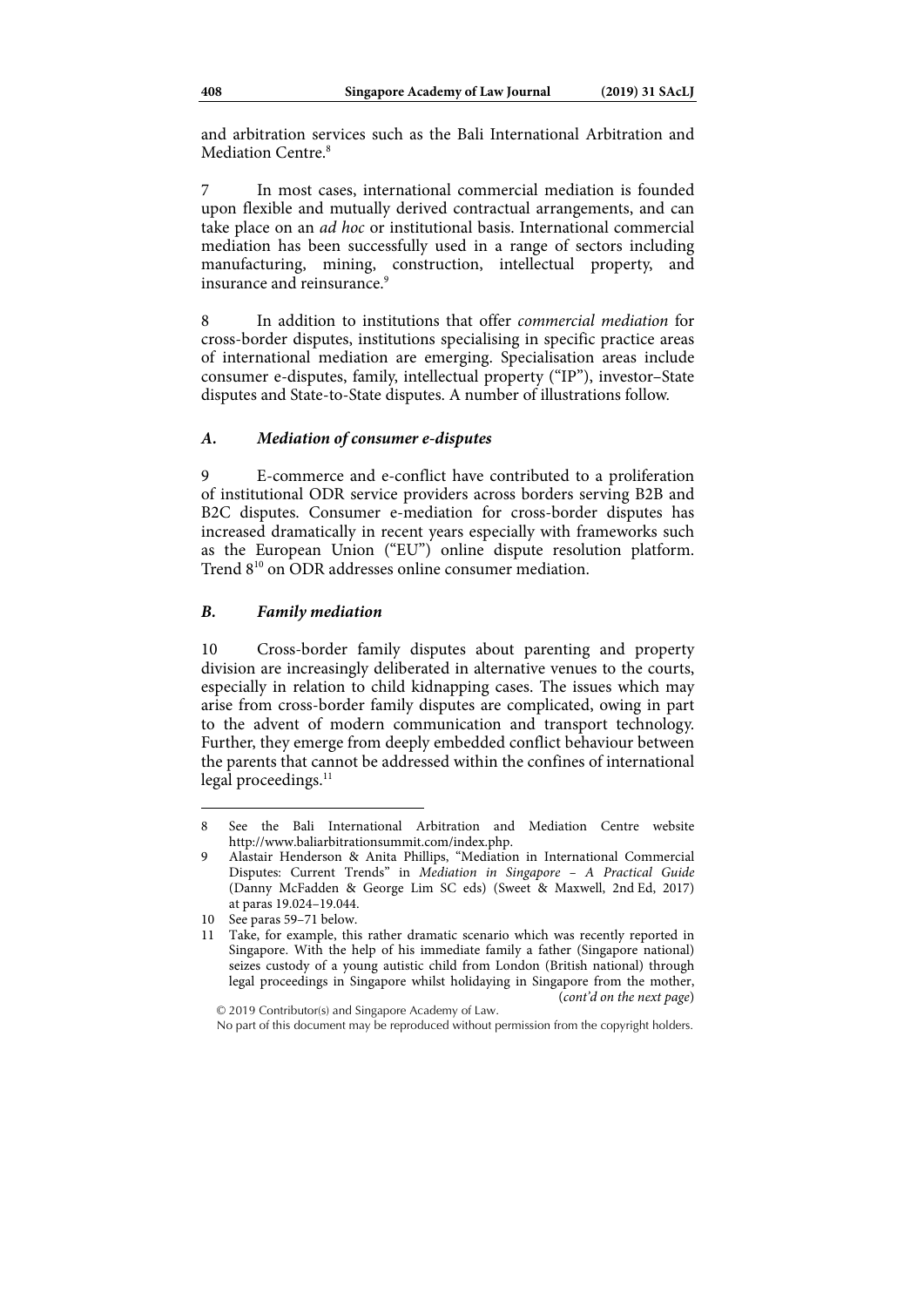and arbitration services such as the Bali International Arbitration and Mediation Centre.[8]

7 In most cases, international commercial mediation is founded upon flexible and mutually derived contractual arrangements, and can take place on an *ad hoc* or institutional basis. International commercial mediation has been successfully used in a range of sectors including manufacturing, mining, construction, intellectual property, and insurance and reinsurance.[9]

8 In addition to institutions that offer *commercial mediation* for cross-border disputes, institutions specialising in specific practice areas of international mediation are emerging. Specialisation areas include consumer e-disputes, family, intellectual property ("IP"), investor–State disputes and State-to-State disputes. A number of illustrations follow.

### *A. Mediation of consumer e-disputes*

9 E-commerce and e-conflict have contributed to a proliferation of institutional ODR service providers across borders serving B2B and B2C disputes. Consumer e-mediation for cross-border disputes has increased dramatically in recent years especially with frameworks such as the European Union ("EU") online dispute resolution platform. Trend 8[10] on ODR addresses online consumer mediation.

### *B. Family mediation*

10 Cross-border family disputes about parenting and property division are increasingly deliberated in alternative venues to the courts, especially in relation to child kidnapping cases. The issues which may arise from cross-border family disputes are complicated, owing in part to the advent of modern communication and transport technology. Further, they emerge from deeply embedded conflict behaviour between the parents that cannot be addressed within the confines of international legal proceedings.[11]

---

8 See the Bali International Arbitration and Mediation Centre website http://www.baliarbitrationsummit.com/index.php.

9 Alastair Henderson & Anita Phillips, "Mediation in International Commercial Disputes: Current Trends" in *Mediation in Singapore – A Practical Guide* (Danny McFadden & George Lim SC eds) (Sweet & Maxwell, 2nd Ed, 2017) at paras 19.024–19.044.

10 See paras 59–71 below.

11 Take, for example, this rather dramatic scenario which was recently reported in Singapore. With the help of his immediate family a father (Singapore national) seizes custody of a young autistic child from London (British national) through legal proceedings in Singapore whilst holidaying in Singapore from the mother, (*cont'd on the next page*)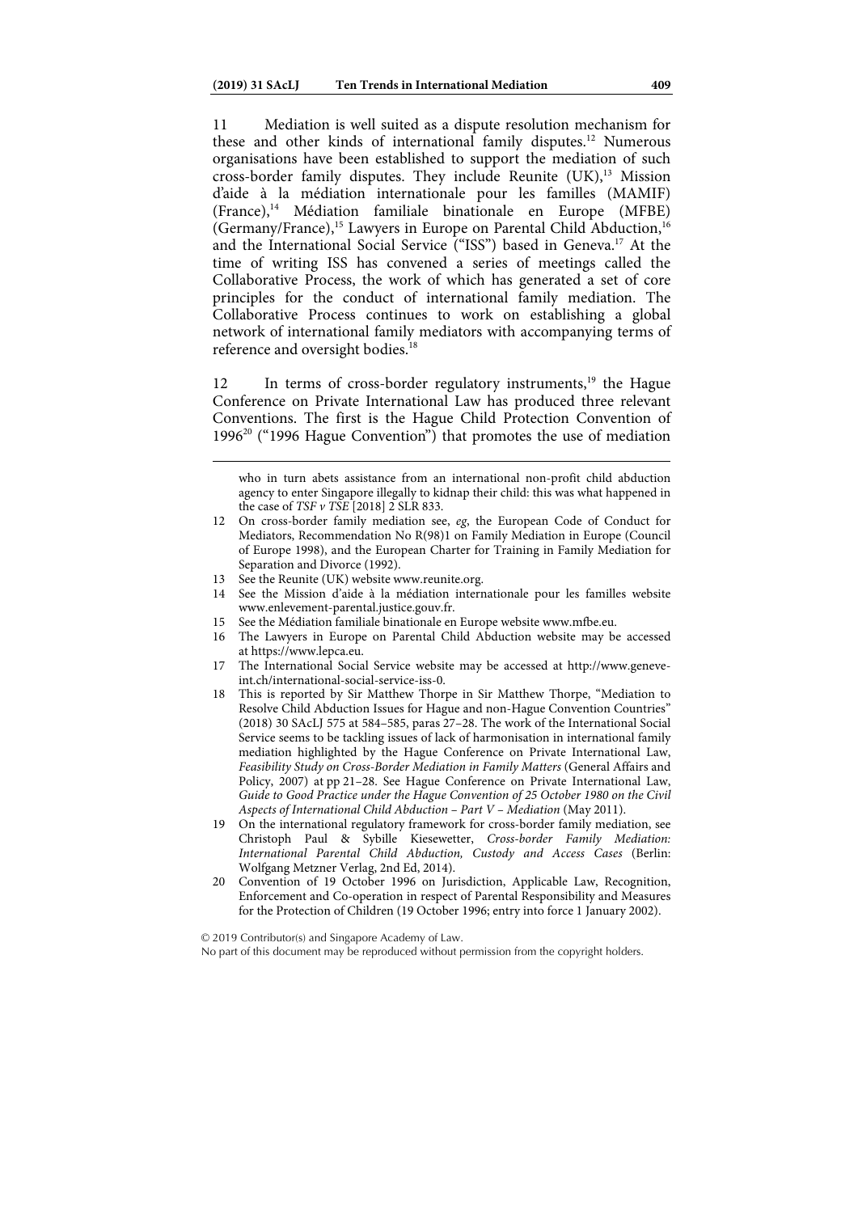11 Mediation is well suited as a dispute resolution mechanism for these and other kinds of international family disputes.[12] Numerous organisations have been established to support the mediation of such cross-border family disputes. They include Reunite (UK),[13] Mission d'aide à la médiation internationale pour les familles (MAMIF) (France),[14] Médiation familiale binationale en Europe (MFBE) (Germany/France),[15] Lawyers in Europe on Parental Child Abduction,[16] and the International Social Service ("ISS") based in Geneva.[17] At the time of writing ISS has convened a series of meetings called the Collaborative Process, the work of which has generated a set of core principles for the conduct of international family mediation. The Collaborative Process continues to work on establishing a global network of international family mediators with accompanying terms of reference and oversight bodies.[18]

12 In terms of cross-border regulatory instruments,[19] the Hague Conference on Private International Law has produced three relevant Conventions. The first is the Hague Child Protection Convention of 1996[20] ("1996 Hague Convention") that promotes the use of mediation

---

who in turn abets assistance from an international non-profit child abduction agency to enter Singapore illegally to kidnap their child: this was what happened in the case of *TSF v TSE* [2018] 2 SLR 833.

12 On cross-border family mediation see, *eg*, the European Code of Conduct for Mediators, Recommendation No R(98)1 on Family Mediation in Europe (Council of Europe 1998), and the European Charter for Training in Family Mediation for Separation and Divorce (1992).

13 See the Reunite (UK) website www.reunite.org.

14 See the Mission d'aide à la médiation internationale pour les familles website www.enlevement-parental.justice.gouv.fr.

15 See the Médiation familiale binationale en Europe website www.mfbe.eu.

16 The Lawyers in Europe on Parental Child Abduction website may be accessed at https://www.lepca.eu.

17 The International Social Service website may be accessed at http://www.geneve-int.ch/international-social-service-iss-0.

18 This is reported by Sir Matthew Thorpe in Sir Matthew Thorpe, "Mediation to Resolve Child Abduction Issues for Hague and non-Hague Convention Countries" (2018) 30 SAcLJ 575 at 584–585, paras 27–28. The work of the International Social Service seems to be tackling issues of lack of harmonisation in international family mediation highlighted by the Hague Conference on Private International Law, *Feasibility Study on Cross-Border Mediation in Family Matters* (General Affairs and Policy, 2007) at pp 21–28. See Hague Conference on Private International Law, *Guide to Good Practice under the Hague Convention of 25 October 1980 on the Civil Aspects of International Child Abduction – Part V – Mediation* (May 2011).

19 On the international regulatory framework for cross-border family mediation, see Christoph Paul & Sybille Kiesewetter, *Cross-border Family Mediation: International Parental Child Abduction, Custody and Access Cases* (Berlin: Wolfgang Metzner Verlag, 2nd Ed, 2014).

20 Convention of 19 October 1996 on Jurisdiction, Applicable Law, Recognition, Enforcement and Co-operation in respect of Parental Responsibility and Measures for the Protection of Children (19 October 1996; entry into force 1 January 2002).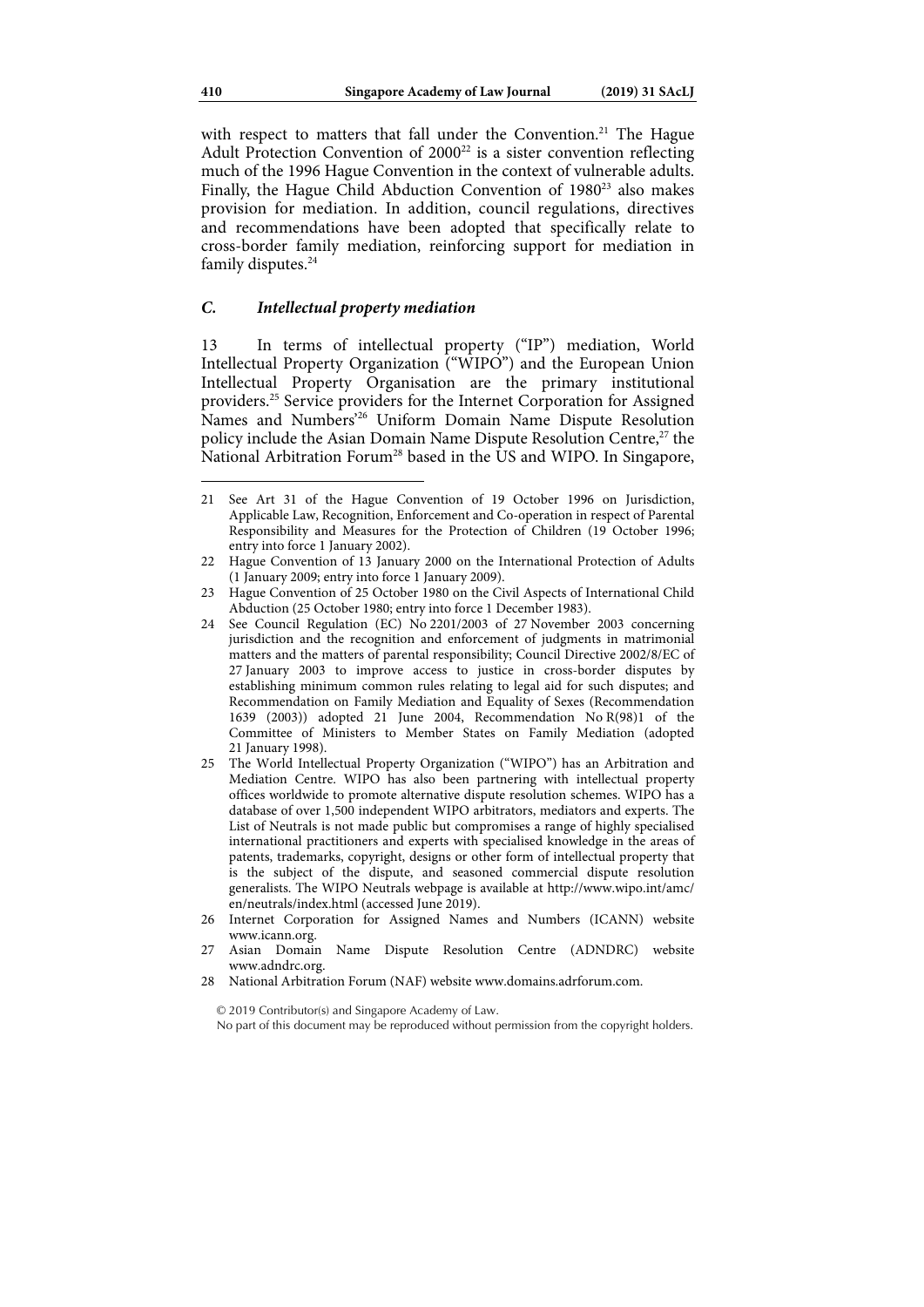with respect to matters that fall under the Convention.[21] The Hague Adult Protection Convention of 2000[22] is a sister convention reflecting much of the 1996 Hague Convention in the context of vulnerable adults. Finally, the Hague Child Abduction Convention of 1980[23] also makes provision for mediation. In addition, council regulations, directives and recommendations have been adopted that specifically relate to cross-border family mediation, reinforcing support for mediation in family disputes.[24]

### *C. Intellectual property mediation*

13 In terms of intellectual property ("IP") mediation, World Intellectual Property Organization ("WIPO") and the European Union Intellectual Property Organisation are the primary institutional providers.[25] Service providers for the Internet Corporation for Assigned Names and Numbers'[26] Uniform Domain Name Dispute Resolution policy include the Asian Domain Name Dispute Resolution Centre,[27] the National Arbitration Forum[28] based in the US and WIPO. In Singapore,

---

21 See Art 31 of the Hague Convention of 19 October 1996 on Jurisdiction, Applicable Law, Recognition, Enforcement and Co-operation in respect of Parental Responsibility and Measures for the Protection of Children (19 October 1996; entry into force 1 January 2002).

22 Hague Convention of 13 January 2000 on the International Protection of Adults (1 January 2009; entry into force 1 January 2009).

23 Hague Convention of 25 October 1980 on the Civil Aspects of International Child Abduction (25 October 1980; entry into force 1 December 1983).

24 See Council Regulation (EC) No 2201/2003 of 27 November 2003 concerning jurisdiction and the recognition and enforcement of judgments in matrimonial matters and the matters of parental responsibility; Council Directive 2002/8/EC of 27 January 2003 to improve access to justice in cross-border disputes by establishing minimum common rules relating to legal aid for such disputes; and Recommendation on Family Mediation and Equality of Sexes (Recommendation 1639 (2003)) adopted 21 June 2004, Recommendation No R(98)1 of the Committee of Ministers to Member States on Family Mediation (adopted 21 January 1998).

25 The World Intellectual Property Organization ("WIPO") has an Arbitration and Mediation Centre. WIPO has also been partnering with intellectual property offices worldwide to promote alternative dispute resolution schemes. WIPO has a database of over 1,500 independent WIPO arbitrators, mediators and experts. The List of Neutrals is not made public but compromises a range of highly specialised international practitioners and experts with specialised knowledge in the areas of patents, trademarks, copyright, designs or other form of intellectual property that is the subject of the dispute, and seasoned commercial dispute resolution generalists. The WIPO Neutrals webpage is available at http://www.wipo.int/amc/en/neutrals/index.html (accessed June 2019).

26 Internet Corporation for Assigned Names and Numbers (ICANN) website www.icann.org.

27 Asian Domain Name Dispute Resolution Centre (ADNDRC) website www.adndrc.org.

28 National Arbitration Forum (NAF) website www.domains.adrforum.com.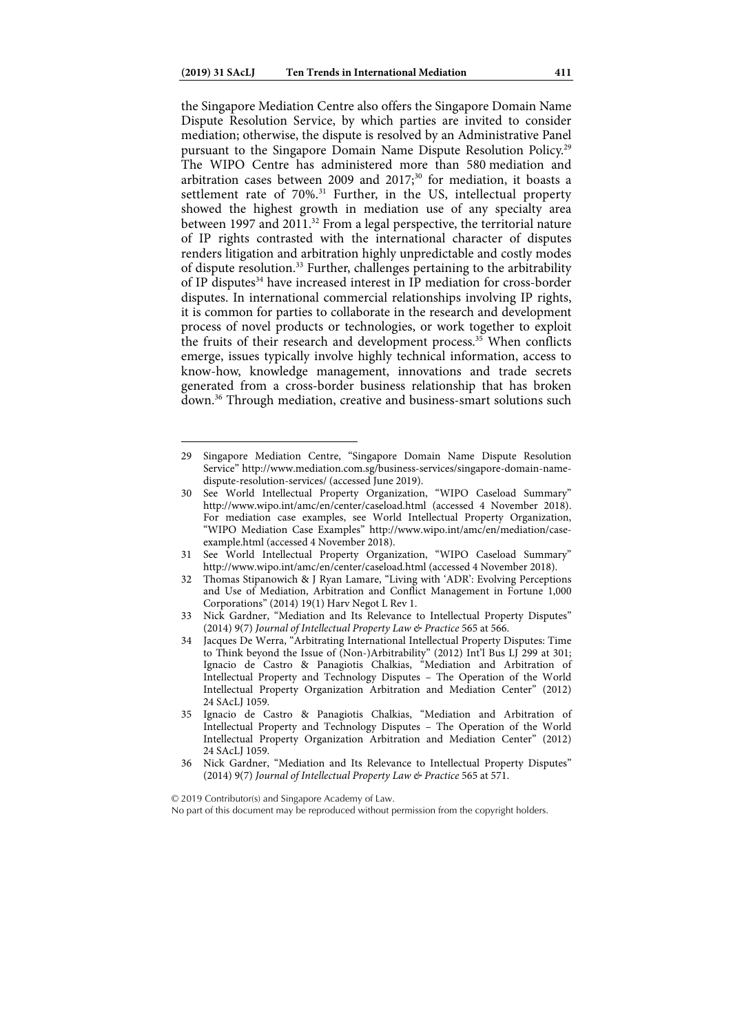the Singapore Mediation Centre also offers the Singapore Domain Name Dispute Resolution Service, by which parties are invited to consider mediation; otherwise, the dispute is resolved by an Administrative Panel pursuant to the Singapore Domain Name Dispute Resolution Policy.[29] The WIPO Centre has administered more than 580 mediation and arbitration cases between 2009 and 2017;[30] for mediation, it boasts a settlement rate of 70%.[31] Further, in the US, intellectual property showed the highest growth in mediation use of any specialty area between 1997 and 2011.[32] From a legal perspective, the territorial nature of IP rights contrasted with the international character of disputes renders litigation and arbitration highly unpredictable and costly modes of dispute resolution.[33] Further, challenges pertaining to the arbitrability of IP disputes[34] have increased interest in IP mediation for cross-border disputes. In international commercial relationships involving IP rights, it is common for parties to collaborate in the research and development process of novel products or technologies, or work together to exploit the fruits of their research and development process.[35] When conflicts emerge, issues typically involve highly technical information, access to know-how, knowledge management, innovations and trade secrets generated from a cross-border business relationship that has broken down.[36] Through mediation, creative and business-smart solutions such

---

29 Singapore Mediation Centre, "Singapore Domain Name Dispute Resolution Service" http://www.mediation.com.sg/business-services/singapore-domain-name-dispute-resolution-services/ (accessed June 2019).

30 See World Intellectual Property Organization, "WIPO Caseload Summary" http://www.wipo.int/amc/en/center/caseload.html (accessed 4 November 2018). For mediation case examples, see World Intellectual Property Organization, "WIPO Mediation Case Examples" http://www.wipo.int/amc/en/mediation/case-example.html (accessed 4 November 2018).

31 See World Intellectual Property Organization, "WIPO Caseload Summary" http://www.wipo.int/amc/en/center/caseload.html (accessed 4 November 2018).

32 Thomas Stipanowich & J Ryan Lamare, "Living with 'ADR': Evolving Perceptions and Use of Mediation, Arbitration and Conflict Management in Fortune 1,000 Corporations" (2014) 19(1) Harv Negot L Rev 1.

33 Nick Gardner, "Mediation and Its Relevance to Intellectual Property Disputes" (2014) 9(7) *Journal of Intellectual Property Law & Practice* 565 at 566.

34 Jacques De Werra, "Arbitrating International Intellectual Property Disputes: Time to Think beyond the Issue of (Non-)Arbitrability" (2012) Int'l Bus LJ 299 at 301; Ignacio de Castro & Panagiotis Chalkias, "Mediation and Arbitration of Intellectual Property and Technology Disputes – The Operation of the World Intellectual Property Organization Arbitration and Mediation Center" (2012) 24 SAcLJ 1059.

35 Ignacio de Castro & Panagiotis Chalkias, "Mediation and Arbitration of Intellectual Property and Technology Disputes – The Operation of the World Intellectual Property Organization Arbitration and Mediation Center" (2012) 24 SAcLJ 1059.

36 Nick Gardner, "Mediation and Its Relevance to Intellectual Property Disputes" (2014) 9(7) *Journal of Intellectual Property Law & Practice* 565 at 571.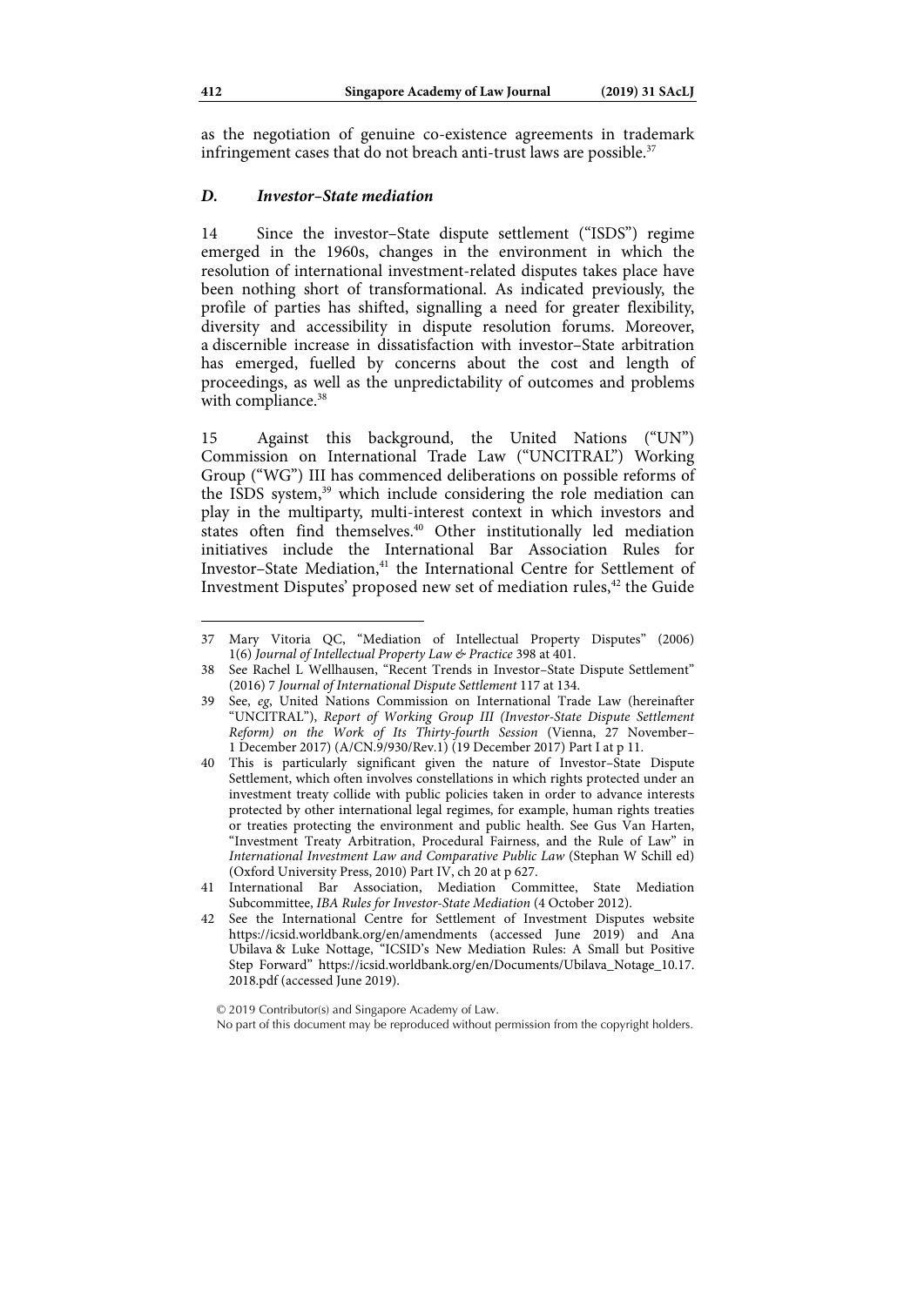as the negotiation of genuine co-existence agreements in trademark infringement cases that do not breach anti-trust laws are possible.[37]

### *D. Investor–State mediation*

14 Since the investor–State dispute settlement ("ISDS") regime emerged in the 1960s, changes in the environment in which the resolution of international investment-related disputes takes place have been nothing short of transformational. As indicated previously, the profile of parties has shifted, signalling a need for greater flexibility, diversity and accessibility in dispute resolution forums. Moreover, a discernible increase in dissatisfaction with investor–State arbitration has emerged, fuelled by concerns about the cost and length of proceedings, as well as the unpredictability of outcomes and problems with compliance.[38]

15 Against this background, the United Nations ("UN") Commission on International Trade Law ("UNCITRAL") Working Group ("WG") III has commenced deliberations on possible reforms of the ISDS system,[39] which include considering the role mediation can play in the multiparty, multi-interest context in which investors and states often find themselves.[40] Other institutionally led mediation initiatives include the International Bar Association Rules for Investor–State Mediation,[41] the International Centre for Settlement of Investment Disputes' proposed new set of mediation rules,[42] the Guide

---

37 Mary Vitoria QC, "Mediation of Intellectual Property Disputes" (2006) 1(6) *Journal of Intellectual Property Law & Practice* 398 at 401.

38 See Rachel L Wellhausen, "Recent Trends in Investor–State Dispute Settlement" (2016) 7 *Journal of International Dispute Settlement* 117 at 134.

39 See, *eg*, United Nations Commission on International Trade Law (hereinafter "UNCITRAL"), *Report of Working Group III (Investor-State Dispute Settlement Reform) on the Work of Its Thirty-fourth Session* (Vienna, 27 November–1 December 2017) (A/CN.9/930/Rev.1) (19 December 2017) Part I at p 11.

40 This is particularly significant given the nature of Investor–State Dispute Settlement, which often involves constellations in which rights protected under an investment treaty collide with public policies taken in order to advance interests protected by other international legal regimes, for example, human rights treaties or treaties protecting the environment and public health. See Gus Van Harten, "Investment Treaty Arbitration, Procedural Fairness, and the Rule of Law" in *International Investment Law and Comparative Public Law* (Stephan W Schill ed) (Oxford University Press, 2010) Part IV, ch 20 at p 627.

41 International Bar Association, Mediation Committee, State Mediation Subcommittee, *IBA Rules for Investor-State Mediation* (4 October 2012).

42 See the International Centre for Settlement of Investment Disputes website https://icsid.worldbank.org/en/amendments (accessed June 2019) and Ana Ubilava & Luke Nottage, "ICSID's New Mediation Rules: A Small but Positive Step Forward" https://icsid.worldbank.org/en/Documents/Ubilava_Notage_10.17.2018.pdf (accessed June 2019).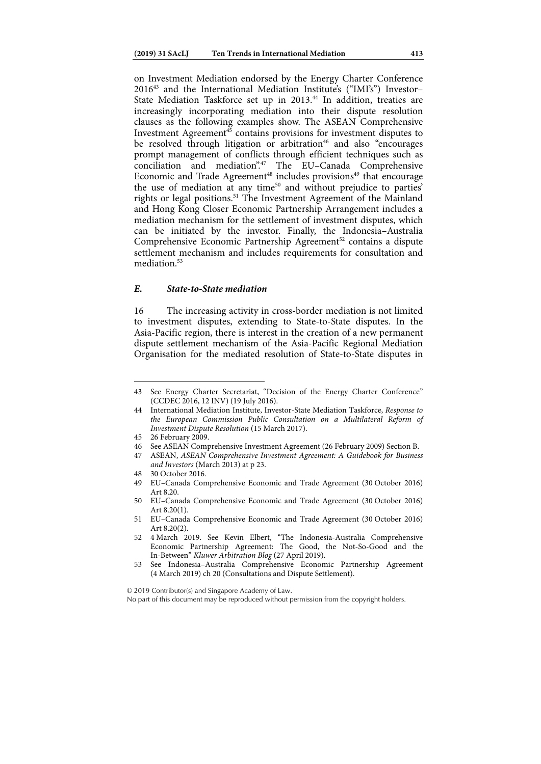on Investment Mediation endorsed by the Energy Charter Conference 2016[43] and the International Mediation Institute's ("IMI's") Investor–State Mediation Taskforce set up in 2013.[44] In addition, treaties are increasingly incorporating mediation into their dispute resolution clauses as the following examples show. The ASEAN Comprehensive Investment Agreement[45] contains provisions for investment disputes to be resolved through litigation or arbitration[46] and also "encourages prompt management of conflicts through efficient techniques such as conciliation and mediation".[47] The EU–Canada Comprehensive Economic and Trade Agreement[48] includes provisions[49] that encourage the use of mediation at any time[50] and without prejudice to parties' rights or legal positions.[51] The Investment Agreement of the Mainland and Hong Kong Closer Economic Partnership Arrangement includes a mediation mechanism for the settlement of investment disputes, which can be initiated by the investor. Finally, the Indonesia–Australia Comprehensive Economic Partnership Agreement[52] contains a dispute settlement mechanism and includes requirements for consultation and mediation.[53]

### *E. State-to-State mediation*

16 The increasing activity in cross-border mediation is not limited to investment disputes, extending to State-to-State disputes. In the Asia-Pacific region, there is interest in the creation of a new permanent dispute settlement mechanism of the Asia-Pacific Regional Mediation Organisation for the mediated resolution of State-to-State disputes in

---

43 See Energy Charter Secretariat, "Decision of the Energy Charter Conference" (CCDEC 2016, 12 INV) (19 July 2016).

44 International Mediation Institute, Investor-State Mediation Taskforce, *Response to the European Commission Public Consultation on a Multilateral Reform of Investment Dispute Resolution* (15 March 2017).

45 26 February 2009.

46 See ASEAN Comprehensive Investment Agreement (26 February 2009) Section B.

47 ASEAN, *ASEAN Comprehensive Investment Agreement: A Guidebook for Business and Investors* (March 2013) at p 23.

48 30 October 2016.

49 EU–Canada Comprehensive Economic and Trade Agreement (30 October 2016) Art 8.20.

50 EU–Canada Comprehensive Economic and Trade Agreement (30 October 2016) Art 8.20(1).

51 EU–Canada Comprehensive Economic and Trade Agreement (30 October 2016) Art 8.20(2).

52 4 March 2019. See Kevin Elbert, "The Indonesia-Australia Comprehensive Economic Partnership Agreement: The Good, the Not-So-Good and the In-Between" *Kluwer Arbitration Blog* (27 April 2019).

53 See Indonesia–Australia Comprehensive Economic Partnership Agreement (4 March 2019) ch 20 (Consultations and Dispute Settlement).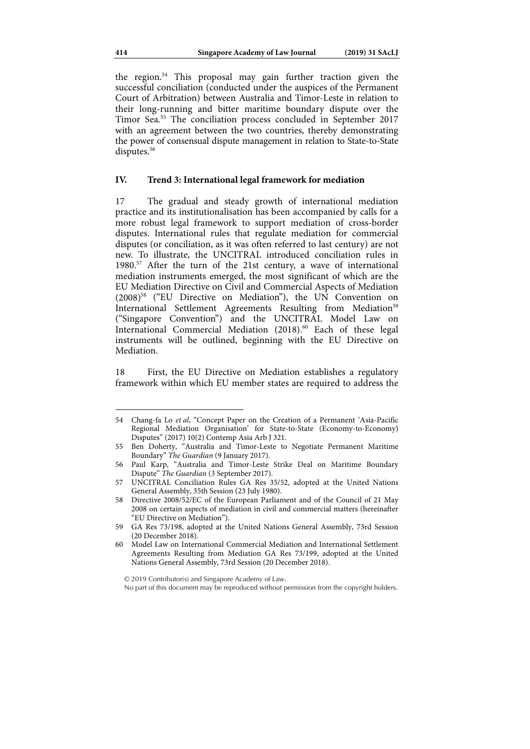the region.[54] This proposal may gain further traction given the successful conciliation (conducted under the auspices of the Permanent Court of Arbitration) between Australia and Timor-Leste in relation to their long-running and bitter maritime boundary dispute over the Timor Sea.[55] The conciliation process concluded in September 2017 with an agreement between the two countries, thereby demonstrating the power of consensual dispute management in relation to State-to-State disputes.[56]

## IV. Trend 3: International legal framework for mediation

17 The gradual and steady growth of international mediation practice and its institutionalisation has been accompanied by calls for a more robust legal framework to support mediation of cross-border disputes. International rules that regulate mediation for commercial disputes (or conciliation, as it was often referred to last century) are not new. To illustrate, the UNCITRAL introduced conciliation rules in 1980.[57] After the turn of the 21st century, a wave of international mediation instruments emerged, the most significant of which are the EU Mediation Directive on Civil and Commercial Aspects of Mediation (2008)[58] ("EU Directive on Mediation"), the UN Convention on International Settlement Agreements Resulting from Mediation[59] ("Singapore Convention") and the UNCITRAL Model Law on International Commercial Mediation (2018).[60] Each of these legal instruments will be outlined, beginning with the EU Directive on Mediation.

18 First, the EU Directive on Mediation establishes a regulatory framework within which EU member states are required to address the

---

54 Chang-fa Lo *et al*, "Concept Paper on the Creation of a Permanent 'Asia-Pacific Regional Mediation Organisation' for State-to-State (Economy-to-Economy) Disputes" (2017) 10(2) Contemp Asia Arb J 321.

55 Ben Doherty, "Australia and Timor-Leste to Negotiate Permanent Maritime Boundary" *The Guardian* (9 January 2017).

56 Paul Karp, "Australia and Timor-Leste Strike Deal on Maritime Boundary Dispute" *The Guardian* (3 September 2017).

57 UNCITRAL Conciliation Rules GA Res 35/52, adopted at the United Nations General Assembly, 35th Session (23 July 1980).

58 Directive 2008/52/EC of the European Parliament and of the Council of 21 May 2008 on certain aspects of mediation in civil and commercial matters (hereinafter "EU Directive on Mediation").

59 GA Res 73/198, adopted at the United Nations General Assembly, 73rd Session (20 December 2018).

60 Model Law on International Commercial Mediation and International Settlement Agreements Resulting from Mediation GA Res 73/199, adopted at the United Nations General Assembly, 73rd Session (20 December 2018).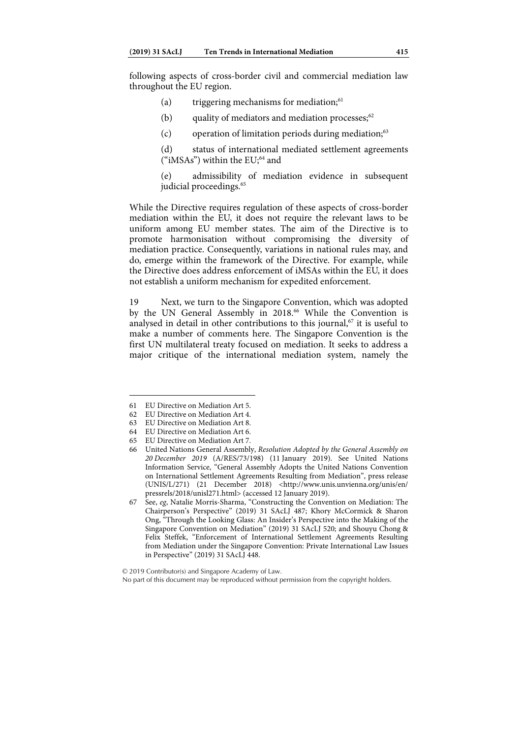following aspects of cross-border civil and commercial mediation law throughout the EU region.

(a) triggering mechanisms for mediation;[61]

(b) quality of mediators and mediation processes;[62]

(c) operation of limitation periods during mediation;[63]

(d) status of international mediated settlement agreements ("iMSAs") within the EU;[64] and

(e) admissibility of mediation evidence in subsequent judicial proceedings.[65]

While the Directive requires regulation of these aspects of cross-border mediation within the EU, it does not require the relevant laws to be uniform among EU member states. The aim of the Directive is to promote harmonisation without compromising the diversity of mediation practice. Consequently, variations in national rules may, and do, emerge within the framework of the Directive. For example, while the Directive does address enforcement of iMSAs within the EU, it does not establish a uniform mechanism for expedited enforcement.

19 Next, we turn to the Singapore Convention, which was adopted by the UN General Assembly in 2018.[66] While the Convention is analysed in detail in other contributions to this journal,[67] it is useful to make a number of comments here. The Singapore Convention is the first UN multilateral treaty focused on mediation. It seeks to address a major critique of the international mediation system, namely the

---

61 EU Directive on Mediation Art 5.

62 EU Directive on Mediation Art 4.

63 EU Directive on Mediation Art 8.

64 EU Directive on Mediation Art 6.

65 EU Directive on Mediation Art 7.

66 United Nations General Assembly, *Resolution Adopted by the General Assembly on 20 December 2019* (A/RES/73/198) (11 January 2019). See United Nations Information Service, "General Assembly Adopts the United Nations Convention on International Settlement Agreements Resulting from Mediation", press release (UNIS/L/271) (21 December 2018) <http://www.unis.unvienna.org/unis/en/pressrels/2018/unisl271.html> (accessed 12 January 2019).

67 See, *eg*, Natalie Morris-Sharma, "Constructing the Convention on Mediation: The Chairperson's Perspective" (2019) 31 SAcLJ 487; Khory McCormick & Sharon Ong, "Through the Looking Glass: An Insider's Perspective into the Making of the Singapore Convention on Mediation" (2019) 31 SAcLJ 520; and Shouyu Chong & Felix Steffek, "Enforcement of International Settlement Agreements Resulting from Mediation under the Singapore Convention: Private International Law Issues in Perspective" (2019) 31 SAcLJ 448.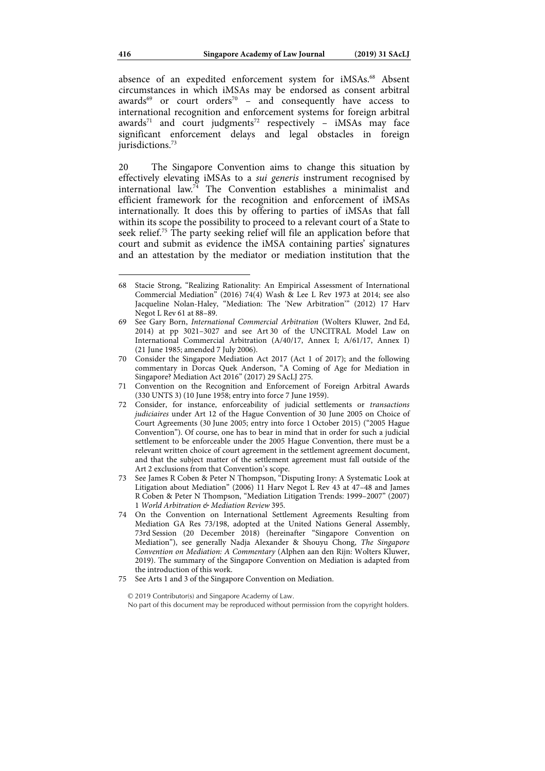absence of an expedited enforcement system for iMSAs.[68] Absent circumstances in which iMSAs may be endorsed as consent arbitral awards[69] or court orders[70] – and consequently have access to international recognition and enforcement systems for foreign arbitral awards[71] and court judgments[72] respectively – iMSAs may face significant enforcement delays and legal obstacles in foreign jurisdictions.[73]

20 The Singapore Convention aims to change this situation by effectively elevating iMSAs to a *sui generis* instrument recognised by international law.[74] The Convention establishes a minimalist and efficient framework for the recognition and enforcement of iMSAs internationally. It does this by offering to parties of iMSAs that fall within its scope the possibility to proceed to a relevant court of a State to seek relief.[75] The party seeking relief will file an application before that court and submit as evidence the iMSA containing parties' signatures and an attestation by the mediator or mediation institution that the

---

68 Stacie Strong, "Realizing Rationality: An Empirical Assessment of International Commercial Mediation" (2016) 74(4) Wash & Lee L Rev 1973 at 2014; see also Jacqueline Nolan-Haley, "Mediation: The 'New Arbitration'" (2012) 17 Harv Negot L Rev 61 at 88–89.

69 See Gary Born, *International Commercial Arbitration* (Wolters Kluwer, 2nd Ed, 2014) at pp 3021–3027 and see Art 30 of the UNCITRAL Model Law on International Commercial Arbitration (A/40/17, Annex I; A/61/17, Annex I) (21 June 1985; amended 7 July 2006).

70 Consider the Singapore Mediation Act 2017 (Act 1 of 2017); and the following commentary in Dorcas Quek Anderson, "A Coming of Age for Mediation in Singapore? Mediation Act 2016" (2017) 29 SAcLJ 275.

71 Convention on the Recognition and Enforcement of Foreign Arbitral Awards (330 UNTS 3) (10 June 1958; entry into force 7 June 1959).

72 Consider, for instance, enforceability of judicial settlements or *transactions judiciaires* under Art 12 of the Hague Convention of 30 June 2005 on Choice of Court Agreements (30 June 2005; entry into force 1 October 2015) ("2005 Hague Convention"). Of course, one has to bear in mind that in order for such a judicial settlement to be enforceable under the 2005 Hague Convention, there must be a relevant written choice of court agreement in the settlement agreement document, and that the subject matter of the settlement agreement must fall outside of the Art 2 exclusions from that Convention's scope.

73 See James R Coben & Peter N Thompson, "Disputing Irony: A Systematic Look at Litigation about Mediation" (2006) 11 Harv Negot L Rev 43 at 47–48 and James R Coben & Peter N Thompson, "Mediation Litigation Trends: 1999–2007" (2007) 1 *World Arbitration & Mediation Review* 395.

74 On the Convention on International Settlement Agreements Resulting from Mediation GA Res 73/198, adopted at the United Nations General Assembly, 73rd Session (20 December 2018) (hereinafter "Singapore Convention on Mediation"), see generally Nadja Alexander & Shouyu Chong, *The Singapore Convention on Mediation: A Commentary* (Alphen aan den Rijn: Wolters Kluwer, 2019). The summary of the Singapore Convention on Mediation is adapted from the introduction of this work.

75 See Arts 1 and 3 of the Singapore Convention on Mediation.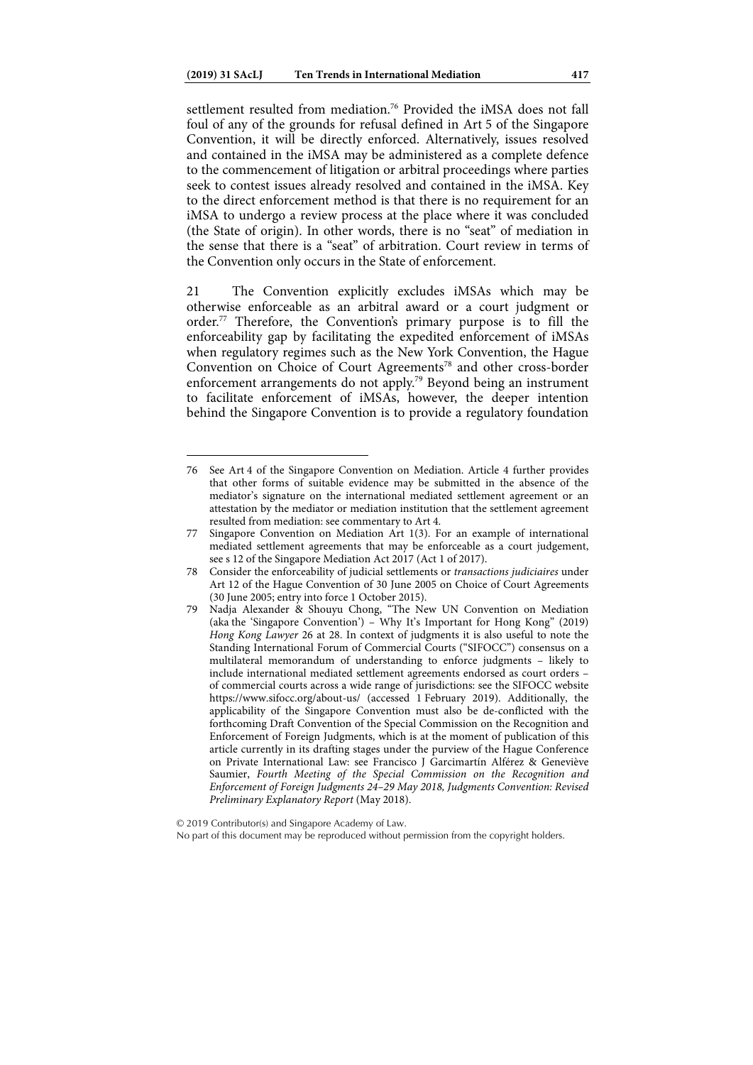settlement resulted from mediation.[76] Provided the iMSA does not fall foul of any of the grounds for refusal defined in Art 5 of the Singapore Convention, it will be directly enforced. Alternatively, issues resolved and contained in the iMSA may be administered as a complete defence to the commencement of litigation or arbitral proceedings where parties seek to contest issues already resolved and contained in the iMSA. Key to the direct enforcement method is that there is no requirement for an iMSA to undergo a review process at the place where it was concluded (the State of origin). In other words, there is no "seat" of mediation in the sense that there is a "seat" of arbitration. Court review in terms of the Convention only occurs in the State of enforcement.

21 The Convention explicitly excludes iMSAs which may be otherwise enforceable as an arbitral award or a court judgment or order.[77] Therefore, the Convention's primary purpose is to fill the enforceability gap by facilitating the expedited enforcement of iMSAs when regulatory regimes such as the New York Convention, the Hague Convention on Choice of Court Agreements[78] and other cross-border enforcement arrangements do not apply.[79] Beyond being an instrument to facilitate enforcement of iMSAs, however, the deeper intention behind the Singapore Convention is to provide a regulatory foundation

---

76 See Art 4 of the Singapore Convention on Mediation. Article 4 further provides that other forms of suitable evidence may be submitted in the absence of the mediator's signature on the international mediated settlement agreement or an attestation by the mediator or mediation institution that the settlement agreement resulted from mediation: see commentary to Art 4.

77 Singapore Convention on Mediation Art 1(3). For an example of international mediated settlement agreements that may be enforceable as a court judgement, see s 12 of the Singapore Mediation Act 2017 (Act 1 of 2017).

78 Consider the enforceability of judicial settlements or *transactions judiciaires* under Art 12 of the Hague Convention of 30 June 2005 on Choice of Court Agreements (30 June 2005; entry into force 1 October 2015).

79 Nadja Alexander & Shouyu Chong, "The New UN Convention on Mediation (aka the 'Singapore Convention') – Why It's Important for Hong Kong" (2019) *Hong Kong Lawyer* 26 at 28. In context of judgments it is also useful to note the Standing International Forum of Commercial Courts ("SIFOCC") consensus on a multilateral memorandum of understanding to enforce judgments – likely to include international mediated settlement agreements endorsed as court orders – of commercial courts across a wide range of jurisdictions: see the SIFOCC website https://www.sifocc.org/about-us/ (accessed 1 February 2019). Additionally, the applicability of the Singapore Convention must also be de-conflicted with the forthcoming Draft Convention of the Special Commission on the Recognition and Enforcement of Foreign Judgments, which is at the moment of publication of this article currently in its drafting stages under the purview of the Hague Conference on Private International Law: see Francisco J Garcimartín Alférez & Geneviève Saumier, *Fourth Meeting of the Special Commission on the Recognition and Enforcement of Foreign Judgments 24–29 May 2018, Judgments Convention: Revised Preliminary Explanatory Report* (May 2018).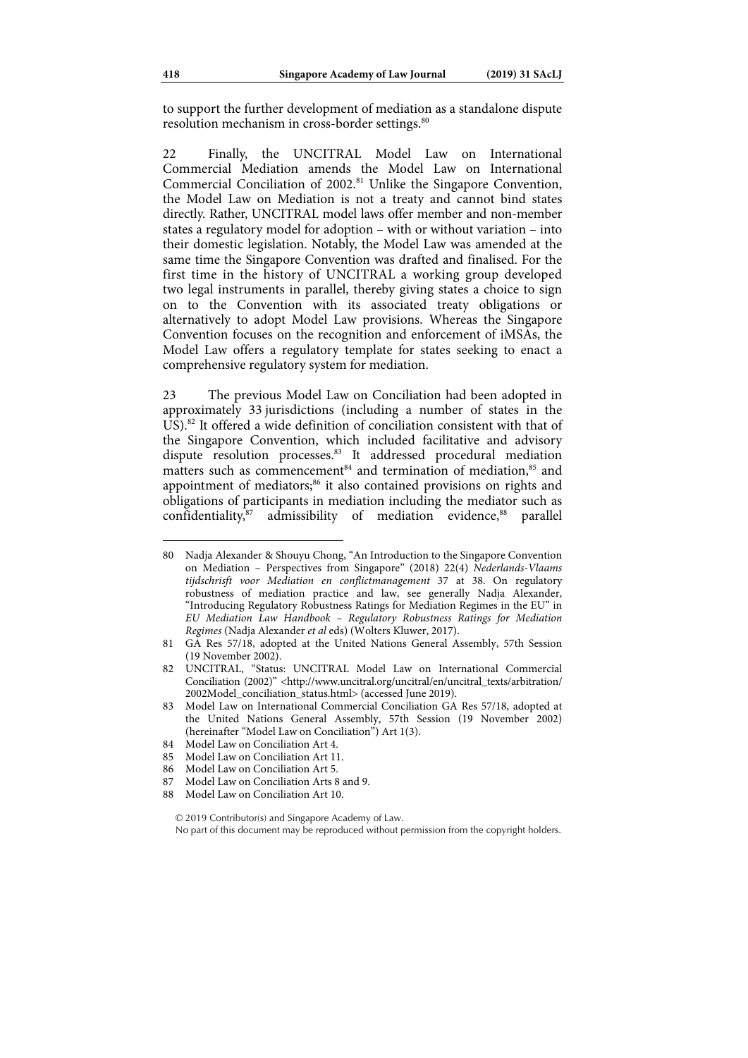to support the further development of mediation as a standalone dispute resolution mechanism in cross-border settings.[80]

22 Finally, the UNCITRAL Model Law on International Commercial Mediation amends the Model Law on International Commercial Conciliation of 2002.[81] Unlike the Singapore Convention, the Model Law on Mediation is not a treaty and cannot bind states directly. Rather, UNCITRAL model laws offer member and non-member states a regulatory model for adoption – with or without variation – into their domestic legislation. Notably, the Model Law was amended at the same time the Singapore Convention was drafted and finalised. For the first time in the history of UNCITRAL a working group developed two legal instruments in parallel, thereby giving states a choice to sign on to the Convention with its associated treaty obligations or alternatively to adopt Model Law provisions. Whereas the Singapore Convention focuses on the recognition and enforcement of iMSAs, the Model Law offers a regulatory template for states seeking to enact a comprehensive regulatory system for mediation.

23 The previous Model Law on Conciliation had been adopted in approximately 33 jurisdictions (including a number of states in the US).[82] It offered a wide definition of conciliation consistent with that of the Singapore Convention, which included facilitative and advisory dispute resolution processes.[83] It addressed procedural mediation matters such as commencement[84] and termination of mediation,[85] and appointment of mediators;[86] it also contained provisions on rights and obligations of participants in mediation including the mediator such as confidentiality,[87] admissibility of mediation evidence,[88] parallel

---

80 Nadja Alexander & Shouyu Chong, "An Introduction to the Singapore Convention on Mediation – Perspectives from Singapore" (2018) 22(4) *Nederlands-Vlaams tijdschrisft voor Mediation en conflictmanagement* 37 at 38. On regulatory robustness of mediation practice and law, see generally Nadja Alexander, "Introducing Regulatory Robustness Ratings for Mediation Regimes in the EU" in *EU Mediation Law Handbook – Regulatory Robustness Ratings for Mediation Regimes* (Nadja Alexander *et al* eds) (Wolters Kluwer, 2017).

81 GA Res 57/18, adopted at the United Nations General Assembly, 57th Session (19 November 2002).

82 UNCITRAL, "Status: UNCITRAL Model Law on International Commercial Conciliation (2002)" <http://www.uncitral.org/uncitral/en/uncitral_texts/arbitration/2002Model_conciliation_status.html> (accessed June 2019).

83 Model Law on International Commercial Conciliation GA Res 57/18, adopted at the United Nations General Assembly, 57th Session (19 November 2002) (hereinafter "Model Law on Conciliation") Art 1(3).

84 Model Law on Conciliation Art 4.

85 Model Law on Conciliation Art 11.

86 Model Law on Conciliation Art 5.

87 Model Law on Conciliation Arts 8 and 9.

88 Model Law on Conciliation Art 10.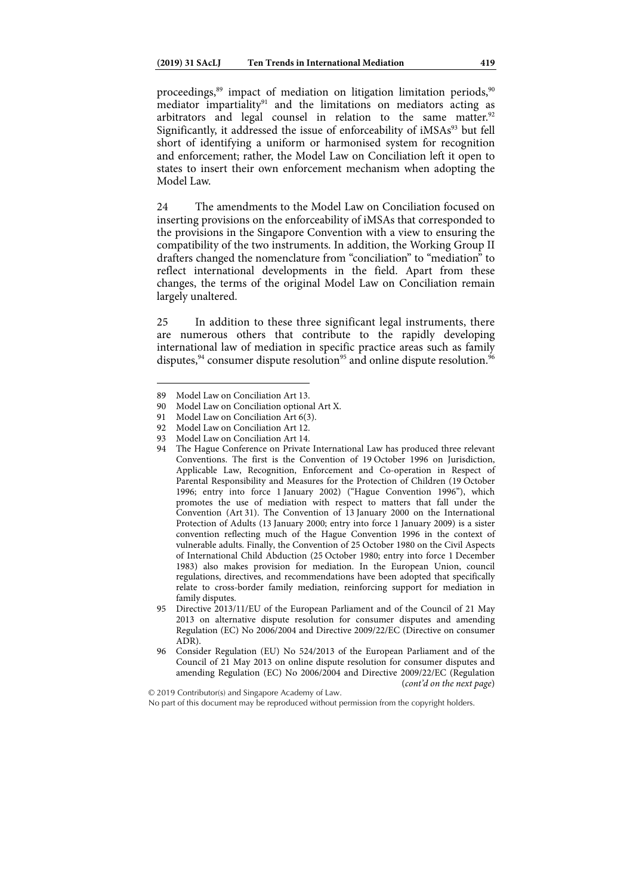proceedings,[89] impact of mediation on litigation limitation periods,[90] mediator impartiality[91] and the limitations on mediators acting as arbitrators and legal counsel in relation to the same matter.[92] Significantly, it addressed the issue of enforceability of iMSAs[93] but fell short of identifying a uniform or harmonised system for recognition and enforcement; rather, the Model Law on Conciliation left it open to states to insert their own enforcement mechanism when adopting the Model Law.

24 The amendments to the Model Law on Conciliation focused on inserting provisions on the enforceability of iMSAs that corresponded to the provisions in the Singapore Convention with a view to ensuring the compatibility of the two instruments. In addition, the Working Group II drafters changed the nomenclature from "conciliation" to "mediation" to reflect international developments in the field. Apart from these changes, the terms of the original Model Law on Conciliation remain largely unaltered.

25 In addition to these three significant legal instruments, there are numerous others that contribute to the rapidly developing international law of mediation in specific practice areas such as family disputes,[94] consumer dispute resolution[95] and online dispute resolution.[96]

---

89 Model Law on Conciliation Art 13.

90 Model Law on Conciliation optional Art X.

91 Model Law on Conciliation Art 6(3).

92 Model Law on Conciliation Art 12.

93 Model Law on Conciliation Art 14.

94 The Hague Conference on Private International Law has produced three relevant Conventions. The first is the Convention of 19 October 1996 on Jurisdiction, Applicable Law, Recognition, Enforcement and Co-operation in Respect of Parental Responsibility and Measures for the Protection of Children (19 October 1996; entry into force 1 January 2002) ("Hague Convention 1996"), which promotes the use of mediation with respect to matters that fall under the Convention (Art 31). The Convention of 13 January 2000 on the International Protection of Adults (13 January 2000; entry into force 1 January 2009) is a sister convention reflecting much of the Hague Convention 1996 in the context of vulnerable adults. Finally, the Convention of 25 October 1980 on the Civil Aspects of International Child Abduction (25 October 1980; entry into force 1 December 1983) also makes provision for mediation. In the European Union, council regulations, directives, and recommendations have been adopted that specifically relate to cross-border family mediation, reinforcing support for mediation in family disputes.

95 Directive 2013/11/EU of the European Parliament and of the Council of 21 May 2013 on alternative dispute resolution for consumer disputes and amending Regulation (EC) No 2006/2004 and Directive 2009/22/EC (Directive on consumer ADR).

96 Consider Regulation (EU) No 524/2013 of the European Parliament and of the Council of 21 May 2013 on online dispute resolution for consumer disputes and amending Regulation (EC) No 2006/2004 and Directive 2009/22/EC (Regulation *(cont'd on the next page)*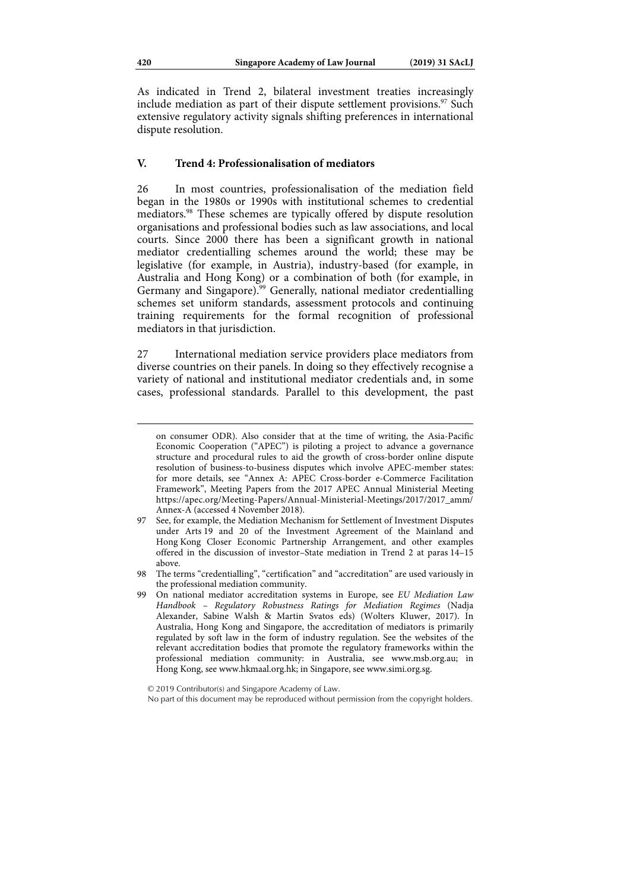As indicated in Trend 2, bilateral investment treaties increasingly include mediation as part of their dispute settlement provisions.[97] Such extensive regulatory activity signals shifting preferences in international dispute resolution.

## V. Trend 4: Professionalisation of mediators

26 In most countries, professionalisation of the mediation field began in the 1980s or 1990s with institutional schemes to credential mediators.[98] These schemes are typically offered by dispute resolution organisations and professional bodies such as law associations, and local courts. Since 2000 there has been a significant growth in national mediator credentialling schemes around the world; these may be legislative (for example, in Austria), industry-based (for example, in Australia and Hong Kong) or a combination of both (for example, in Germany and Singapore).[99] Generally, national mediator credentialling schemes set uniform standards, assessment protocols and continuing training requirements for the formal recognition of professional mediators in that jurisdiction.

27 International mediation service providers place mediators from diverse countries on their panels. In doing so they effectively recognise a variety of national and institutional mediator credentials and, in some cases, professional standards. Parallel to this development, the past

---

on consumer ODR). Also consider that at the time of writing, the Asia-Pacific Economic Cooperation ("APEC") is piloting a project to advance a governance structure and procedural rules to aid the growth of cross-border online dispute resolution of business-to-business disputes which involve APEC-member states: for more details, see "Annex A: APEC Cross-border e-Commerce Facilitation Framework", Meeting Papers from the 2017 APEC Annual Ministerial Meeting https://apec.org/Meeting-Papers/Annual-Ministerial-Meetings/2017/2017_amm/Annex-A (accessed 4 November 2018).

97 See, for example, the Mediation Mechanism for Settlement of Investment Disputes under Arts 19 and 20 of the Investment Agreement of the Mainland and Hong Kong Closer Economic Partnership Arrangement, and other examples offered in the discussion of investor–State mediation in Trend 2 at paras 14–15 above.

98 The terms "credentialling", "certification" and "accreditation" are used variously in the professional mediation community.

99 On national mediator accreditation systems in Europe, see *EU Mediation Law Handbook – Regulatory Robustness Ratings for Mediation Regimes* (Nadja Alexander, Sabine Walsh & Martin Svatos eds) (Wolters Kluwer, 2017). In Australia, Hong Kong and Singapore, the accreditation of mediators is primarily regulated by soft law in the form of industry regulation. See the websites of the relevant accreditation bodies that promote the regulatory frameworks within the professional mediation community: in Australia, see www.msb.org.au; in Hong Kong, see www.hkmaal.org.hk; in Singapore, see www.simi.org.sg.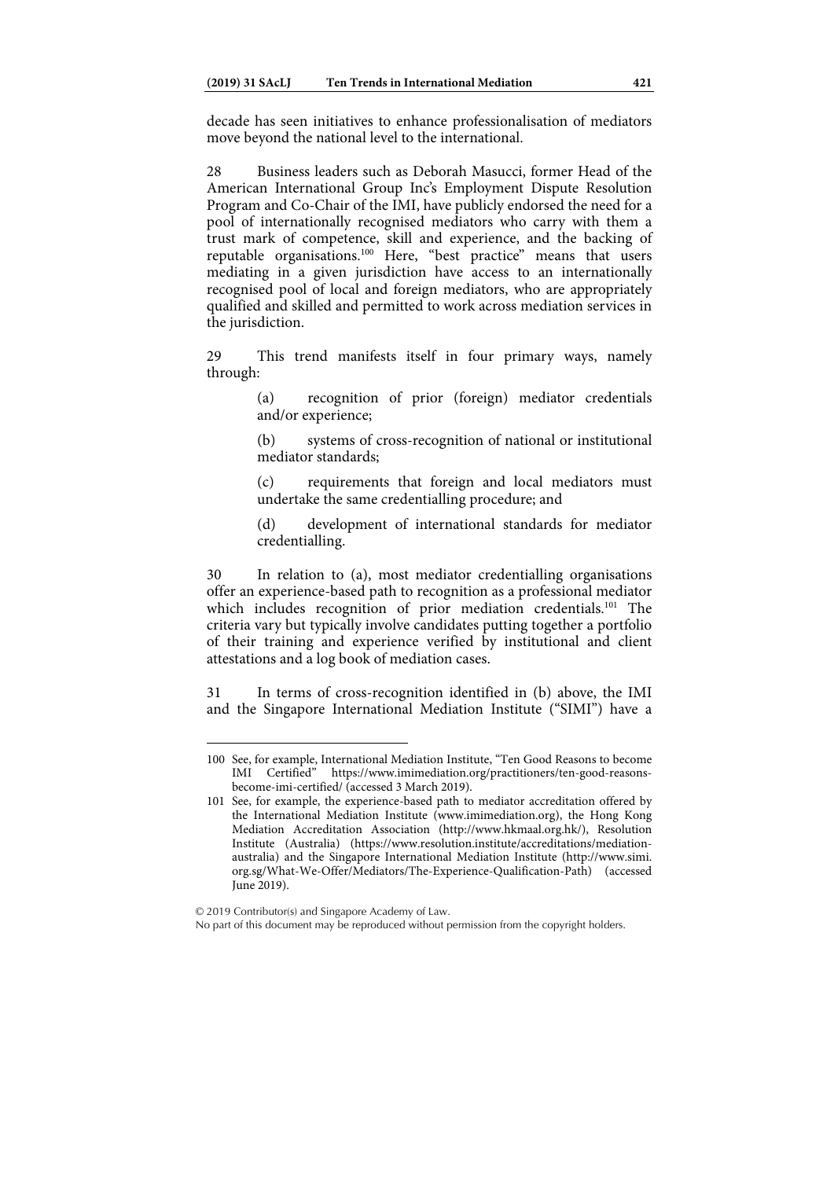decade has seen initiatives to enhance professionalisation of mediators move beyond the national level to the international.

28 Business leaders such as Deborah Masucci, former Head of the American International Group Inc's Employment Dispute Resolution Program and Co-Chair of the IMI, have publicly endorsed the need for a pool of internationally recognised mediators who carry with them a trust mark of competence, skill and experience, and the backing of reputable organisations.[100] Here, "best practice" means that users mediating in a given jurisdiction have access to an internationally recognised pool of local and foreign mediators, who are appropriately qualified and skilled and permitted to work across mediation services in the jurisdiction.

29 This trend manifests itself in four primary ways, namely through:

> (a) recognition of prior (foreign) mediator credentials and/or experience;
>
> (b) systems of cross-recognition of national or institutional mediator standards;
>
> (c) requirements that foreign and local mediators must undertake the same credentialling procedure; and
>
> (d) development of international standards for mediator credentialling.

30 In relation to (a), most mediator credentialling organisations offer an experience-based path to recognition as a professional mediator which includes recognition of prior mediation credentials.[101] The criteria vary but typically involve candidates putting together a portfolio of their training and experience verified by institutional and client attestations and a log book of mediation cases.

31 In terms of cross-recognition identified in (b) above, the IMI and the Singapore International Mediation Institute ("SIMI") have a

---

100 See, for example, International Mediation Institute, "Ten Good Reasons to become IMI Certified" https://www.imimediation.org/practitioners/ten-good-reasons-become-imi-certified/ (accessed 3 March 2019).

101 See, for example, the experience-based path to mediator accreditation offered by the International Mediation Institute (www.imimediation.org), the Hong Kong Mediation Accreditation Association (http://www.hkmaal.org.hk/), Resolution Institute (Australia) (https://www.resolution.institute/accreditations/mediation-australia) and the Singapore International Mediation Institute (http://www.simi.org.sg/What-We-Offer/Mediators/The-Experience-Qualification-Path) (accessed June 2019).

© 2019 Contributor(s) and Singapore Academy of Law.
No part of this document may be reproduced without permission from the copyright holders.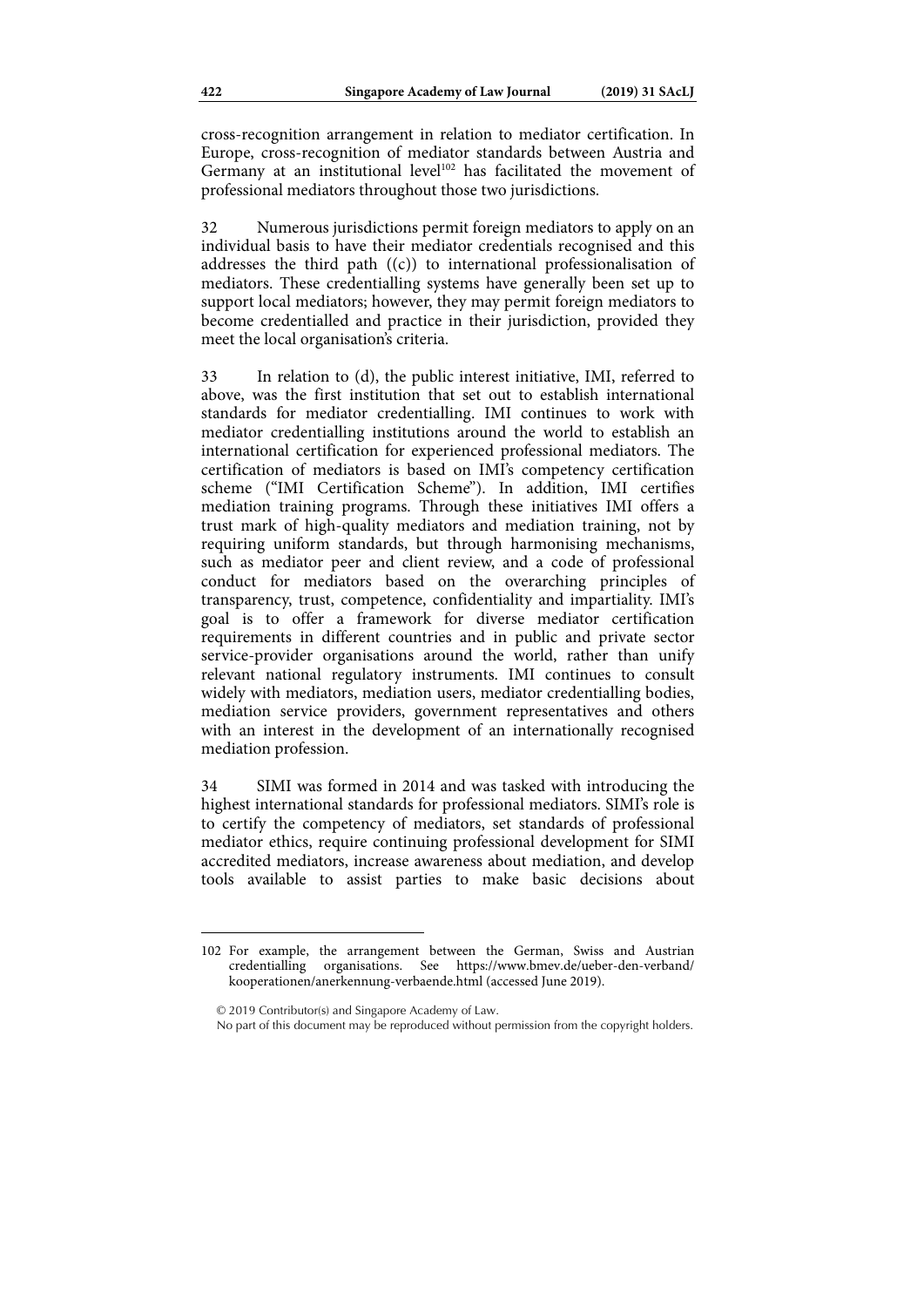cross-recognition arrangement in relation to mediator certification. In Europe, cross-recognition of mediator standards between Austria and Germany at an institutional level[102] has facilitated the movement of professional mediators throughout those two jurisdictions.

32 Numerous jurisdictions permit foreign mediators to apply on an individual basis to have their mediator credentials recognised and this addresses the third path ((c)) to international professionalisation of mediators. These credentialling systems have generally been set up to support local mediators; however, they may permit foreign mediators to become credentialled and practice in their jurisdiction, provided they meet the local organisation's criteria.

33 In relation to (d), the public interest initiative, IMI, referred to above, was the first institution that set out to establish international standards for mediator credentialling. IMI continues to work with mediator credentialling institutions around the world to establish an international certification for experienced professional mediators. The certification of mediators is based on IMI's competency certification scheme ("IMI Certification Scheme"). In addition, IMI certifies mediation training programs. Through these initiatives IMI offers a trust mark of high-quality mediators and mediation training, not by requiring uniform standards, but through harmonising mechanisms, such as mediator peer and client review, and a code of professional conduct for mediators based on the overarching principles of transparency, trust, competence, confidentiality and impartiality. IMI's goal is to offer a framework for diverse mediator certification requirements in different countries and in public and private sector service-provider organisations around the world, rather than unify relevant national regulatory instruments. IMI continues to consult widely with mediators, mediation users, mediator credentialling bodies, mediation service providers, government representatives and others with an interest in the development of an internationally recognised mediation profession.

34 SIMI was formed in 2014 and was tasked with introducing the highest international standards for professional mediators. SIMI's role is to certify the competency of mediators, set standards of professional mediator ethics, require continuing professional development for SIMI accredited mediators, increase awareness about mediation, and develop tools available to assist parties to make basic decisions about

---

102 For example, the arrangement between the German, Swiss and Austrian credentialling organisations. See https://www.bmev.de/ueber-den-verband/kooperationen/anerkennung-verbaende.html (accessed June 2019).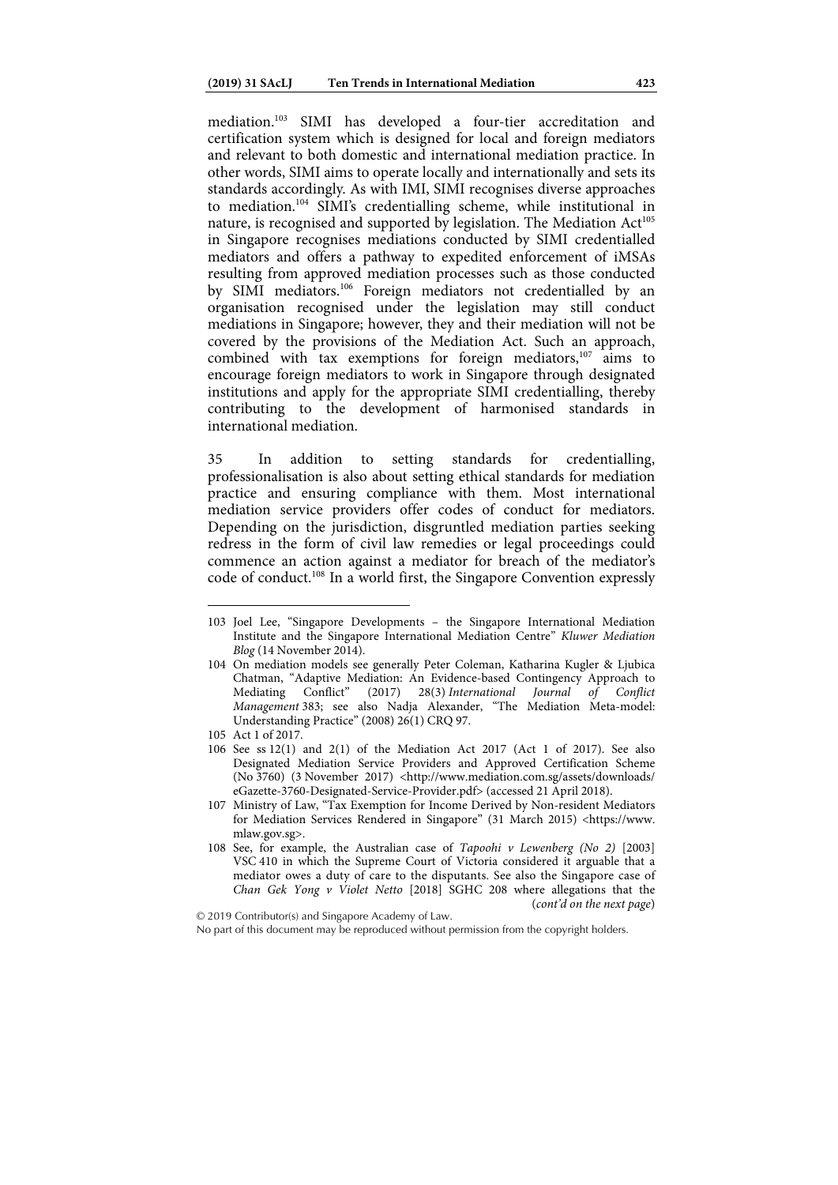mediation.[103] SIMI has developed a four-tier accreditation and certification system which is designed for local and foreign mediators and relevant to both domestic and international mediation practice. In other words, SIMI aims to operate locally and internationally and sets its standards accordingly. As with IMI, SIMI recognises diverse approaches to mediation.[104] SIMI's credentialling scheme, while institutional in nature, is recognised and supported by legislation. The Mediation Act[105] in Singapore recognises mediations conducted by SIMI credentialled mediators and offers a pathway to expedited enforcement of iMSAs resulting from approved mediation processes such as those conducted by SIMI mediators.[106] Foreign mediators not credentialled by an organisation recognised under the legislation may still conduct mediations in Singapore; however, they and their mediation will not be covered by the provisions of the Mediation Act. Such an approach, combined with tax exemptions for foreign mediators,[107] aims to encourage foreign mediators to work in Singapore through designated institutions and apply for the appropriate SIMI credentialling, thereby contributing to the development of harmonised standards in international mediation.

35 In addition to setting standards for credentialling, professionalisation is also about setting ethical standards for mediation practice and ensuring compliance with them. Most international mediation service providers offer codes of conduct for mediators. Depending on the jurisdiction, disgruntled mediation parties seeking redress in the form of civil law remedies or legal proceedings could commence an action against a mediator for breach of the mediator's code of conduct.[108] In a world first, the Singapore Convention expressly

---

103 Joel Lee, "Singapore Developments – the Singapore International Mediation Institute and the Singapore International Mediation Centre" *Kluwer Mediation Blog* (14 November 2014).

104 On mediation models see generally Peter Coleman, Katharina Kugler & Ljubica Chatman, "Adaptive Mediation: An Evidence-based Contingency Approach to Mediating Conflict" (2017) 28(3) *International Journal of Conflict Management* 383; see also Nadja Alexander, "The Mediation Meta-model: Understanding Practice" (2008) 26(1) CRQ 97.

105 Act 1 of 2017.

106 See ss 12(1) and 2(1) of the Mediation Act 2017 (Act 1 of 2017). See also Designated Mediation Service Providers and Approved Certification Scheme (No 3760) (3 November 2017) <http://www.mediation.com.sg/assets/downloads/eGazette-3760-Designated-Service-Provider.pdf> (accessed 21 April 2018).

107 Ministry of Law, "Tax Exemption for Income Derived by Non-resident Mediators for Mediation Services Rendered in Singapore" (31 March 2015) <https://www.mlaw.gov.sg>.

108 See, for example, the Australian case of *Tapoohi v Lewenberg (No 2)* [2003] VSC 410 in which the Supreme Court of Victoria considered it arguable that a mediator owes a duty of care to the disputants. See also the Singapore case of *Chan Gek Yong v Violet Netto* [2018] SGHC 208 where allegations that the (*cont'd on the next page*)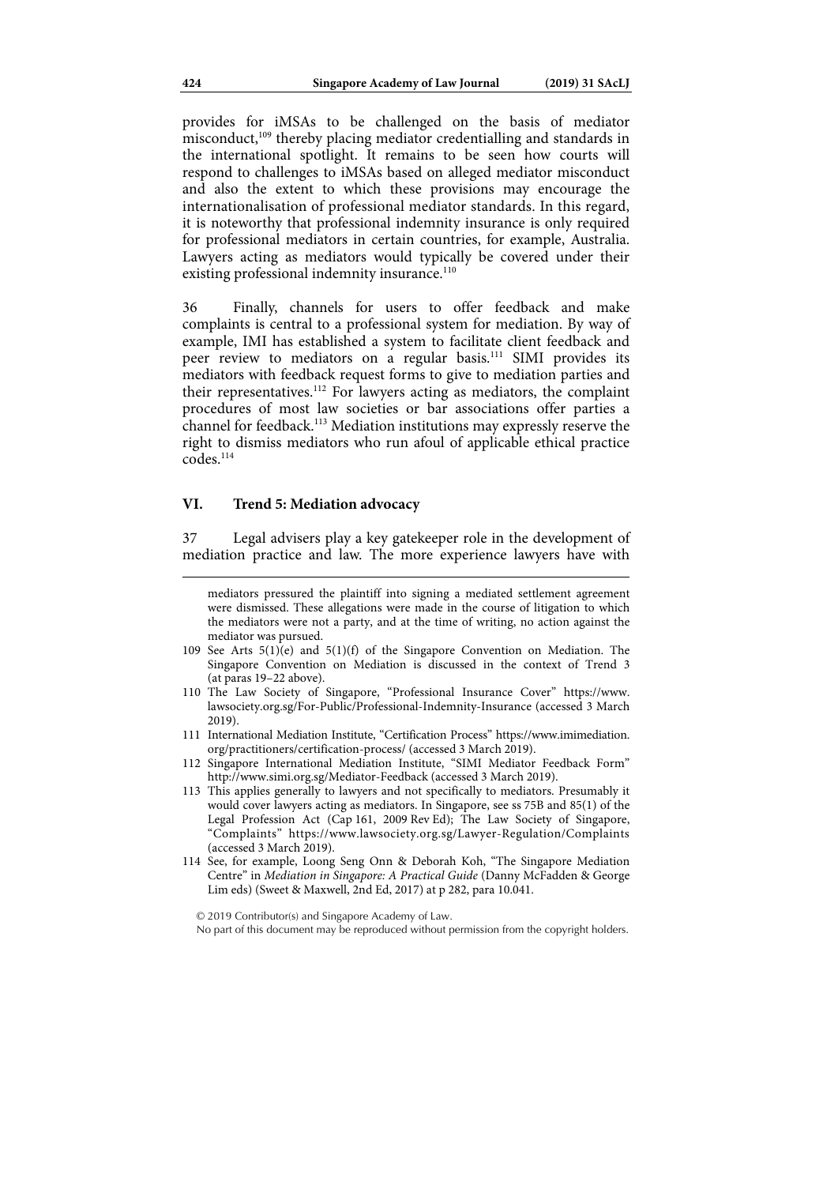provides for iMSAs to be challenged on the basis of mediator misconduct,[109] thereby placing mediator credentialling and standards in the international spotlight. It remains to be seen how courts will respond to challenges to iMSAs based on alleged mediator misconduct and also the extent to which these provisions may encourage the internationalisation of professional mediator standards. In this regard, it is noteworthy that professional indemnity insurance is only required for professional mediators in certain countries, for example, Australia. Lawyers acting as mediators would typically be covered under their existing professional indemnity insurance.[110]

36 Finally, channels for users to offer feedback and make complaints is central to a professional system for mediation. By way of example, IMI has established a system to facilitate client feedback and peer review to mediators on a regular basis.[111] SIMI provides its mediators with feedback request forms to give to mediation parties and their representatives.[112] For lawyers acting as mediators, the complaint procedures of most law societies or bar associations offer parties a channel for feedback.[113] Mediation institutions may expressly reserve the right to dismiss mediators who run afoul of applicable ethical practice codes.[114]

## VI. Trend 5: Mediation advocacy

37 Legal advisers play a key gatekeeper role in the development of mediation practice and law. The more experience lawyers have with

---

mediators pressured the plaintiff into signing a mediated settlement agreement were dismissed. These allegations were made in the course of litigation to which the mediators were not a party, and at the time of writing, no action against the mediator was pursued.

109 See Arts 5(1)(e) and 5(1)(f) of the Singapore Convention on Mediation. The Singapore Convention on Mediation is discussed in the context of Trend 3 (at paras 19–22 above).

110 The Law Society of Singapore, "Professional Insurance Cover" https://www.lawsociety.org.sg/For-Public/Professional-Indemnity-Insurance (accessed 3 March 2019).

111 International Mediation Institute, "Certification Process" https://www.imimediation.org/practitioners/certification-process/ (accessed 3 March 2019).

112 Singapore International Mediation Institute, "SIMI Mediator Feedback Form" http://www.simi.org.sg/Mediator-Feedback (accessed 3 March 2019).

113 This applies generally to lawyers and not specifically to mediators. Presumably it would cover lawyers acting as mediators. In Singapore, see ss 75B and 85(1) of the Legal Profession Act (Cap 161, 2009 Rev Ed); The Law Society of Singapore, "Complaints" https://www.lawsociety.org.sg/Lawyer-Regulation/Complaints (accessed 3 March 2019).

114 See, for example, Loong Seng Onn & Deborah Koh, "The Singapore Mediation Centre" in *Mediation in Singapore: A Practical Guide* (Danny McFadden & George Lim eds) (Sweet & Maxwell, 2nd Ed, 2017) at p 282, para 10.041.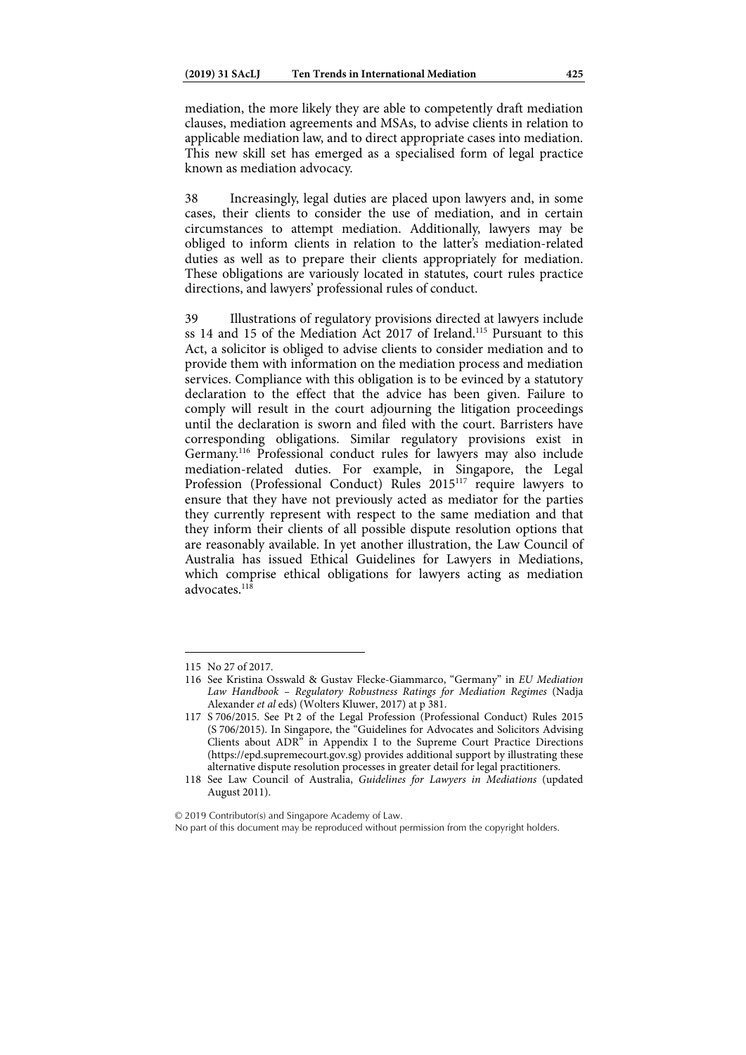mediation, the more likely they are able to competently draft mediation clauses, mediation agreements and MSAs, to advise clients in relation to applicable mediation law, and to direct appropriate cases into mediation. This new skill set has emerged as a specialised form of legal practice known as mediation advocacy.

38 Increasingly, legal duties are placed upon lawyers and, in some cases, their clients to consider the use of mediation, and in certain circumstances to attempt mediation. Additionally, lawyers may be obliged to inform clients in relation to the latter's mediation-related duties as well as to prepare their clients appropriately for mediation. These obligations are variously located in statutes, court rules practice directions, and lawyers' professional rules of conduct.

39 Illustrations of regulatory provisions directed at lawyers include ss 14 and 15 of the Mediation Act 2017 of Ireland.[115] Pursuant to this Act, a solicitor is obliged to advise clients to consider mediation and to provide them with information on the mediation process and mediation services. Compliance with this obligation is to be evinced by a statutory declaration to the effect that the advice has been given. Failure to comply will result in the court adjourning the litigation proceedings until the declaration is sworn and filed with the court. Barristers have corresponding obligations. Similar regulatory provisions exist in Germany.[116] Professional conduct rules for lawyers may also include mediation-related duties. For example, in Singapore, the Legal Profession (Professional Conduct) Rules 2015[117] require lawyers to ensure that they have not previously acted as mediator for the parties they currently represent with respect to the same mediation and that they inform their clients of all possible dispute resolution options that are reasonably available. In yet another illustration, the Law Council of Australia has issued Ethical Guidelines for Lawyers in Mediations, which comprise ethical obligations for lawyers acting as mediation advocates.[118]

---

115 No 27 of 2017.

116 See Kristina Osswald & Gustav Flecke-Giammarco, "Germany" in *EU Mediation Law Handbook – Regulatory Robustness Ratings for Mediation Regimes* (Nadja Alexander *et al* eds) (Wolters Kluwer, 2017) at p 381.

117 S 706/2015. See Pt 2 of the Legal Profession (Professional Conduct) Rules 2015 (S 706/2015). In Singapore, the "Guidelines for Advocates and Solicitors Advising Clients about ADR" in Appendix I to the Supreme Court Practice Directions (https://epd.supremecourt.gov.sg) provides additional support by illustrating these alternative dispute resolution processes in greater detail for legal practitioners.

118 See Law Council of Australia, *Guidelines for Lawyers in Mediations* (updated August 2011).

© 2019 Contributor(s) and Singapore Academy of Law.
No part of this document may be reproduced without permission from the copyright holders.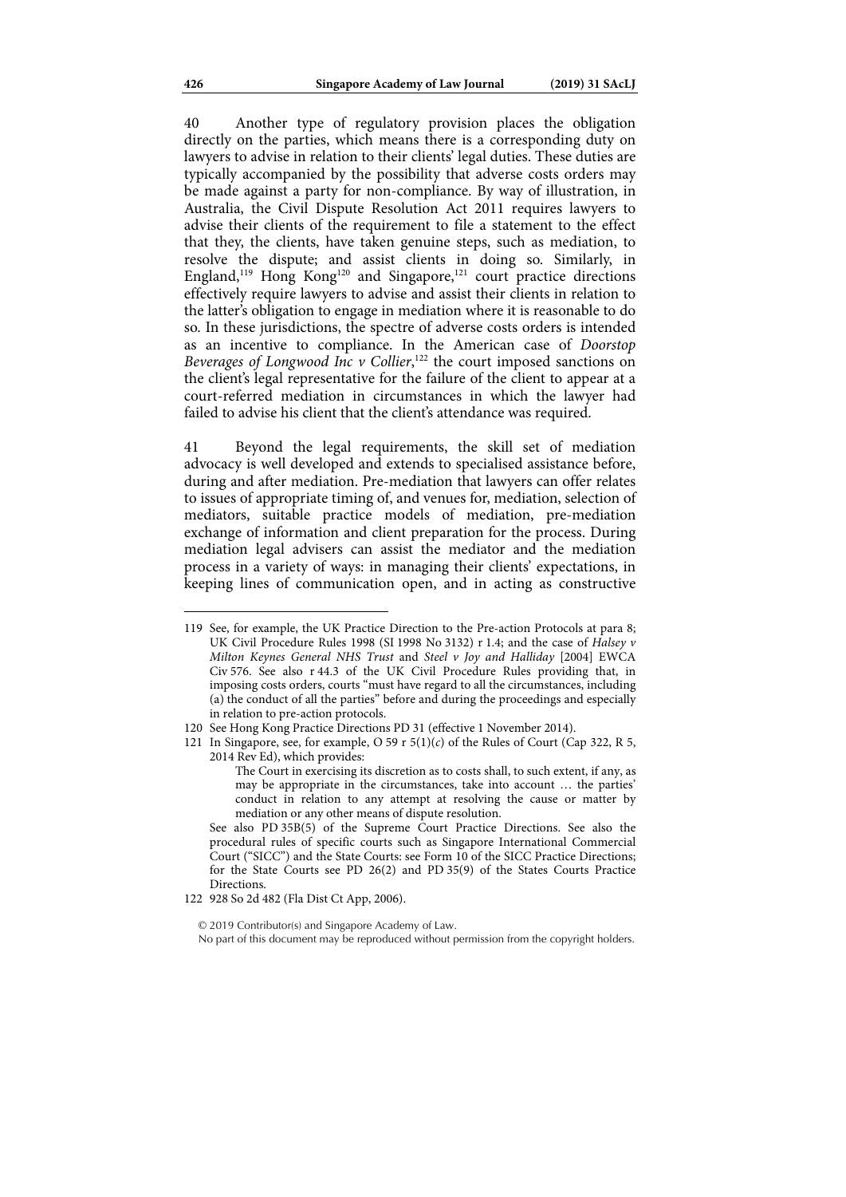40 Another type of regulatory provision places the obligation directly on the parties, which means there is a corresponding duty on lawyers to advise in relation to their clients' legal duties. These duties are typically accompanied by the possibility that adverse costs orders may be made against a party for non-compliance. By way of illustration, in Australia, the Civil Dispute Resolution Act 2011 requires lawyers to advise their clients of the requirement to file a statement to the effect that they, the clients, have taken genuine steps, such as mediation, to resolve the dispute; and assist clients in doing so. Similarly, in England,[119] Hong Kong[120] and Singapore,[121] court practice directions effectively require lawyers to advise and assist their clients in relation to the latter's obligation to engage in mediation where it is reasonable to do so. In these jurisdictions, the spectre of adverse costs orders is intended as an incentive to compliance. In the American case of *Doorstop Beverages of Longwood Inc v Collier*,[122] the court imposed sanctions on the client's legal representative for the failure of the client to appear at a court-referred mediation in circumstances in which the lawyer had failed to advise his client that the client's attendance was required.

41 Beyond the legal requirements, the skill set of mediation advocacy is well developed and extends to specialised assistance before, during and after mediation. Pre-mediation that lawyers can offer relates to issues of appropriate timing of, and venues for, mediation, selection of mediators, suitable practice models of mediation, pre-mediation exchange of information and client preparation for the process. During mediation legal advisers can assist the mediator and the mediation process in a variety of ways: in managing their clients' expectations, in keeping lines of communication open, and in acting as constructive

---

119 See, for example, the UK Practice Direction to the Pre-action Protocols at para 8; UK Civil Procedure Rules 1998 (SI 1998 No 3132) r 1.4; and the case of *Halsey v Milton Keynes General NHS Trust* and *Steel v Joy and Halliday* [2004] EWCA Civ 576. See also r 44.3 of the UK Civil Procedure Rules providing that, in imposing costs orders, courts "must have regard to all the circumstances, including (a) the conduct of all the parties" before and during the proceedings and especially in relation to pre-action protocols.

120 See Hong Kong Practice Directions PD 31 (effective 1 November 2014).

121 In Singapore, see, for example, O 59 r 5(1)(*c*) of the Rules of Court (Cap 322, R 5, 2014 Rev Ed), which provides:

> The Court in exercising its discretion as to costs shall, to such extent, if any, as may be appropriate in the circumstances, take into account … the parties' conduct in relation to any attempt at resolving the cause or matter by mediation or any other means of dispute resolution.

See also PD 35B(5) of the Supreme Court Practice Directions. See also the procedural rules of specific courts such as Singapore International Commercial Court ("SICC") and the State Courts: see Form 10 of the SICC Practice Directions; for the State Courts see PD 26(2) and PD 35(9) of the States Courts Practice Directions.

122 928 So 2d 482 (Fla Dist Ct App, 2006).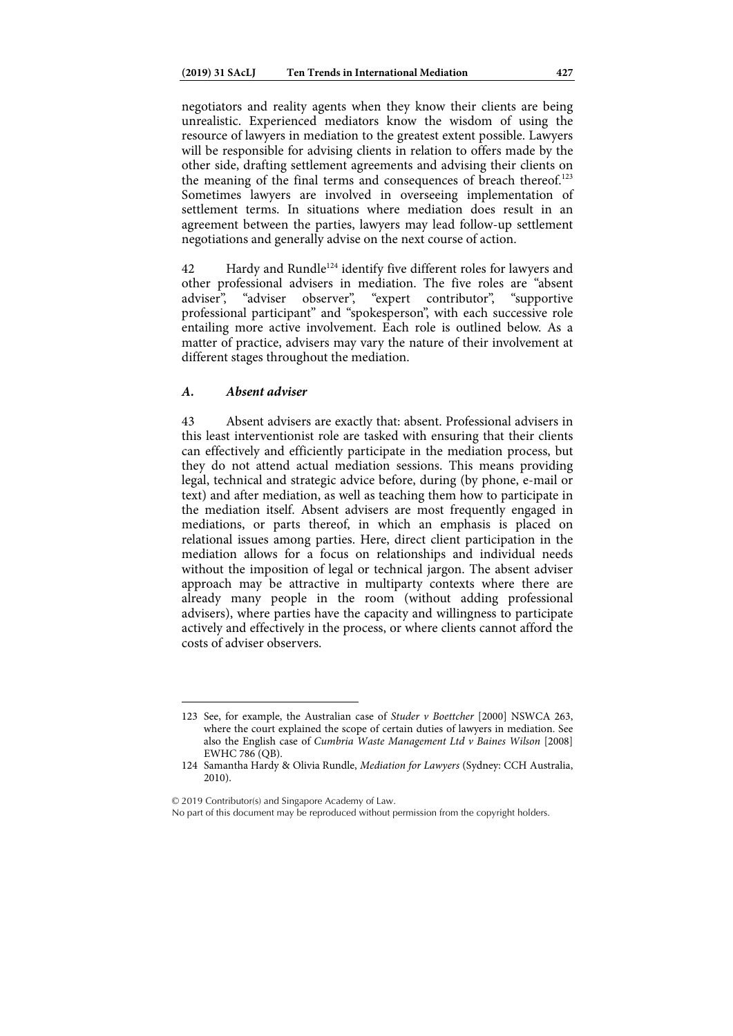negotiators and reality agents when they know their clients are being unrealistic. Experienced mediators know the wisdom of using the resource of lawyers in mediation to the greatest extent possible. Lawyers will be responsible for advising clients in relation to offers made by the other side, drafting settlement agreements and advising their clients on the meaning of the final terms and consequences of breach thereof.[123] Sometimes lawyers are involved in overseeing implementation of settlement terms. In situations where mediation does result in an agreement between the parties, lawyers may lead follow-up settlement negotiations and generally advise on the next course of action.

42 Hardy and Rundle[124] identify five different roles for lawyers and other professional advisers in mediation. The five roles are "absent adviser", "adviser observer", "expert contributor", "supportive professional participant" and "spokesperson", with each successive role entailing more active involvement. Each role is outlined below. As a matter of practice, advisers may vary the nature of their involvement at different stages throughout the mediation.

### *A. Absent adviser*

43 Absent advisers are exactly that: absent. Professional advisers in this least interventionist role are tasked with ensuring that their clients can effectively and efficiently participate in the mediation process, but they do not attend actual mediation sessions. This means providing legal, technical and strategic advice before, during (by phone, e-mail or text) and after mediation, as well as teaching them how to participate in the mediation itself. Absent advisers are most frequently engaged in mediations, or parts thereof, in which an emphasis is placed on relational issues among parties. Here, direct client participation in the mediation allows for a focus on relationships and individual needs without the imposition of legal or technical jargon. The absent adviser approach may be attractive in multiparty contexts where there are already many people in the room (without adding professional advisers), where parties have the capacity and willingness to participate actively and effectively in the process, or where clients cannot afford the costs of adviser observers.

---

123 See, for example, the Australian case of *Studer v Boettcher* [2000] NSWCA 263, where the court explained the scope of certain duties of lawyers in mediation. See also the English case of *Cumbria Waste Management Ltd v Baines Wilson* [2008] EWHC 786 (QB).

124 Samantha Hardy & Olivia Rundle, *Mediation for Lawyers* (Sydney: CCH Australia, 2010).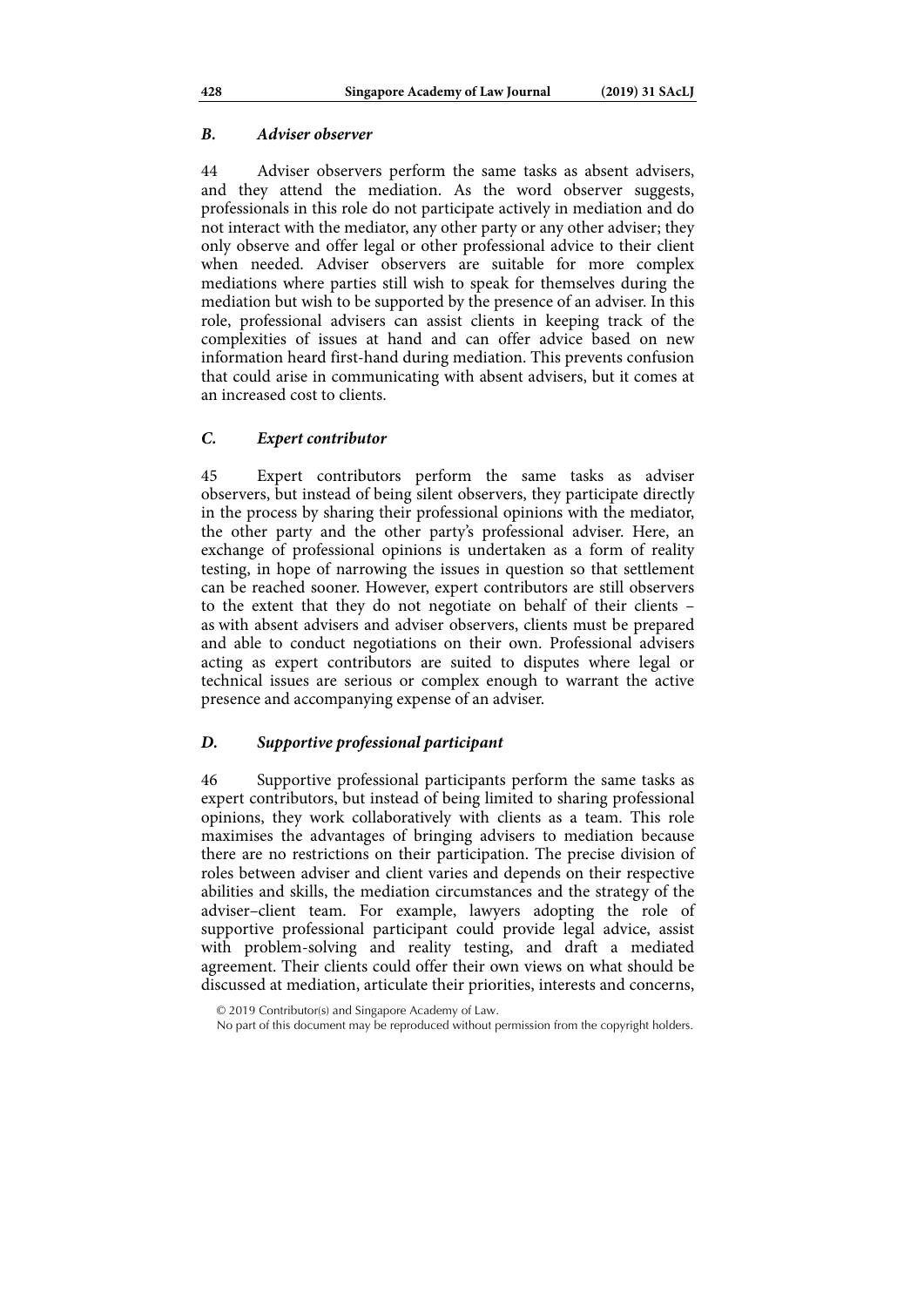### *B. Adviser observer*

44 Adviser observers perform the same tasks as absent advisers, and they attend the mediation. As the word observer suggests, professionals in this role do not participate actively in mediation and do not interact with the mediator, any other party or any other adviser; they only observe and offer legal or other professional advice to their client when needed. Adviser observers are suitable for more complex mediations where parties still wish to speak for themselves during the mediation but wish to be supported by the presence of an adviser. In this role, professional advisers can assist clients in keeping track of the complexities of issues at hand and can offer advice based on new information heard first-hand during mediation. This prevents confusion that could arise in communicating with absent advisers, but it comes at an increased cost to clients.

### *C. Expert contributor*

45 Expert contributors perform the same tasks as adviser observers, but instead of being silent observers, they participate directly in the process by sharing their professional opinions with the mediator, the other party and the other party's professional adviser. Here, an exchange of professional opinions is undertaken as a form of reality testing, in hope of narrowing the issues in question so that settlement can be reached sooner. However, expert contributors are still observers to the extent that they do not negotiate on behalf of their clients – as with absent advisers and adviser observers, clients must be prepared and able to conduct negotiations on their own. Professional advisers acting as expert contributors are suited to disputes where legal or technical issues are serious or complex enough to warrant the active presence and accompanying expense of an adviser.

### *D. Supportive professional participant*

46 Supportive professional participants perform the same tasks as expert contributors, but instead of being limited to sharing professional opinions, they work collaboratively with clients as a team. This role maximises the advantages of bringing advisers to mediation because there are no restrictions on their participation. The precise division of roles between adviser and client varies and depends on their respective abilities and skills, the mediation circumstances and the strategy of the adviser–client team. For example, lawyers adopting the role of supportive professional participant could provide legal advice, assist with problem-solving and reality testing, and draft a mediated agreement. Their clients could offer their own views on what should be discussed at mediation, articulate their priorities, interests and concerns,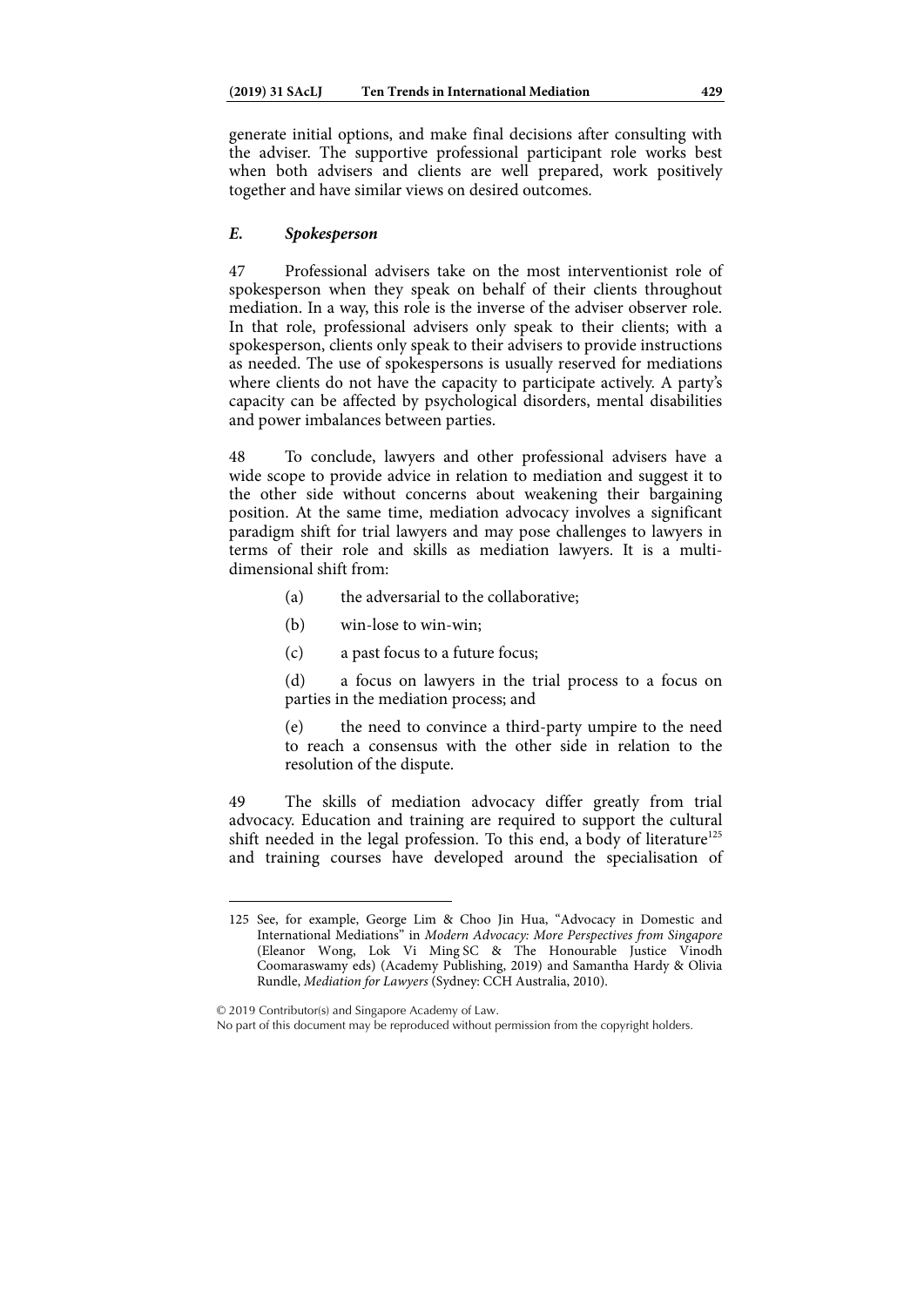generate initial options, and make final decisions after consulting with the adviser. The supportive professional participant role works best when both advisers and clients are well prepared, work positively together and have similar views on desired outcomes.

### *E. Spokesperson*

47 Professional advisers take on the most interventionist role of spokesperson when they speak on behalf of their clients throughout mediation. In a way, this role is the inverse of the adviser observer role. In that role, professional advisers only speak to their clients; with a spokesperson, clients only speak to their advisers to provide instructions as needed. The use of spokespersons is usually reserved for mediations where clients do not have the capacity to participate actively. A party's capacity can be affected by psychological disorders, mental disabilities and power imbalances between parties.

48 To conclude, lawyers and other professional advisers have a wide scope to provide advice in relation to mediation and suggest it to the other side without concerns about weakening their bargaining position. At the same time, mediation advocacy involves a significant paradigm shift for trial lawyers and may pose challenges to lawyers in terms of their role and skills as mediation lawyers. It is a multi-dimensional shift from:

(a) the adversarial to the collaborative;

(b) win-lose to win-win;

(c) a past focus to a future focus;

(d) a focus on lawyers in the trial process to a focus on parties in the mediation process; and

(e) the need to convince a third-party umpire to the need to reach a consensus with the other side in relation to the resolution of the dispute.

49 The skills of mediation advocacy differ greatly from trial advocacy. Education and training are required to support the cultural shift needed in the legal profession. To this end, a body of literature[125] and training courses have developed around the specialisation of

---

125 See, for example, George Lim & Choo Jin Hua, "Advocacy in Domestic and International Mediations" in *Modern Advocacy: More Perspectives from Singapore* (Eleanor Wong, Lok Vi Ming SC & The Honourable Justice Vinodh Coomaraswamy eds) (Academy Publishing, 2019) and Samantha Hardy & Olivia Rundle, *Mediation for Lawyers* (Sydney: CCH Australia, 2010).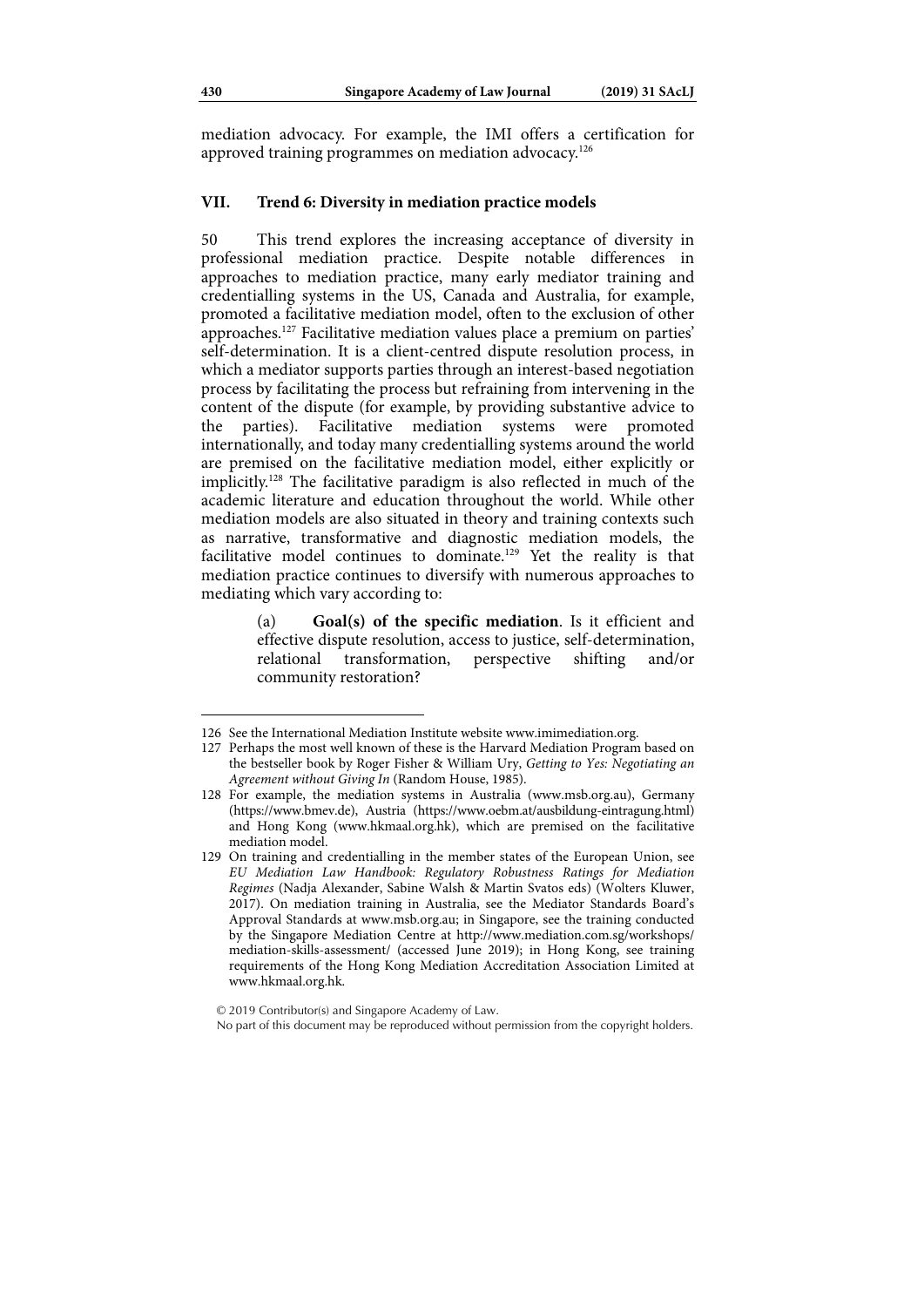mediation advocacy. For example, the IMI offers a certification for approved training programmes on mediation advocacy.[126]

## VII. Trend 6: Diversity in mediation practice models

50 This trend explores the increasing acceptance of diversity in professional mediation practice. Despite notable differences in approaches to mediation practice, many early mediator training and credentialling systems in the US, Canada and Australia, for example, promoted a facilitative mediation model, often to the exclusion of other approaches.[127] Facilitative mediation values place a premium on parties' self-determination. It is a client-centred dispute resolution process, in which a mediator supports parties through an interest-based negotiation process by facilitating the process but refraining from intervening in the content of the dispute (for example, by providing substantive advice to the parties). Facilitative mediation systems were promoted internationally, and today many credentialling systems around the world are premised on the facilitative mediation model, either explicitly or implicitly.[128] The facilitative paradigm is also reflected in much of the academic literature and education throughout the world. While other mediation models are also situated in theory and training contexts such as narrative, transformative and diagnostic mediation models, the facilitative model continues to dominate.[129] Yet the reality is that mediation practice continues to diversify with numerous approaches to mediating which vary according to:

(a) **Goal(s) of the specific mediation**. Is it efficient and effective dispute resolution, access to justice, self-determination, relational transformation, perspective shifting and/or community restoration?

---

126 See the International Mediation Institute website www.imimediation.org.

127 Perhaps the most well known of these is the Harvard Mediation Program based on the bestseller book by Roger Fisher & William Ury, *Getting to Yes: Negotiating an Agreement without Giving In* (Random House, 1985).

128 For example, the mediation systems in Australia (www.msb.org.au), Germany (https://www.bmev.de), Austria (https://www.oebm.at/ausbildung-eintragung.html) and Hong Kong (www.hkmaal.org.hk), which are premised on the facilitative mediation model.

129 On training and credentialling in the member states of the European Union, see *EU Mediation Law Handbook: Regulatory Robustness Ratings for Mediation Regimes* (Nadja Alexander, Sabine Walsh & Martin Svatos eds) (Wolters Kluwer, 2017). On mediation training in Australia, see the Mediator Standards Board's Approval Standards at www.msb.org.au; in Singapore, see the training conducted by the Singapore Mediation Centre at http://www.mediation.com.sg/workshops/mediation-skills-assessment/ (accessed June 2019); in Hong Kong, see training requirements of the Hong Kong Mediation Accreditation Association Limited at www.hkmaal.org.hk.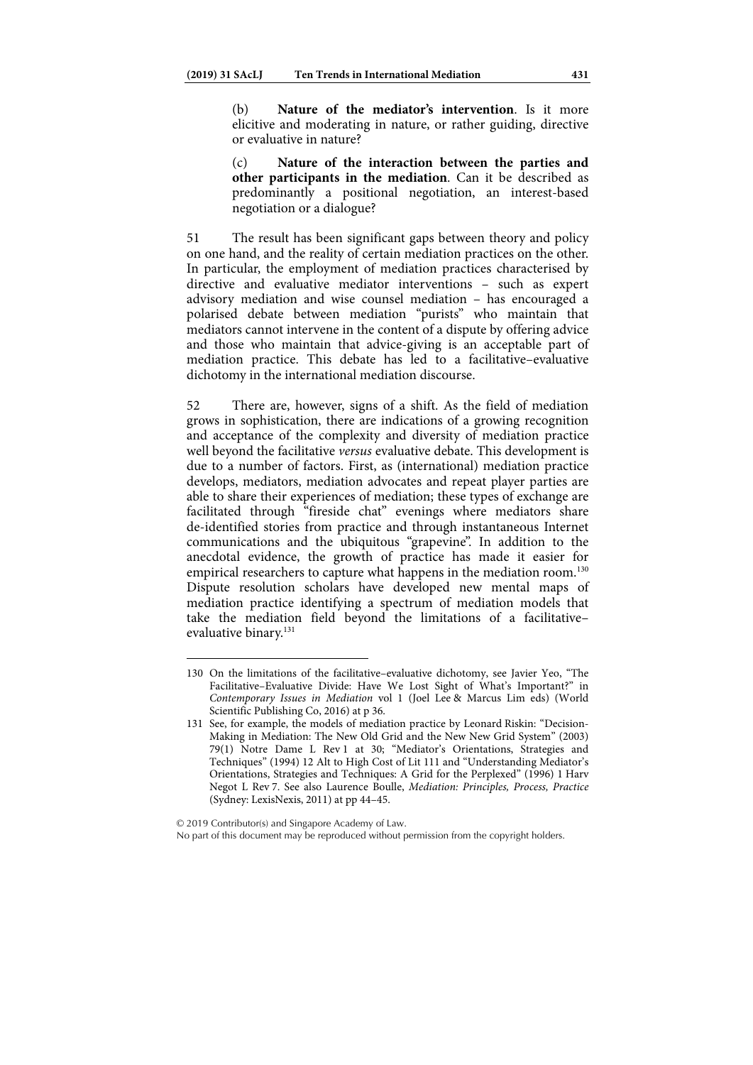(b) **Nature of the mediator's intervention**. Is it more elicitive and moderating in nature, or rather guiding, directive or evaluative in nature?

(c) **Nature of the interaction between the parties and other participants in the mediation**. Can it be described as predominantly a positional negotiation, an interest-based negotiation or a dialogue?

51 The result has been significant gaps between theory and policy on one hand, and the reality of certain mediation practices on the other. In particular, the employment of mediation practices characterised by directive and evaluative mediator interventions – such as expert advisory mediation and wise counsel mediation – has encouraged a polarised debate between mediation "purists" who maintain that mediators cannot intervene in the content of a dispute by offering advice and those who maintain that advice-giving is an acceptable part of mediation practice. This debate has led to a facilitative–evaluative dichotomy in the international mediation discourse.

52 There are, however, signs of a shift. As the field of mediation grows in sophistication, there are indications of a growing recognition and acceptance of the complexity and diversity of mediation practice well beyond the facilitative *versus* evaluative debate. This development is due to a number of factors. First, as (international) mediation practice develops, mediators, mediation advocates and repeat player parties are able to share their experiences of mediation; these types of exchange are facilitated through "fireside chat" evenings where mediators share de-identified stories from practice and through instantaneous Internet communications and the ubiquitous "grapevine". In addition to the anecdotal evidence, the growth of practice has made it easier for empirical researchers to capture what happens in the mediation room.[130] Dispute resolution scholars have developed new mental maps of mediation practice identifying a spectrum of mediation models that take the mediation field beyond the limitations of a facilitative–evaluative binary.[131]

---

130 On the limitations of the facilitative–evaluative dichotomy, see Javier Yeo, "The Facilitative–Evaluative Divide: Have We Lost Sight of What's Important?" in *Contemporary Issues in Mediation* vol 1 (Joel Lee & Marcus Lim eds) (World Scientific Publishing Co, 2016) at p 36.

131 See, for example, the models of mediation practice by Leonard Riskin: "Decision-Making in Mediation: The New Old Grid and the New New Grid System" (2003) 79(1) Notre Dame L Rev 1 at 30; "Mediator's Orientations, Strategies and Techniques" (1994) 12 Alt to High Cost of Lit 111 and "Understanding Mediator's Orientations, Strategies and Techniques: A Grid for the Perplexed" (1996) 1 Harv Negot L Rev 7. See also Laurence Boulle, *Mediation: Principles, Process, Practice* (Sydney: LexisNexis, 2011) at pp 44–45.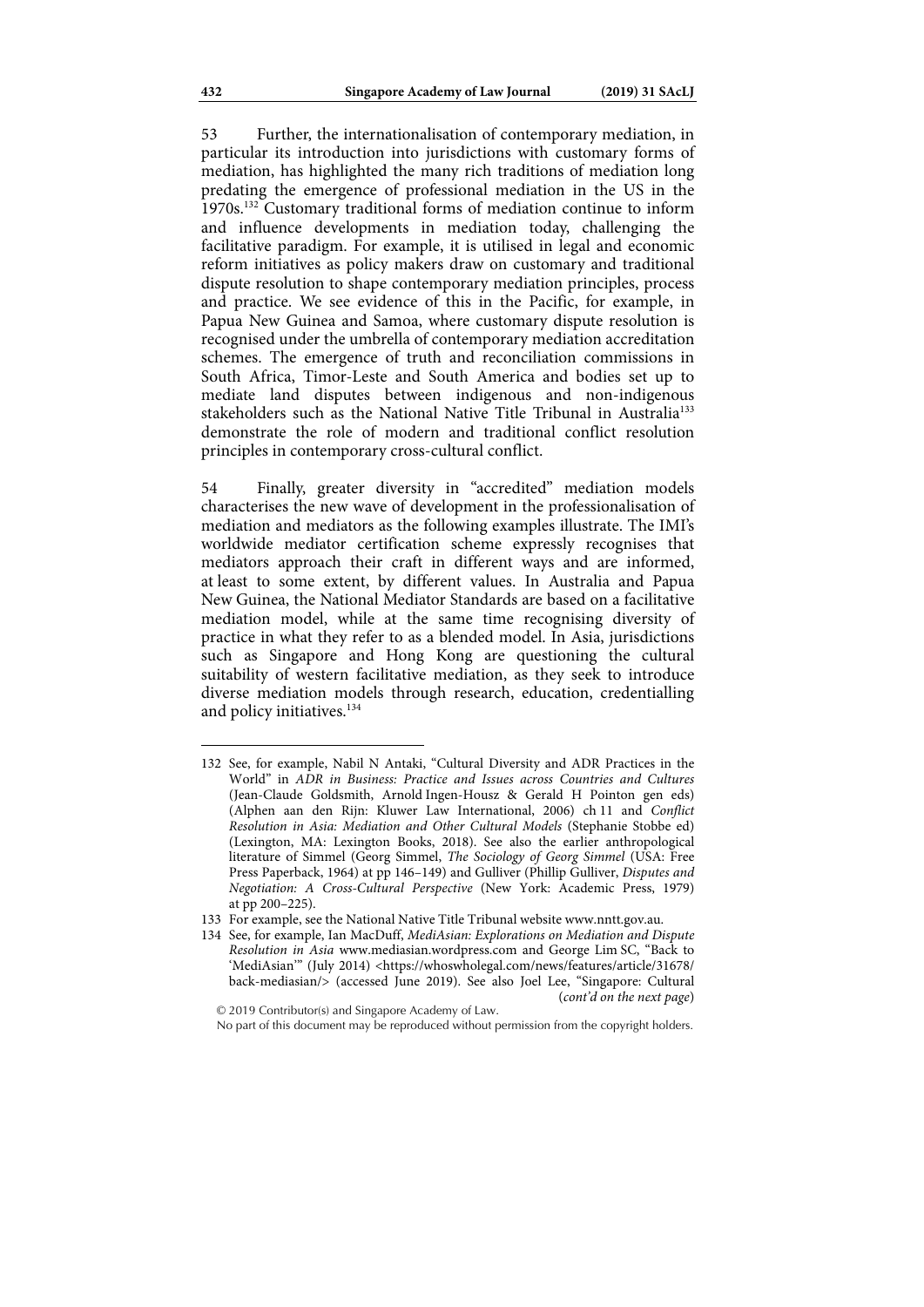53 Further, the internationalisation of contemporary mediation, in particular its introduction into jurisdictions with customary forms of mediation, has highlighted the many rich traditions of mediation long predating the emergence of professional mediation in the US in the 1970s.[132] Customary traditional forms of mediation continue to inform and influence developments in mediation today, challenging the facilitative paradigm. For example, it is utilised in legal and economic reform initiatives as policy makers draw on customary and traditional dispute resolution to shape contemporary mediation principles, process and practice. We see evidence of this in the Pacific, for example, in Papua New Guinea and Samoa, where customary dispute resolution is recognised under the umbrella of contemporary mediation accreditation schemes. The emergence of truth and reconciliation commissions in South Africa, Timor-Leste and South America and bodies set up to mediate land disputes between indigenous and non-indigenous stakeholders such as the National Native Title Tribunal in Australia[133] demonstrate the role of modern and traditional conflict resolution principles in contemporary cross-cultural conflict.

54 Finally, greater diversity in "accredited" mediation models characterises the new wave of development in the professionalisation of mediation and mediators as the following examples illustrate. The IMI's worldwide mediator certification scheme expressly recognises that mediators approach their craft in different ways and are informed, at least to some extent, by different values. In Australia and Papua New Guinea, the National Mediator Standards are based on a facilitative mediation model, while at the same time recognising diversity of practice in what they refer to as a blended model. In Asia, jurisdictions such as Singapore and Hong Kong are questioning the cultural suitability of western facilitative mediation, as they seek to introduce diverse mediation models through research, education, credentialling and policy initiatives.[134]

---

132 See, for example, Nabil N Antaki, "Cultural Diversity and ADR Practices in the World" in *ADR in Business: Practice and Issues across Countries and Cultures* (Jean-Claude Goldsmith, Arnold Ingen-Housz & Gerald H Pointon gen eds) (Alphen aan den Rijn: Kluwer Law International, 2006) ch 11 and *Conflict Resolution in Asia: Mediation and Other Cultural Models* (Stephanie Stobbe ed) (Lexington, MA: Lexington Books, 2018). See also the earlier anthropological literature of Simmel (Georg Simmel, *The Sociology of Georg Simmel* (USA: Free Press Paperback, 1964) at pp 146–149) and Gulliver (Phillip Gulliver, *Disputes and Negotiation: A Cross-Cultural Perspective* (New York: Academic Press, 1979) at pp 200–225).

133 For example, see the National Native Title Tribunal website www.nntt.gov.au.

134 See, for example, Ian MacDuff, *MediAsian: Explorations on Mediation and Dispute Resolution in Asia* www.mediasian.wordpress.com and George Lim SC, "Back to 'MediAsian'" (July 2014) <https://whoswholegal.com/news/features/article/31678/back-mediasian/> (accessed June 2019). See also Joel Lee, "Singapore: Cultural (*cont'd on the next page*)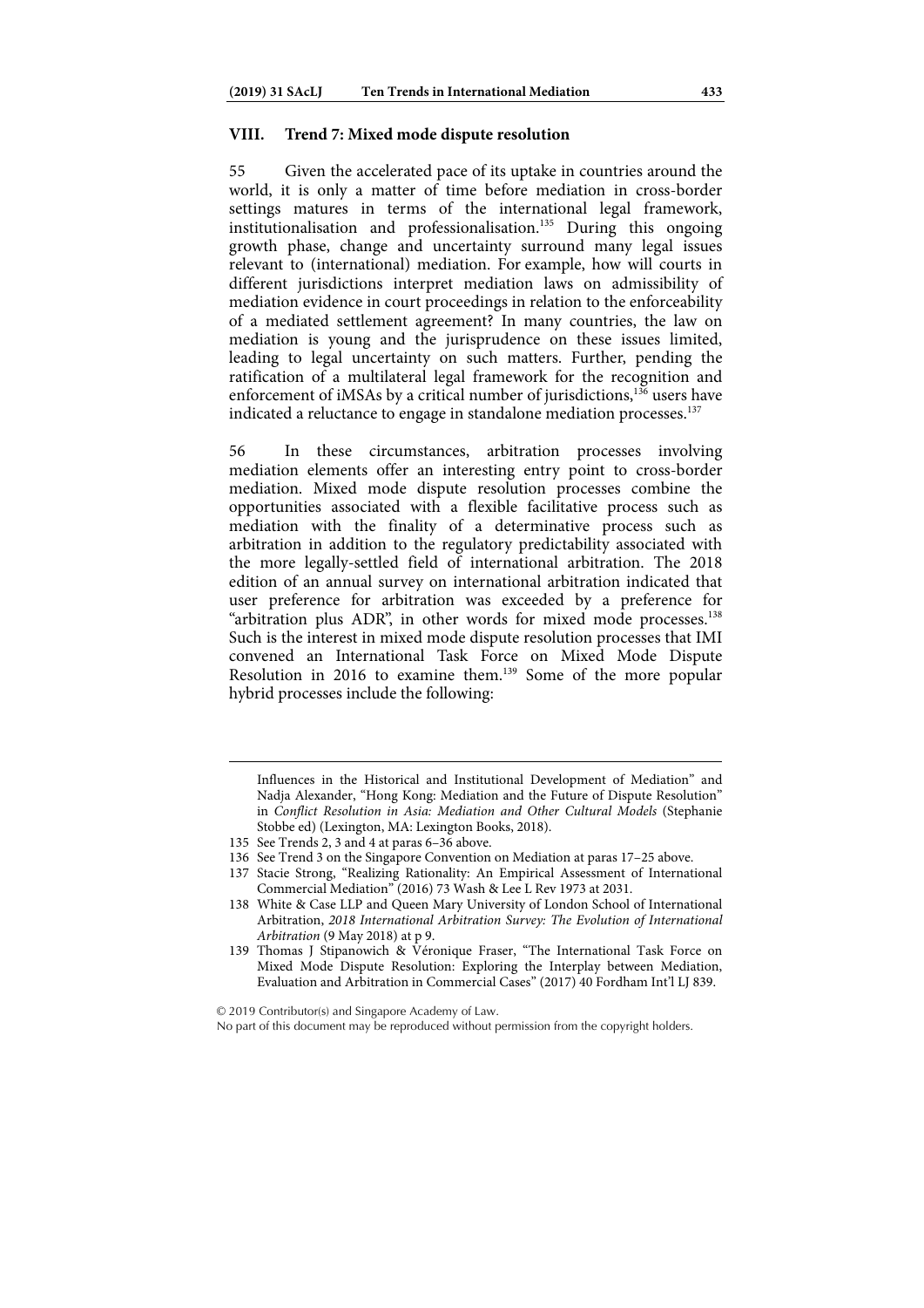## VIII. Trend 7: Mixed mode dispute resolution

55 Given the accelerated pace of its uptake in countries around the world, it is only a matter of time before mediation in cross-border settings matures in terms of the international legal framework, institutionalisation and professionalisation.[135] During this ongoing growth phase, change and uncertainty surround many legal issues relevant to (international) mediation. For example, how will courts in different jurisdictions interpret mediation laws on admissibility of mediation evidence in court proceedings in relation to the enforceability of a mediated settlement agreement? In many countries, the law on mediation is young and the jurisprudence on these issues limited, leading to legal uncertainty on such matters. Further, pending the ratification of a multilateral legal framework for the recognition and enforcement of iMSAs by a critical number of jurisdictions,[136] users have indicated a reluctance to engage in standalone mediation processes.[137]

56 In these circumstances, arbitration processes involving mediation elements offer an interesting entry point to cross-border mediation. Mixed mode dispute resolution processes combine the opportunities associated with a flexible facilitative process such as mediation with the finality of a determinative process such as arbitration in addition to the regulatory predictability associated with the more legally-settled field of international arbitration. The 2018 edition of an annual survey on international arbitration indicated that user preference for arbitration was exceeded by a preference for "arbitration plus ADR", in other words for mixed mode processes.[138] Such is the interest in mixed mode dispute resolution processes that IMI convened an International Task Force on Mixed Mode Dispute Resolution in 2016 to examine them.[139] Some of the more popular hybrid processes include the following:

---

Influences in the Historical and Institutional Development of Mediation" and Nadja Alexander, "Hong Kong: Mediation and the Future of Dispute Resolution" in *Conflict Resolution in Asia: Mediation and Other Cultural Models* (Stephanie Stobbe ed) (Lexington, MA: Lexington Books, 2018).

135 See Trends 2, 3 and 4 at paras 6–36 above.

136 See Trend 3 on the Singapore Convention on Mediation at paras 17–25 above.

137 Stacie Strong, "Realizing Rationality: An Empirical Assessment of International Commercial Mediation" (2016) 73 Wash & Lee L Rev 1973 at 2031.

138 White & Case LLP and Queen Mary University of London School of International Arbitration, *2018 International Arbitration Survey: The Evolution of International Arbitration* (9 May 2018) at p 9.

139 Thomas J Stipanowich & Véronique Fraser, "The International Task Force on Mixed Mode Dispute Resolution: Exploring the Interplay between Mediation, Evaluation and Arbitration in Commercial Cases" (2017) 40 Fordham Int'l LJ 839.

© 2019 Contributor(s) and Singapore Academy of Law.
No part of this document may be reproduced without permission from the copyright holders.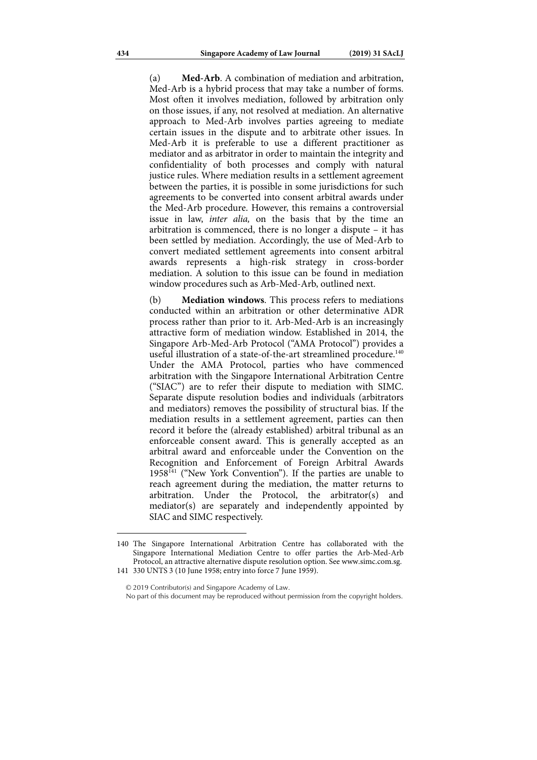(a) **Med-Arb**. A combination of mediation and arbitration, Med-Arb is a hybrid process that may take a number of forms. Most often it involves mediation, followed by arbitration only on those issues, if any, not resolved at mediation. An alternative approach to Med-Arb involves parties agreeing to mediate certain issues in the dispute and to arbitrate other issues. In Med-Arb it is preferable to use a different practitioner as mediator and as arbitrator in order to maintain the integrity and confidentiality of both processes and comply with natural justice rules. Where mediation results in a settlement agreement between the parties, it is possible in some jurisdictions for such agreements to be converted into consent arbitral awards under the Med-Arb procedure. However, this remains a controversial issue in law, *inter alia,* on the basis that by the time an arbitration is commenced, there is no longer a dispute – it has been settled by mediation. Accordingly, the use of Med-Arb to convert mediated settlement agreements into consent arbitral awards represents a high-risk strategy in cross-border mediation. A solution to this issue can be found in mediation window procedures such as Arb-Med-Arb, outlined next.

(b) **Mediation windows**. This process refers to mediations conducted within an arbitration or other determinative ADR process rather than prior to it. Arb-Med-Arb is an increasingly attractive form of mediation window. Established in 2014, the Singapore Arb-Med-Arb Protocol ("AMA Protocol") provides a useful illustration of a state-of-the-art streamlined procedure.[140] Under the AMA Protocol, parties who have commenced arbitration with the Singapore International Arbitration Centre ("SIAC") are to refer their dispute to mediation with SIMC. Separate dispute resolution bodies and individuals (arbitrators and mediators) removes the possibility of structural bias. If the mediation results in a settlement agreement, parties can then record it before the (already established) arbitral tribunal as an enforceable consent award. This is generally accepted as an arbitral award and enforceable under the Convention on the Recognition and Enforcement of Foreign Arbitral Awards 1958[141] ("New York Convention"). If the parties are unable to reach agreement during the mediation, the matter returns to arbitration. Under the Protocol, the arbitrator(s) and mediator(s) are separately and independently appointed by SIAC and SIMC respectively.

---

140 The Singapore International Arbitration Centre has collaborated with the Singapore International Mediation Centre to offer parties the Arb-Med-Arb Protocol, an attractive alternative dispute resolution option. See www.simc.com.sg.

141 330 UNTS 3 (10 June 1958; entry into force 7 June 1959).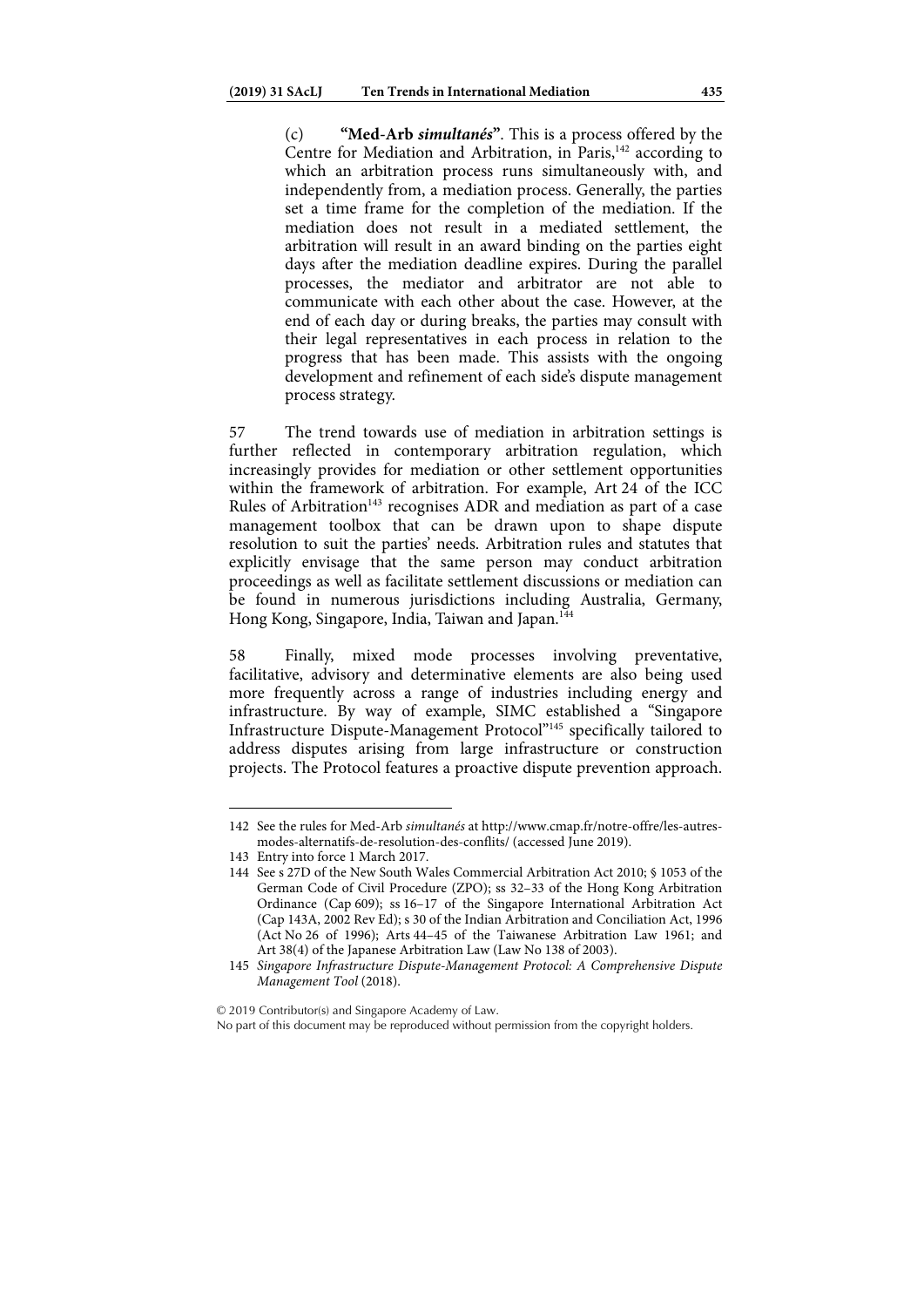(c) **"Med-Arb *simultanés*"**. This is a process offered by the Centre for Mediation and Arbitration, in Paris,[142] according to which an arbitration process runs simultaneously with, and independently from, a mediation process. Generally, the parties set a time frame for the completion of the mediation. If the mediation does not result in a mediated settlement, the arbitration will result in an award binding on the parties eight days after the mediation deadline expires. During the parallel processes, the mediator and arbitrator are not able to communicate with each other about the case. However, at the end of each day or during breaks, the parties may consult with their legal representatives in each process in relation to the progress that has been made. This assists with the ongoing development and refinement of each side's dispute management process strategy.

57 The trend towards use of mediation in arbitration settings is further reflected in contemporary arbitration regulation, which increasingly provides for mediation or other settlement opportunities within the framework of arbitration. For example, Art 24 of the ICC Rules of Arbitration[143] recognises ADR and mediation as part of a case management toolbox that can be drawn upon to shape dispute resolution to suit the parties' needs. Arbitration rules and statutes that explicitly envisage that the same person may conduct arbitration proceedings as well as facilitate settlement discussions or mediation can be found in numerous jurisdictions including Australia, Germany, Hong Kong, Singapore, India, Taiwan and Japan.[144]

58 Finally, mixed mode processes involving preventative, facilitative, advisory and determinative elements are also being used more frequently across a range of industries including energy and infrastructure. By way of example, SIMC established a "Singapore Infrastructure Dispute-Management Protocol"[145] specifically tailored to address disputes arising from large infrastructure or construction projects. The Protocol features a proactive dispute prevention approach.

---

142 See the rules for Med-Arb *simultanés* at http://www.cmap.fr/notre-offre/les-autres-modes-alternatifs-de-resolution-des-conflits/ (accessed June 2019).

143 Entry into force 1 March 2017.

144 See s 27D of the New South Wales Commercial Arbitration Act 2010; § 1053 of the German Code of Civil Procedure (ZPO); ss 32–33 of the Hong Kong Arbitration Ordinance (Cap 609); ss 16–17 of the Singapore International Arbitration Act (Cap 143A, 2002 Rev Ed); s 30 of the Indian Arbitration and Conciliation Act, 1996 (Act No 26 of 1996); Arts 44–45 of the Taiwanese Arbitration Law 1961; and Art 38(4) of the Japanese Arbitration Law (Law No 138 of 2003).

145 *Singapore Infrastructure Dispute-Management Protocol: A Comprehensive Dispute Management Tool* (2018).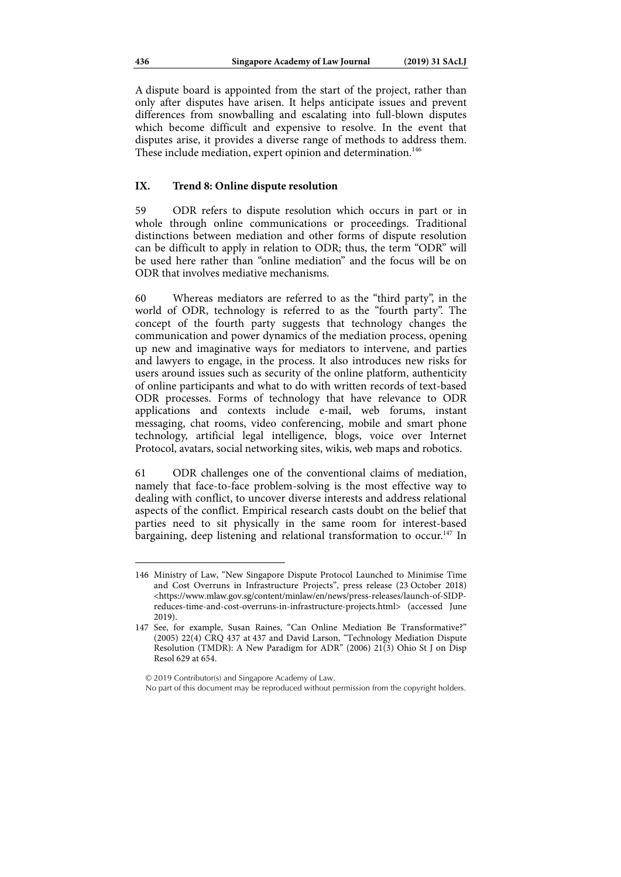A dispute board is appointed from the start of the project, rather than only after disputes have arisen. It helps anticipate issues and prevent differences from snowballing and escalating into full-blown disputes which become difficult and expensive to resolve. In the event that disputes arise, it provides a diverse range of methods to address them. These include mediation, expert opinion and determination.[146]

## IX. Trend 8: Online dispute resolution

59 ODR refers to dispute resolution which occurs in part or in whole through online communications or proceedings. Traditional distinctions between mediation and other forms of dispute resolution can be difficult to apply in relation to ODR; thus, the term "ODR" will be used here rather than "online mediation" and the focus will be on ODR that involves mediative mechanisms.

60 Whereas mediators are referred to as the "third party", in the world of ODR, technology is referred to as the "fourth party". The concept of the fourth party suggests that technology changes the communication and power dynamics of the mediation process, opening up new and imaginative ways for mediators to intervene, and parties and lawyers to engage, in the process. It also introduces new risks for users around issues such as security of the online platform, authenticity of online participants and what to do with written records of text-based ODR processes. Forms of technology that have relevance to ODR applications and contexts include e-mail, web forums, instant messaging, chat rooms, video conferencing, mobile and smart phone technology, artificial legal intelligence, blogs, voice over Internet Protocol, avatars, social networking sites, wikis, web maps and robotics.

61 ODR challenges one of the conventional claims of mediation, namely that face-to-face problem-solving is the most effective way to dealing with conflict, to uncover diverse interests and address relational aspects of the conflict. Empirical research casts doubt on the belief that parties need to sit physically in the same room for interest-based bargaining, deep listening and relational transformation to occur.[147] In

---

146 Ministry of Law, "New Singapore Dispute Protocol Launched to Minimise Time and Cost Overruns in Infrastructure Projects", press release (23 October 2018) <https://www.mlaw.gov.sg/content/minlaw/en/news/press-releases/launch-of-SIDP-reduces-time-and-cost-overruns-in-infrastructure-projects.html> (accessed June 2019).

147 See, for example, Susan Raines, "Can Online Mediation Be Transformative?" (2005) 22(4) CRQ 437 at 437 and David Larson, "Technology Mediation Dispute Resolution (TMDR): A New Paradigm for ADR" (2006) 21(3) Ohio St J on Disp Resol 629 at 654.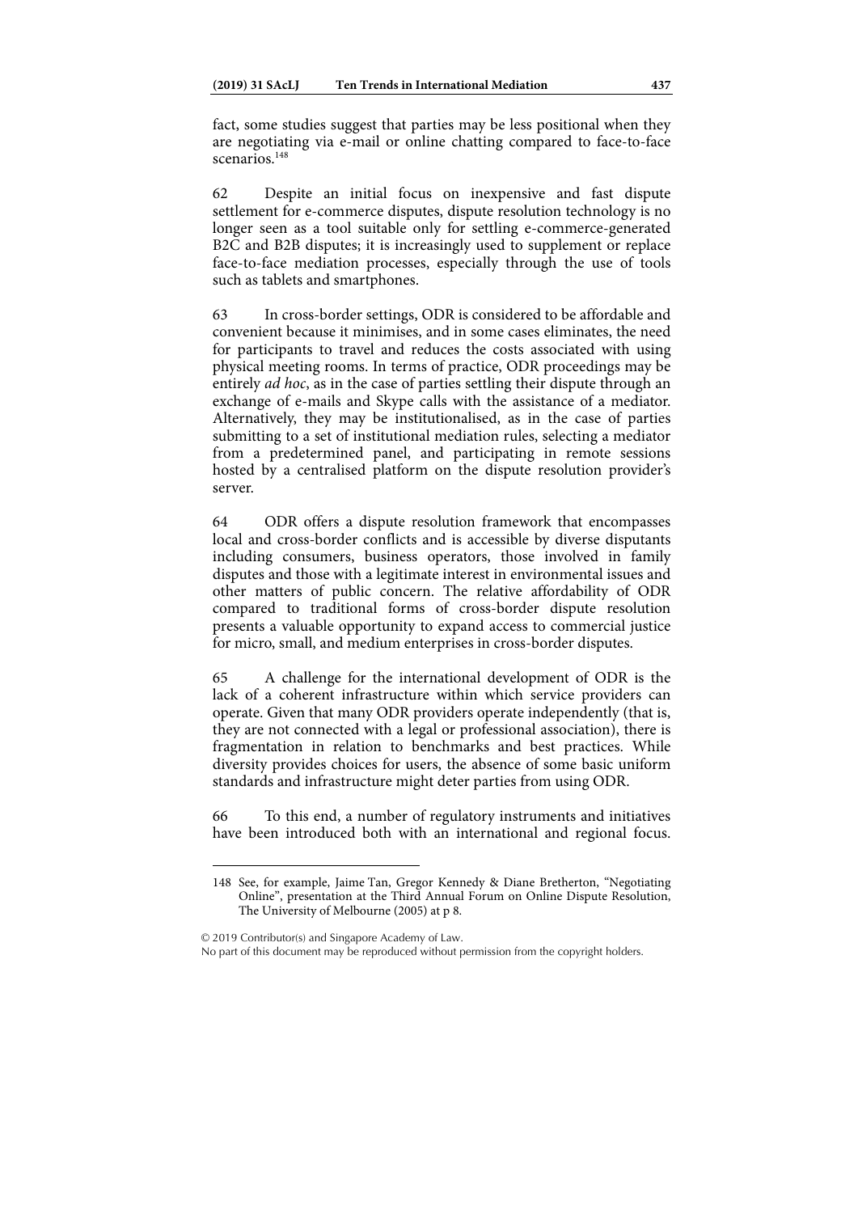fact, some studies suggest that parties may be less positional when they are negotiating via e-mail or online chatting compared to face-to-face scenarios.[148]

62 Despite an initial focus on inexpensive and fast dispute settlement for e-commerce disputes, dispute resolution technology is no longer seen as a tool suitable only for settling e-commerce-generated B2C and B2B disputes; it is increasingly used to supplement or replace face-to-face mediation processes, especially through the use of tools such as tablets and smartphones.

63 In cross-border settings, ODR is considered to be affordable and convenient because it minimises, and in some cases eliminates, the need for participants to travel and reduces the costs associated with using physical meeting rooms. In terms of practice, ODR proceedings may be entirely *ad hoc*, as in the case of parties settling their dispute through an exchange of e-mails and Skype calls with the assistance of a mediator. Alternatively, they may be institutionalised, as in the case of parties submitting to a set of institutional mediation rules, selecting a mediator from a predetermined panel, and participating in remote sessions hosted by a centralised platform on the dispute resolution provider's server.

64 ODR offers a dispute resolution framework that encompasses local and cross-border conflicts and is accessible by diverse disputants including consumers, business operators, those involved in family disputes and those with a legitimate interest in environmental issues and other matters of public concern. The relative affordability of ODR compared to traditional forms of cross-border dispute resolution presents a valuable opportunity to expand access to commercial justice for micro, small, and medium enterprises in cross-border disputes.

65 A challenge for the international development of ODR is the lack of a coherent infrastructure within which service providers can operate. Given that many ODR providers operate independently (that is, they are not connected with a legal or professional association), there is fragmentation in relation to benchmarks and best practices. While diversity provides choices for users, the absence of some basic uniform standards and infrastructure might deter parties from using ODR.

66 To this end, a number of regulatory instruments and initiatives have been introduced both with an international and regional focus.

---

148 See, for example, Jaime Tan, Gregor Kennedy & Diane Bretherton, "Negotiating Online", presentation at the Third Annual Forum on Online Dispute Resolution, The University of Melbourne (2005) at p 8.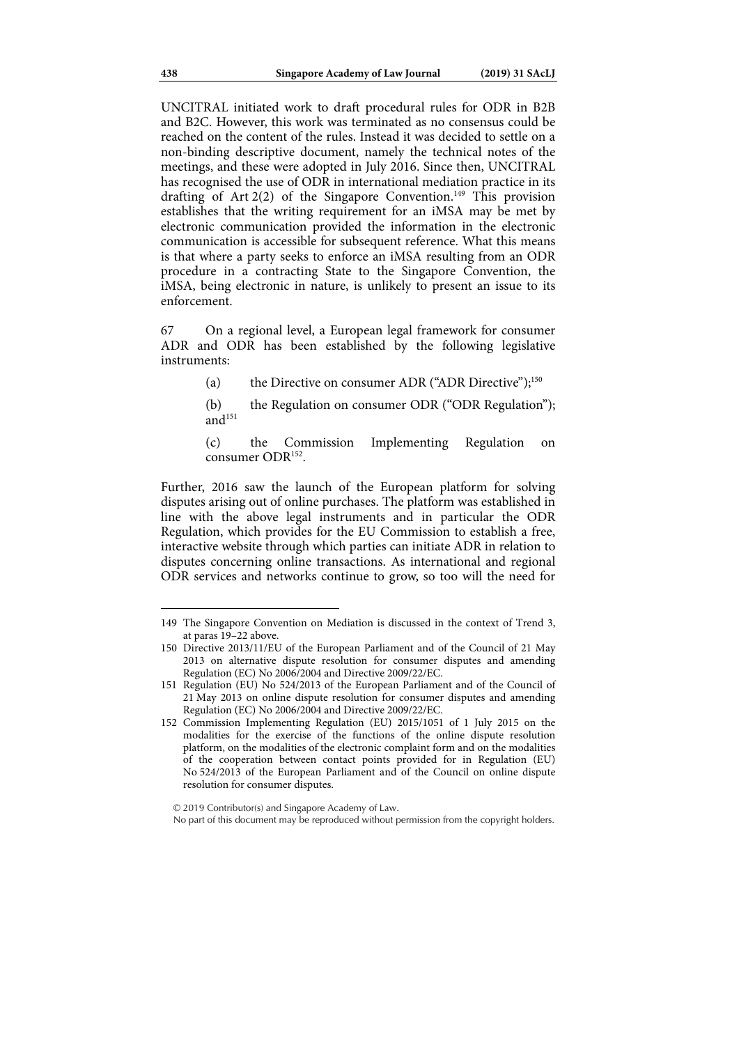UNCITRAL initiated work to draft procedural rules for ODR in B2B and B2C. However, this work was terminated as no consensus could be reached on the content of the rules. Instead it was decided to settle on a non-binding descriptive document, namely the technical notes of the meetings, and these were adopted in July 2016. Since then, UNCITRAL has recognised the use of ODR in international mediation practice in its drafting of Art 2(2) of the Singapore Convention.[149] This provision establishes that the writing requirement for an iMSA may be met by electronic communication provided the information in the electronic communication is accessible for subsequent reference. What this means is that where a party seeks to enforce an iMSA resulting from an ODR procedure in a contracting State to the Singapore Convention, the iMSA, being electronic in nature, is unlikely to present an issue to its enforcement.

67 On a regional level, a European legal framework for consumer ADR and ODR has been established by the following legislative instruments:

(a) the Directive on consumer ADR ("ADR Directive");[150]

(b) the Regulation on consumer ODR ("ODR Regulation"); and[151]

(c) the Commission Implementing Regulation on consumer ODR[152].

Further, 2016 saw the launch of the European platform for solving disputes arising out of online purchases. The platform was established in line with the above legal instruments and in particular the ODR Regulation, which provides for the EU Commission to establish a free, interactive website through which parties can initiate ADR in relation to disputes concerning online transactions. As international and regional ODR services and networks continue to grow, so too will the need for

---

149 The Singapore Convention on Mediation is discussed in the context of Trend 3, at paras 19–22 above.

150 Directive 2013/11/EU of the European Parliament and of the Council of 21 May 2013 on alternative dispute resolution for consumer disputes and amending Regulation (EC) No 2006/2004 and Directive 2009/22/EC.

151 Regulation (EU) No 524/2013 of the European Parliament and of the Council of 21 May 2013 on online dispute resolution for consumer disputes and amending Regulation (EC) No 2006/2004 and Directive 2009/22/EC.

152 Commission Implementing Regulation (EU) 2015/1051 of 1 July 2015 on the modalities for the exercise of the functions of the online dispute resolution platform, on the modalities of the electronic complaint form and on the modalities of the cooperation between contact points provided for in Regulation (EU) No 524/2013 of the European Parliament and of the Council on online dispute resolution for consumer disputes.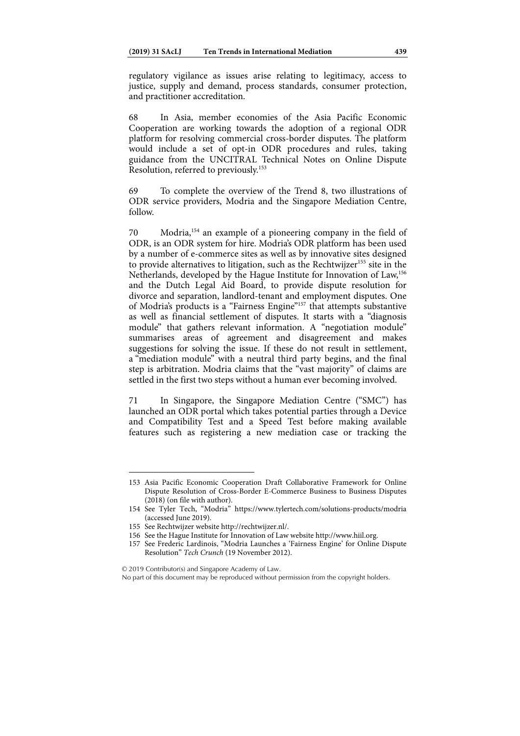regulatory vigilance as issues arise relating to legitimacy, access to justice, supply and demand, process standards, consumer protection, and practitioner accreditation.

68 In Asia, member economies of the Asia Pacific Economic Cooperation are working towards the adoption of a regional ODR platform for resolving commercial cross-border disputes. The platform would include a set of opt-in ODR procedures and rules, taking guidance from the UNCITRAL Technical Notes on Online Dispute Resolution, referred to previously.[153]

69 To complete the overview of the Trend 8, two illustrations of ODR service providers, Modria and the Singapore Mediation Centre, follow.

70 Modria,[154] an example of a pioneering company in the field of ODR, is an ODR system for hire. Modria's ODR platform has been used by a number of e-commerce sites as well as by innovative sites designed to provide alternatives to litigation, such as the Rechtwijzer[155] site in the Netherlands, developed by the Hague Institute for Innovation of Law,[156] and the Dutch Legal Aid Board, to provide dispute resolution for divorce and separation, landlord-tenant and employment disputes. One of Modria's products is a "Fairness Engine"[157] that attempts substantive as well as financial settlement of disputes. It starts with a "diagnosis module" that gathers relevant information. A "negotiation module" summarises areas of agreement and disagreement and makes suggestions for solving the issue. If these do not result in settlement, a "mediation module" with a neutral third party begins, and the final step is arbitration. Modria claims that the "vast majority" of claims are settled in the first two steps without a human ever becoming involved.

71 In Singapore, the Singapore Mediation Centre ("SMC") has launched an ODR portal which takes potential parties through a Device and Compatibility Test and a Speed Test before making available features such as registering a new mediation case or tracking the

---

153 Asia Pacific Economic Cooperation Draft Collaborative Framework for Online Dispute Resolution of Cross-Border E-Commerce Business to Business Disputes (2018) (on file with author).

154 See Tyler Tech, "Modria" https://www.tylertech.com/solutions-products/modria (accessed June 2019).

155 See Rechtwijzer website http://rechtwijzer.nl/.

156 See the Hague Institute for Innovation of Law website http://www.hiil.org.

157 See Frederic Lardinois, "Modria Launches a 'Fairness Engine' for Online Dispute Resolution" *Tech Crunch* (19 November 2012).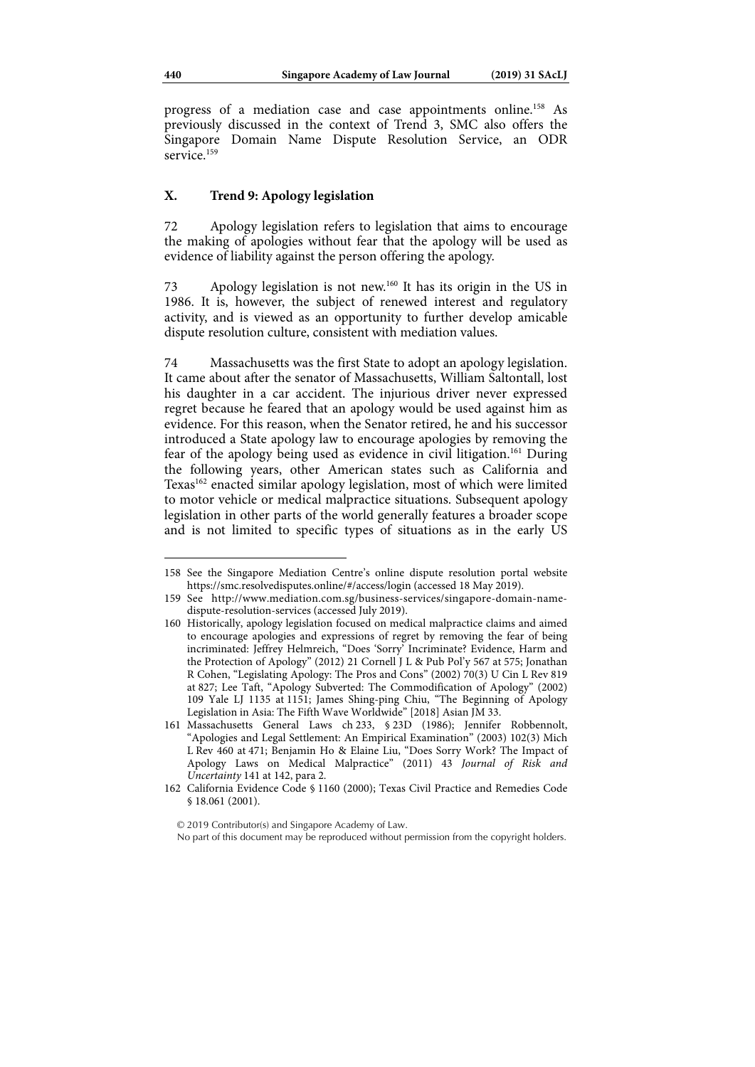progress of a mediation case and case appointments online.[158] As previously discussed in the context of Trend 3, SMC also offers the Singapore Domain Name Dispute Resolution Service, an ODR service.[159]

## X. Trend 9: Apology legislation

72 Apology legislation refers to legislation that aims to encourage the making of apologies without fear that the apology will be used as evidence of liability against the person offering the apology.

73 Apology legislation is not new.[160] It has its origin in the US in 1986. It is, however, the subject of renewed interest and regulatory activity, and is viewed as an opportunity to further develop amicable dispute resolution culture, consistent with mediation values.

74 Massachusetts was the first State to adopt an apology legislation. It came about after the senator of Massachusetts, William Saltontall, lost his daughter in a car accident. The injurious driver never expressed regret because he feared that an apology would be used against him as evidence. For this reason, when the Senator retired, he and his successor introduced a State apology law to encourage apologies by removing the fear of the apology being used as evidence in civil litigation.[161] During the following years, other American states such as California and Texas[162] enacted similar apology legislation, most of which were limited to motor vehicle or medical malpractice situations. Subsequent apology legislation in other parts of the world generally features a broader scope and is not limited to specific types of situations as in the early US

---

158 See the Singapore Mediation Centre's online dispute resolution portal website https://smc.resolvedisputes.online/#/access/login (accessed 18 May 2019).

159 See http://www.mediation.com.sg/business-services/singapore-domain-name-dispute-resolution-services (accessed July 2019).

160 Historically, apology legislation focused on medical malpractice claims and aimed to encourage apologies and expressions of regret by removing the fear of being incriminated: Jeffrey Helmreich, "Does 'Sorry' Incriminate? Evidence, Harm and the Protection of Apology" (2012) 21 Cornell J L & Pub Pol'y 567 at 575; Jonathan R Cohen, "Legislating Apology: The Pros and Cons" (2002) 70(3) U Cin L Rev 819 at 827; Lee Taft, "Apology Subverted: The Commodification of Apology" (2002) 109 Yale LJ 1135 at 1151; James Shing-ping Chiu, "The Beginning of Apology Legislation in Asia: The Fifth Wave Worldwide" [2018] Asian JM 33.

161 Massachusetts General Laws ch 233, § 23D (1986); Jennifer Robbennolt, "Apologies and Legal Settlement: An Empirical Examination" (2003) 102(3) Mich L Rev 460 at 471; Benjamin Ho & Elaine Liu, "Does Sorry Work? The Impact of Apology Laws on Medical Malpractice" (2011) 43 *Journal of Risk and Uncertainty* 141 at 142, para 2.

162 California Evidence Code § 1160 (2000); Texas Civil Practice and Remedies Code § 18.061 (2001).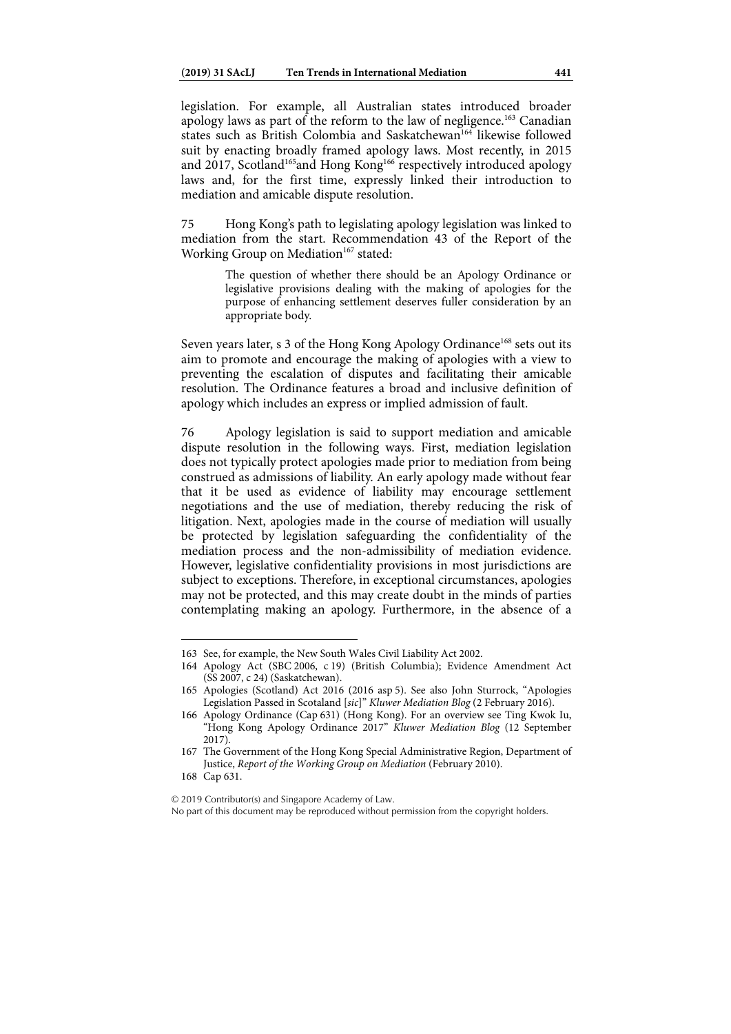legislation. For example, all Australian states introduced broader apology laws as part of the reform to the law of negligence.[163] Canadian states such as British Colombia and Saskatchewan[164] likewise followed suit by enacting broadly framed apology laws. Most recently, in 2015 and 2017, Scotland[165] and Hong Kong[166] respectively introduced apology laws and, for the first time, expressly linked their introduction to mediation and amicable dispute resolution.

75 Hong Kong's path to legislating apology legislation was linked to mediation from the start. Recommendation 43 of the Report of the Working Group on Mediation[167] stated:

> The question of whether there should be an Apology Ordinance or legislative provisions dealing with the making of apologies for the purpose of enhancing settlement deserves fuller consideration by an appropriate body.

Seven years later, s 3 of the Hong Kong Apology Ordinance[168] sets out its aim to promote and encourage the making of apologies with a view to preventing the escalation of disputes and facilitating their amicable resolution. The Ordinance features a broad and inclusive definition of apology which includes an express or implied admission of fault.

76 Apology legislation is said to support mediation and amicable dispute resolution in the following ways. First, mediation legislation does not typically protect apologies made prior to mediation from being construed as admissions of liability. An early apology made without fear that it be used as evidence of liability may encourage settlement negotiations and the use of mediation, thereby reducing the risk of litigation. Next, apologies made in the course of mediation will usually be protected by legislation safeguarding the confidentiality of the mediation process and the non-admissibility of mediation evidence. However, legislative confidentiality provisions in most jurisdictions are subject to exceptions. Therefore, in exceptional circumstances, apologies may not be protected, and this may create doubt in the minds of parties contemplating making an apology. Furthermore, in the absence of a

---

163 See, for example, the New South Wales Civil Liability Act 2002.

164 Apology Act (SBC 2006, c 19) (British Columbia); Evidence Amendment Act (SS 2007, c 24) (Saskatchewan).

165 Apologies (Scotland) Act 2016 (2016 asp 5). See also John Sturrock, "Apologies Legislation Passed in Scotaland [*sic*]" *Kluwer Mediation Blog* (2 February 2016).

166 Apology Ordinance (Cap 631) (Hong Kong). For an overview see Ting Kwok Iu, "Hong Kong Apology Ordinance 2017" *Kluwer Mediation Blog* (12 September 2017).

167 The Government of the Hong Kong Special Administrative Region, Department of Justice, *Report of the Working Group on Mediation* (February 2010).

168 Cap 631.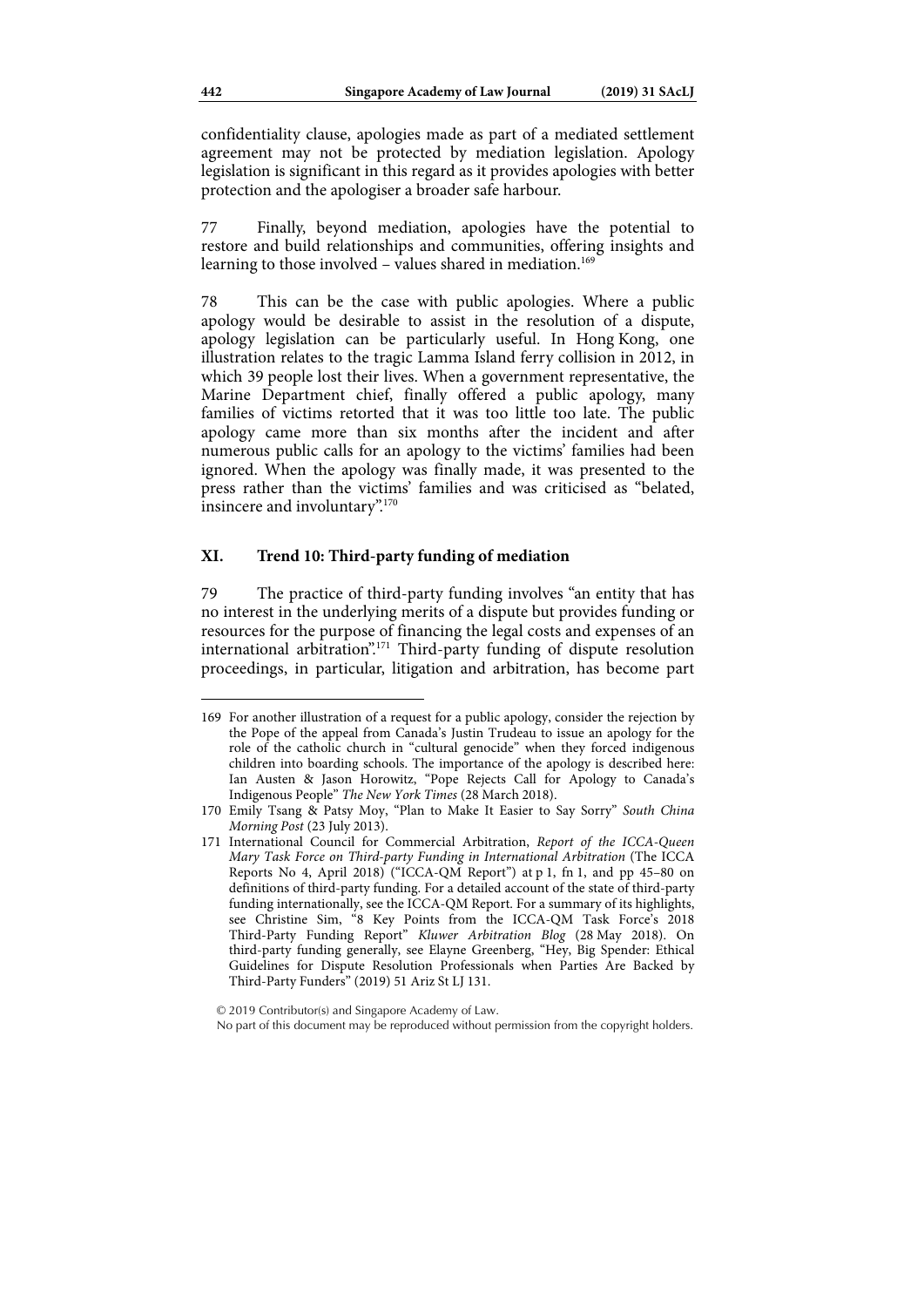confidentiality clause, apologies made as part of a mediated settlement agreement may not be protected by mediation legislation. Apology legislation is significant in this regard as it provides apologies with better protection and the apologiser a broader safe harbour.

77 Finally, beyond mediation, apologies have the potential to restore and build relationships and communities, offering insights and learning to those involved – values shared in mediation.[169]

78 This can be the case with public apologies. Where a public apology would be desirable to assist in the resolution of a dispute, apology legislation can be particularly useful. In Hong Kong, one illustration relates to the tragic Lamma Island ferry collision in 2012, in which 39 people lost their lives. When a government representative, the Marine Department chief, finally offered a public apology, many families of victims retorted that it was too little too late. The public apology came more than six months after the incident and after numerous public calls for an apology to the victims' families had been ignored. When the apology was finally made, it was presented to the press rather than the victims' families and was criticised as "belated, insincere and involuntary".[170]

## XI. Trend 10: Third-party funding of mediation

79 The practice of third-party funding involves "an entity that has no interest in the underlying merits of a dispute but provides funding or resources for the purpose of financing the legal costs and expenses of an international arbitration".[171] Third-party funding of dispute resolution proceedings, in particular, litigation and arbitration, has become part

---

169 For another illustration of a request for a public apology, consider the rejection by the Pope of the appeal from Canada's Justin Trudeau to issue an apology for the role of the catholic church in "cultural genocide" when they forced indigenous children into boarding schools. The importance of the apology is described here: Ian Austen & Jason Horowitz, "Pope Rejects Call for Apology to Canada's Indigenous People" *The New York Times* (28 March 2018).

170 Emily Tsang & Patsy Moy, "Plan to Make It Easier to Say Sorry" *South China Morning Post* (23 July 2013).

171 International Council for Commercial Arbitration, *Report of the ICCA-Queen Mary Task Force on Third-party Funding in International Arbitration* (The ICCA Reports No 4, April 2018) ("ICCA-QM Report") at p 1, fn 1, and pp 45–80 on definitions of third-party funding. For a detailed account of the state of third-party funding internationally, see the ICCA-QM Report. For a summary of its highlights, see Christine Sim, "8 Key Points from the ICCA-QM Task Force's 2018 Third-Party Funding Report" *Kluwer Arbitration Blog* (28 May 2018). On third-party funding generally, see Elayne Greenberg, "Hey, Big Spender: Ethical Guidelines for Dispute Resolution Professionals when Parties Are Backed by Third-Party Funders" (2019) 51 Ariz St LJ 131.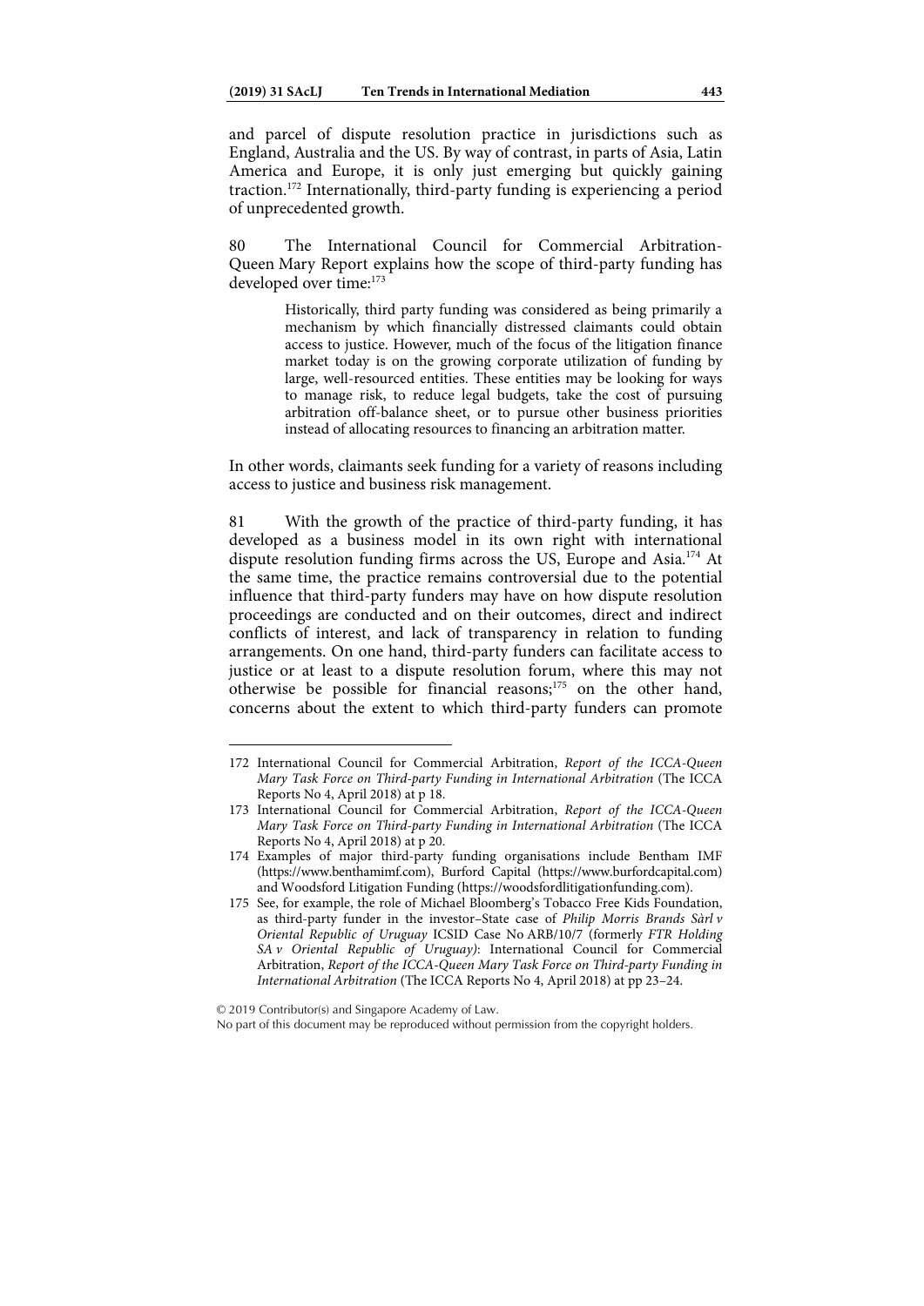and parcel of dispute resolution practice in jurisdictions such as England, Australia and the US. By way of contrast, in parts of Asia, Latin America and Europe, it is only just emerging but quickly gaining traction.[172] Internationally, third-party funding is experiencing a period of unprecedented growth.

80 The International Council for Commercial Arbitration-Queen Mary Report explains how the scope of third-party funding has developed over time:[173]

> Historically, third party funding was considered as being primarily a mechanism by which financially distressed claimants could obtain access to justice. However, much of the focus of the litigation finance market today is on the growing corporate utilization of funding by large, well-resourced entities. These entities may be looking for ways to manage risk, to reduce legal budgets, take the cost of pursuing arbitration off-balance sheet, or to pursue other business priorities instead of allocating resources to financing an arbitration matter.

In other words, claimants seek funding for a variety of reasons including access to justice and business risk management.

81 With the growth of the practice of third-party funding, it has developed as a business model in its own right with international dispute resolution funding firms across the US, Europe and Asia.[174] At the same time, the practice remains controversial due to the potential influence that third-party funders may have on how dispute resolution proceedings are conducted and on their outcomes, direct and indirect conflicts of interest, and lack of transparency in relation to funding arrangements. On one hand, third-party funders can facilitate access to justice or at least to a dispute resolution forum, where this may not otherwise be possible for financial reasons;[175] on the other hand, concerns about the extent to which third-party funders can promote

---

172 International Council for Commercial Arbitration, *Report of the ICCA-Queen Mary Task Force on Third-party Funding in International Arbitration* (The ICCA Reports No 4, April 2018) at p 18.

173 International Council for Commercial Arbitration, *Report of the ICCA-Queen Mary Task Force on Third-party Funding in International Arbitration* (The ICCA Reports No 4, April 2018) at p 20.

174 Examples of major third-party funding organisations include Bentham IMF (https://www.benthamimf.com), Burford Capital (https://www.burfordcapital.com) and Woodsford Litigation Funding (https://woodsfordlitigationfunding.com).

175 See, for example, the role of Michael Bloomberg's Tobacco Free Kids Foundation, as third-party funder in the investor–State case of *Philip Morris Brands Sàrl v Oriental Republic of Uruguay* ICSID Case No ARB/10/7 (formerly *FTR Holding SA v Oriental Republic of Uruguay)*: International Council for Commercial Arbitration, *Report of the ICCA-Queen Mary Task Force on Third-party Funding in International Arbitration* (The ICCA Reports No 4, April 2018) at pp 23–24.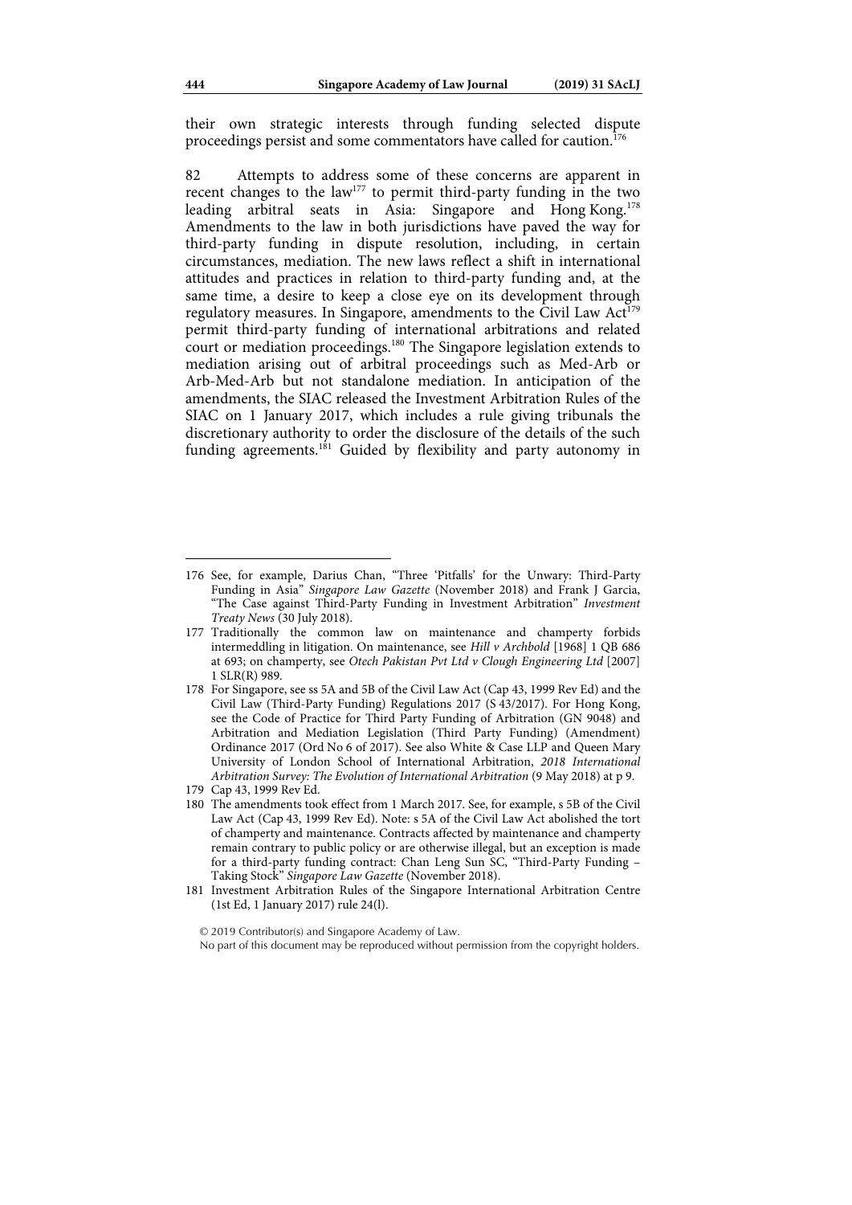their own strategic interests through funding selected dispute proceedings persist and some commentators have called for caution.[176]

82 Attempts to address some of these concerns are apparent in recent changes to the law[177] to permit third-party funding in the two leading arbitral seats in Asia: Singapore and Hong Kong.[178] Amendments to the law in both jurisdictions have paved the way for third-party funding in dispute resolution, including, in certain circumstances, mediation. The new laws reflect a shift in international attitudes and practices in relation to third-party funding and, at the same time, a desire to keep a close eye on its development through regulatory measures. In Singapore, amendments to the Civil Law Act[179] permit third-party funding of international arbitrations and related court or mediation proceedings.[180] The Singapore legislation extends to mediation arising out of arbitral proceedings such as Med-Arb or Arb-Med-Arb but not standalone mediation. In anticipation of the amendments, the SIAC released the Investment Arbitration Rules of the SIAC on 1 January 2017, which includes a rule giving tribunals the discretionary authority to order the disclosure of the details of the such funding agreements.[181] Guided by flexibility and party autonomy in

---

176 See, for example, Darius Chan, "Three 'Pitfalls' for the Unwary: Third-Party Funding in Asia" *Singapore Law Gazette* (November 2018) and Frank J Garcia, "The Case against Third-Party Funding in Investment Arbitration" *Investment Treaty News* (30 July 2018).

177 Traditionally the common law on maintenance and champerty forbids intermeddling in litigation. On maintenance, see *Hill v Archbold* [1968] 1 QB 686 at 693; on champerty, see *Otech Pakistan Pvt Ltd v Clough Engineering Ltd* [2007] 1 SLR(R) 989.

178 For Singapore, see ss 5A and 5B of the Civil Law Act (Cap 43, 1999 Rev Ed) and the Civil Law (Third-Party Funding) Regulations 2017 (S 43/2017). For Hong Kong, see the Code of Practice for Third Party Funding of Arbitration (GN 9048) and Arbitration and Mediation Legislation (Third Party Funding) (Amendment) Ordinance 2017 (Ord No 6 of 2017). See also White & Case LLP and Queen Mary University of London School of International Arbitration, *2018 International Arbitration Survey: The Evolution of International Arbitration* (9 May 2018) at p 9.

179 Cap 43, 1999 Rev Ed.

180 The amendments took effect from 1 March 2017. See, for example, s 5B of the Civil Law Act (Cap 43, 1999 Rev Ed). Note: s 5A of the Civil Law Act abolished the tort of champerty and maintenance. Contracts affected by maintenance and champerty remain contrary to public policy or are otherwise illegal, but an exception is made for a third-party funding contract: Chan Leng Sun SC, "Third-Party Funding – Taking Stock" *Singapore Law Gazette* (November 2018).

181 Investment Arbitration Rules of the Singapore International Arbitration Centre (1st Ed, 1 January 2017) rule 24(l).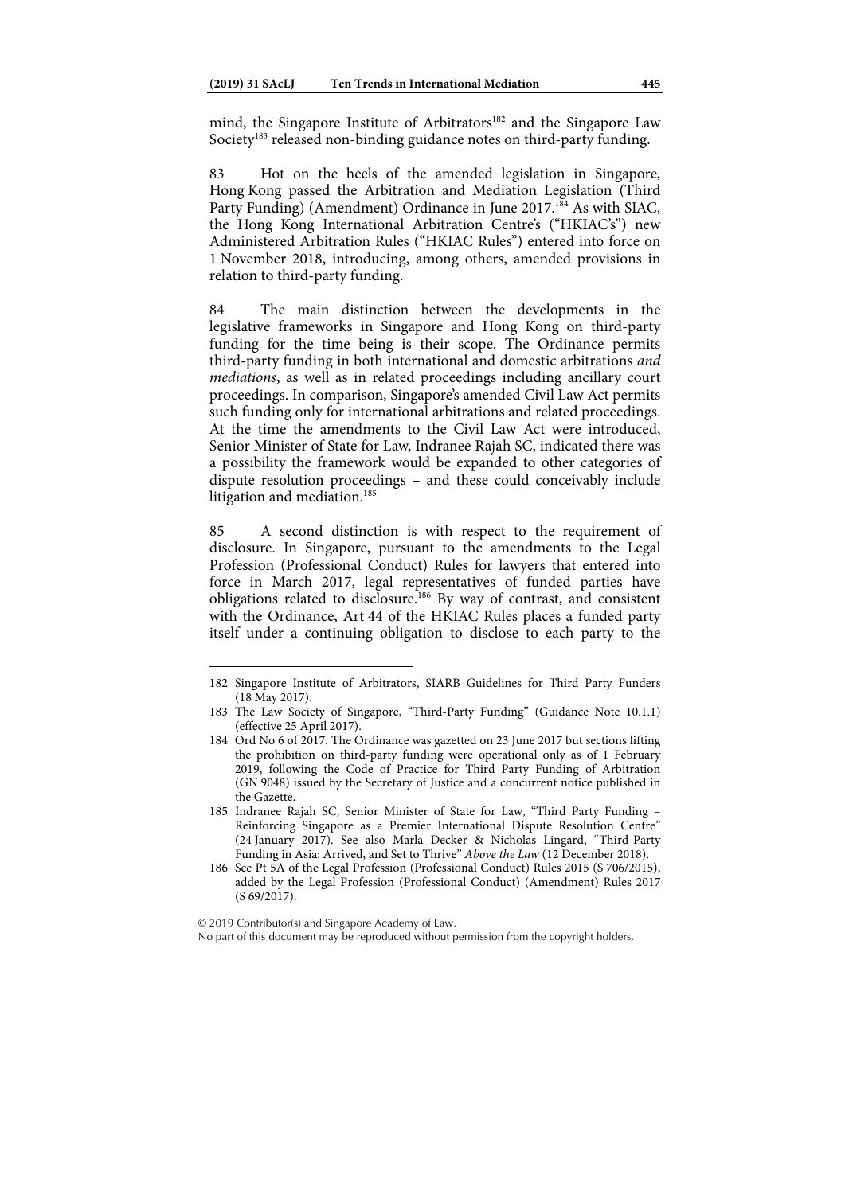mind, the Singapore Institute of Arbitrators[182] and the Singapore Law Society[183] released non-binding guidance notes on third-party funding.

83 Hot on the heels of the amended legislation in Singapore, Hong Kong passed the Arbitration and Mediation Legislation (Third Party Funding) (Amendment) Ordinance in June 2017.[184] As with SIAC, the Hong Kong International Arbitration Centre's ("HKIAC's") new Administered Arbitration Rules ("HKIAC Rules") entered into force on 1 November 2018, introducing, among others, amended provisions in relation to third-party funding.

84 The main distinction between the developments in the legislative frameworks in Singapore and Hong Kong on third-party funding for the time being is their scope. The Ordinance permits third-party funding in both international and domestic arbitrations *and mediations*, as well as in related proceedings including ancillary court proceedings. In comparison, Singapore's amended Civil Law Act permits such funding only for international arbitrations and related proceedings. At the time the amendments to the Civil Law Act were introduced, Senior Minister of State for Law, Indranee Rajah SC, indicated there was a possibility the framework would be expanded to other categories of dispute resolution proceedings – and these could conceivably include litigation and mediation.[185]

85 A second distinction is with respect to the requirement of disclosure. In Singapore, pursuant to the amendments to the Legal Profession (Professional Conduct) Rules for lawyers that entered into force in March 2017, legal representatives of funded parties have obligations related to disclosure.[186] By way of contrast, and consistent with the Ordinance, Art 44 of the HKIAC Rules places a funded party itself under a continuing obligation to disclose to each party to the

---

182 Singapore Institute of Arbitrators, SIARB Guidelines for Third Party Funders (18 May 2017).

183 The Law Society of Singapore, "Third-Party Funding" (Guidance Note 10.1.1) (effective 25 April 2017).

184 Ord No 6 of 2017. The Ordinance was gazetted on 23 June 2017 but sections lifting the prohibition on third-party funding were operational only as of 1 February 2019, following the Code of Practice for Third Party Funding of Arbitration (GN 9048) issued by the Secretary of Justice and a concurrent notice published in the Gazette.

185 Indranee Rajah SC, Senior Minister of State for Law, "Third Party Funding – Reinforcing Singapore as a Premier International Dispute Resolution Centre" (24 January 2017). See also Marla Decker & Nicholas Lingard, "Third-Party Funding in Asia: Arrived, and Set to Thrive" *Above the Law* (12 December 2018).

186 See Pt 5A of the Legal Profession (Professional Conduct) Rules 2015 (S 706/2015), added by the Legal Profession (Professional Conduct) (Amendment) Rules 2017 (S 69/2017).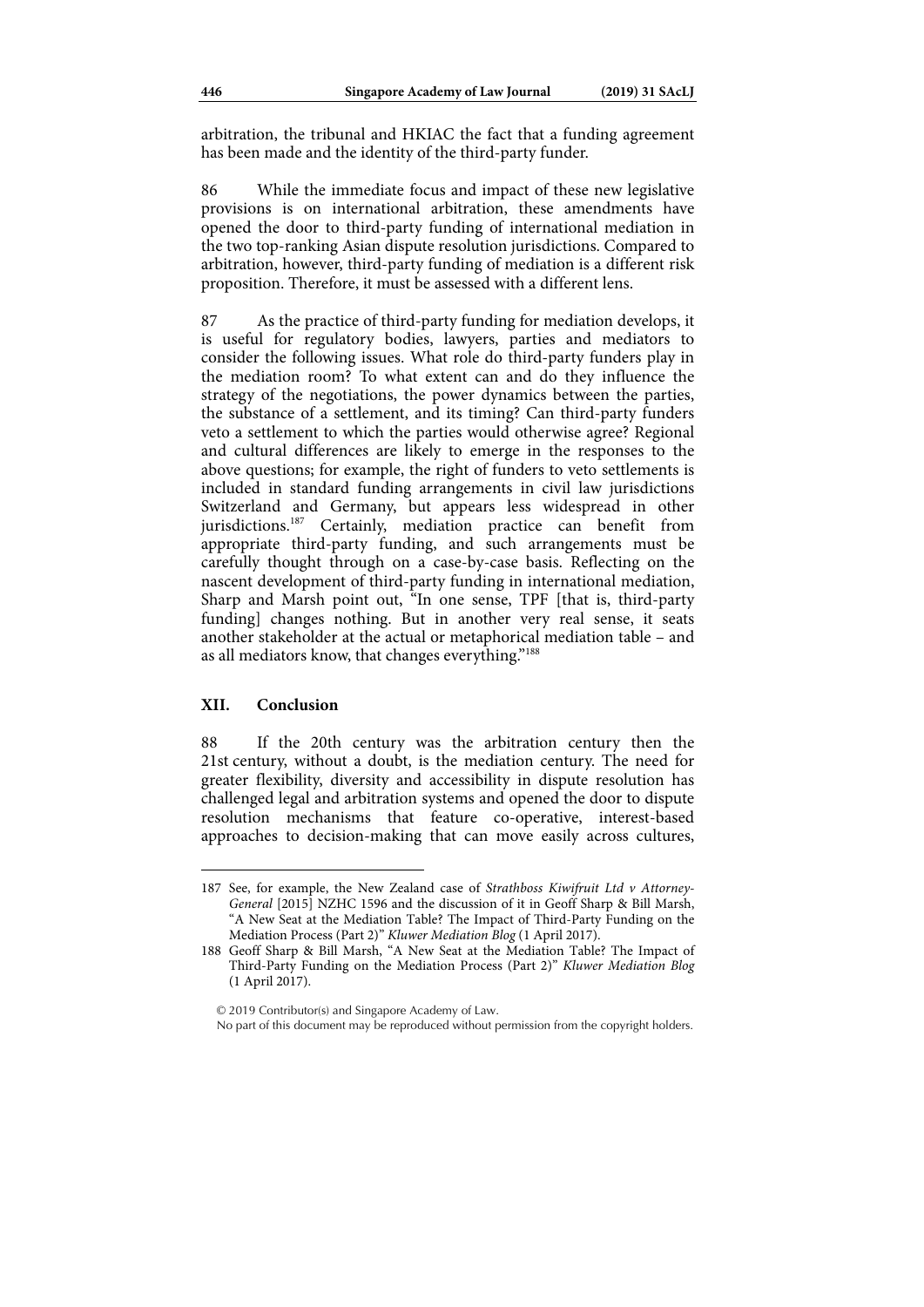arbitration, the tribunal and HKIAC the fact that a funding agreement has been made and the identity of the third-party funder.

86 While the immediate focus and impact of these new legislative provisions is on international arbitration, these amendments have opened the door to third-party funding of international mediation in the two top-ranking Asian dispute resolution jurisdictions. Compared to arbitration, however, third-party funding of mediation is a different risk proposition. Therefore, it must be assessed with a different lens.

87 As the practice of third-party funding for mediation develops, it is useful for regulatory bodies, lawyers, parties and mediators to consider the following issues. What role do third-party funders play in the mediation room? To what extent can and do they influence the strategy of the negotiations, the power dynamics between the parties, the substance of a settlement, and its timing? Can third-party funders veto a settlement to which the parties would otherwise agree? Regional and cultural differences are likely to emerge in the responses to the above questions; for example, the right of funders to veto settlements is included in standard funding arrangements in civil law jurisdictions Switzerland and Germany, but appears less widespread in other jurisdictions.[187] Certainly, mediation practice can benefit from appropriate third-party funding, and such arrangements must be carefully thought through on a case-by-case basis. Reflecting on the nascent development of third-party funding in international mediation, Sharp and Marsh point out, "In one sense, TPF [that is, third-party funding] changes nothing. But in another very real sense, it seats another stakeholder at the actual or metaphorical mediation table – and as all mediators know, that changes everything."[188]

## XII. Conclusion

88 If the 20th century was the arbitration century then the 21st century, without a doubt, is the mediation century. The need for greater flexibility, diversity and accessibility in dispute resolution has challenged legal and arbitration systems and opened the door to dispute resolution mechanisms that feature co-operative, interest-based approaches to decision-making that can move easily across cultures,

---

187 See, for example, the New Zealand case of *Strathboss Kiwifruit Ltd v Attorney-General* [2015] NZHC 1596 and the discussion of it in Geoff Sharp & Bill Marsh, "A New Seat at the Mediation Table? The Impact of Third-Party Funding on the Mediation Process (Part 2)" *Kluwer Mediation Blog* (1 April 2017).

188 Geoff Sharp & Bill Marsh, "A New Seat at the Mediation Table? The Impact of Third-Party Funding on the Mediation Process (Part 2)" *Kluwer Mediation Blog* (1 April 2017).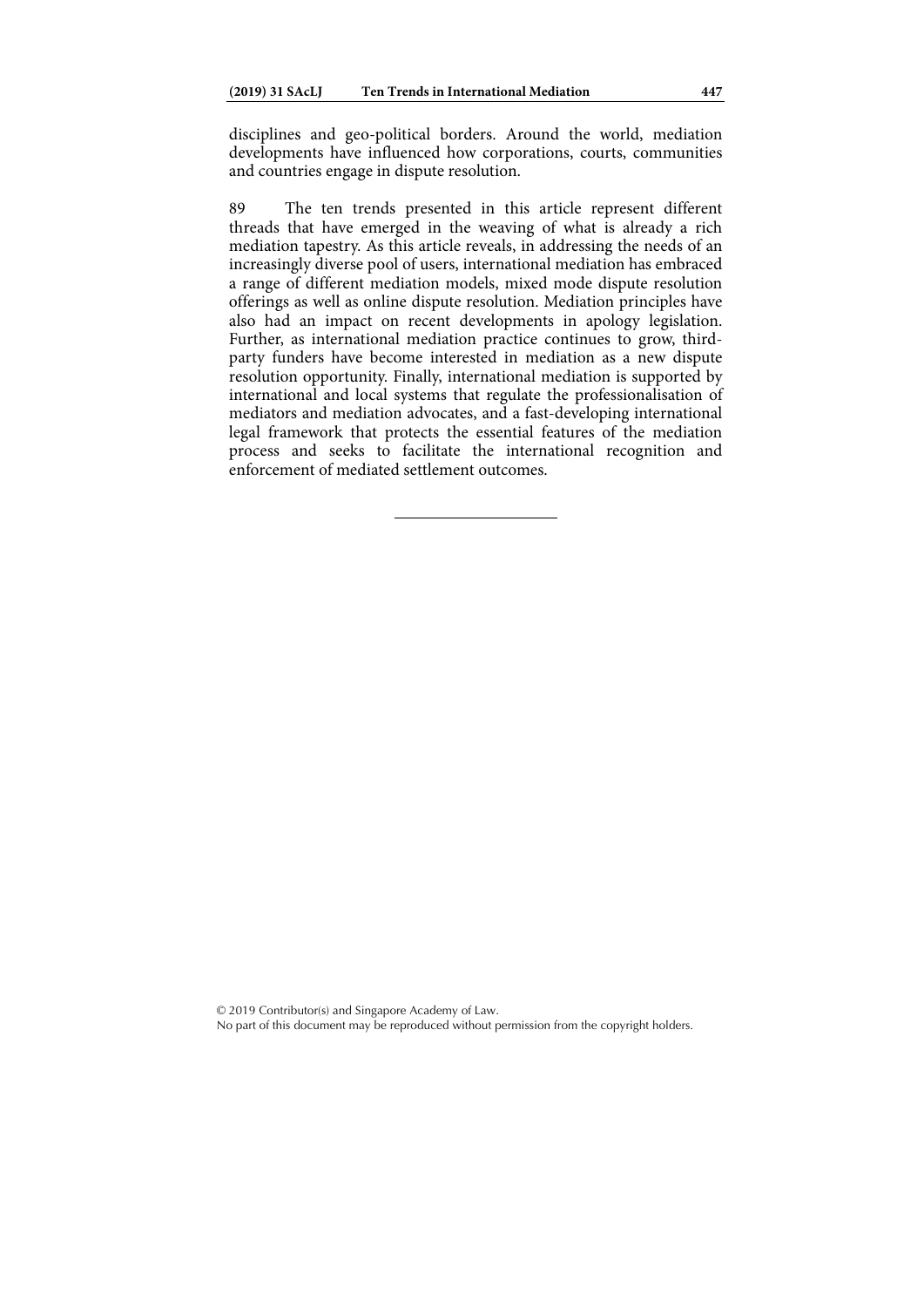disciplines and geo-political borders. Around the world, mediation developments have influenced how corporations, courts, communities and countries engage in dispute resolution.

89 The ten trends presented in this article represent different threads that have emerged in the weaving of what is already a rich mediation tapestry. As this article reveals, in addressing the needs of an increasingly diverse pool of users, international mediation has embraced a range of different mediation models, mixed mode dispute resolution offerings as well as online dispute resolution. Mediation principles have also had an impact on recent developments in apology legislation. Further, as international mediation practice continues to grow, third-party funders have become interested in mediation as a new dispute resolution opportunity. Finally, international mediation is supported by international and local systems that regulate the professionalisation of mediators and mediation advocates, and a fast-developing international legal framework that protects the essential features of the mediation process and seeks to facilitate the international recognition and enforcement of mediated settlement outcomes.

---

© 2019 Contributor(s) and Singapore Academy of Law.
No part of this document may be reproduced without permission from the copyright holders.